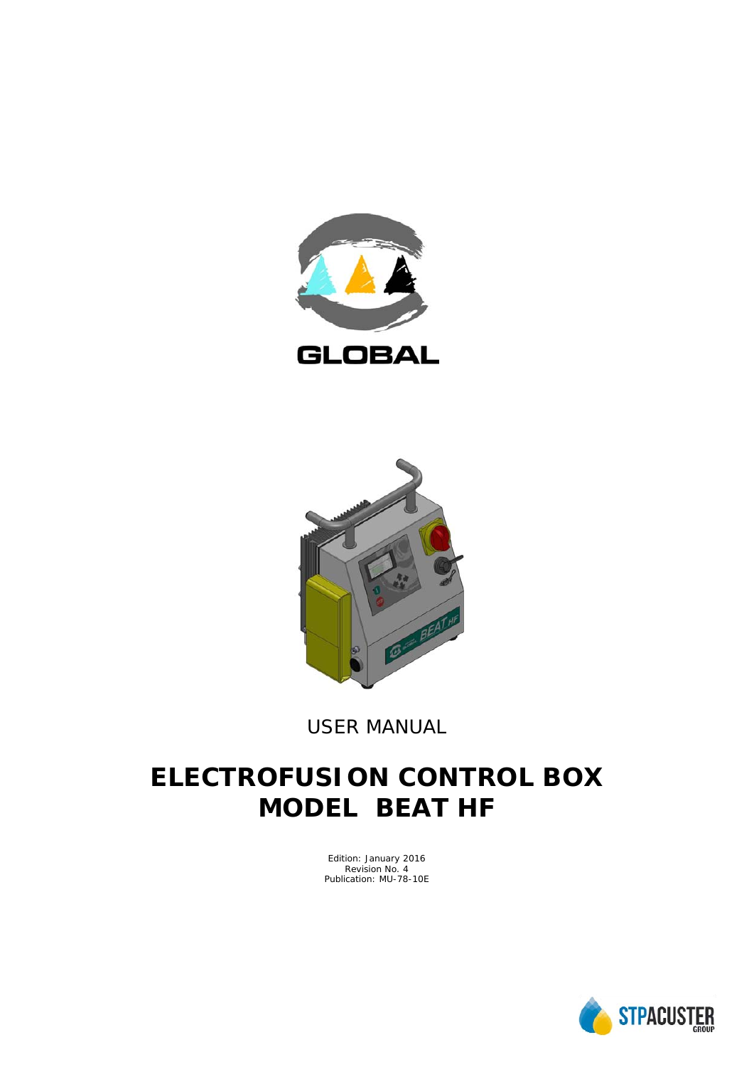GLOBAL

USER MANUAL

# ELECTROFUSION CONTROL BOX
# MODEL BEAT HF

Edition: January 2016
Revision No. 4
Publication: MU-78-10E

STPACUSTER GROUP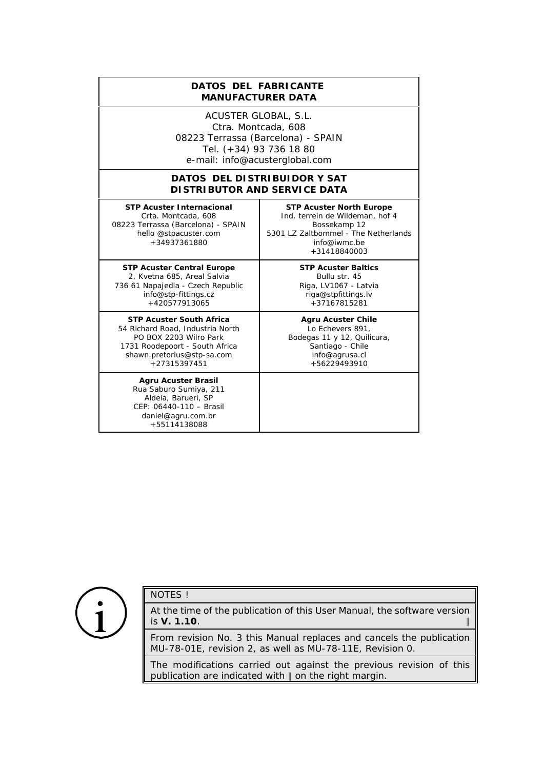| DATOS DEL FABRICANTE<br>MANUFACTURER DATA | |
|---|---|
| ACUSTER GLOBAL, S.L.<br>Ctra. Montcada, 608<br>08223 Terrassa (Barcelona) - SPAIN<br>Tel. (+34) 93 736 18 80<br>e-mail: info@acusterglobal.com | |

| DATOS DEL DISTRIBUIDOR Y SAT<br>DISTRIBUTOR AND SERVICE DATA | |
|---|---|
| **STP Acuster Internacional**<br>Crta. Montcada, 608<br>08223 Terrassa (Barcelona) - SPAIN<br>hello @stpacuster.com<br>+34937361880 | **STP Acuster North Europe**<br>Ind. terrein de Wildeman, hof 4<br>Bossekamp 12<br>5301 LZ Zaltbommel - The Netherlands<br>info@iwmc.be<br>+31418840003 |
| **STP Acuster Central Europe**<br>2, Kvetna 685, Areal Salvia<br>736 61 Napajedla - Czech Republic<br>info@stp-fittings.cz<br>+420577913065 | **STP Acuster Baltics**<br>Bullu str. 45<br>Riga, LV1067 - Latvia<br>riga@stpfittings.lv<br>+37167815281 |
| **STP Acuster South Africa**<br>54 Richard Road, Industria North<br>PO BOX 2203 Wilro Park<br>1731 Roodepoort - South Africa<br>shawn.pretorius@stp-sa.com<br>+27315397451 | **Agru Acuster Chile**<br>Lo Echevers 891,<br>Bodegas 11 y 12, Quilicura,<br>Santiago - Chile<br>info@agrusa.cl<br>+56229493910 |
| **Agru Acuster Brasil**<br>Rua Saburo Sumiya, 211<br>Aldeia, Barueri, SP<br>CEP: 06440-110 – Brasil<br>daniel@agru.com.br<br>+55114138088 | |

| NOTES ! |
|---|
| At the time of the publication of this User Manual, the software version is **V. 1.10**. ‖ |
| From revision No. 3 this Manual replaces and cancels the publication MU-78-01E, revision 2, as well as MU-78-11E, Revision 0. |
| The modifications carried out against the previous revision of this publication are indicated with ‖ on the right margin. |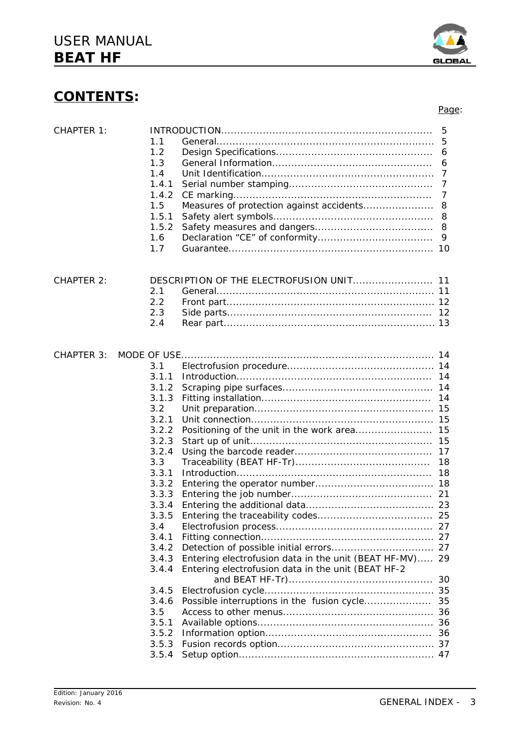## CONTENTS:

| | | | Page: |
|---|---|---|---|
| CHAPTER 1: | | INTRODUCTION | 5 |
| | 1.1 | General | 5 |
| | 1.2 | Design Specifications | 6 |
| | 1.3 | General Information | 6 |
| | 1.4 | Unit Identification | 7 |
| | 1.4.1 | Serial number stamping | 7 |
| | 1.4.2 | CE marking | 7 |
| | 1.5 | Measures of protection against accidents | 8 |
| | 1.5.1 | Safety alert symbols | 8 |
| | 1.5.2 | Safety measures and dangers | 8 |
| | 1.6 | Declaration "CE" of conformity | 9 |
| | 1.7 | Guarantee | 10 |
| CHAPTER 2: | | DESCRIPTION OF THE ELECTROFUSION UNIT | 11 |
| | 2.1 | General | 11 |
| | 2.2 | Front part | 12 |
| | 2.3 | Side parts | 12 |
| | 2.4 | Rear part | 13 |
| CHAPTER 3: | | MODE OF USE | 14 |
| | 3.1 | Electrofusion procedure | 14 |
| | 3.1.1 | Introduction | 14 |
| | 3.1.2 | Scraping pipe surfaces | 14 |
| | 3.1.3 | Fitting installation | 14 |
| | 3.2 | Unit preparation | 15 |
| | 3.2.1 | Unit connection | 15 |
| | 3.2.2 | Positioning of the unit in the work area | 15 |
| | 3.2.3 | Start up of unit | 15 |
| | 3.2.4 | Using the barcode reader | 17 |
| | 3.3 | Traceability (BEAT HF-Tr) | 18 |
| | 3.3.1 | Introduction | 18 |
| | 3.3.2 | Entering the operator number | 18 |
| | 3.3.3 | Entering the job number | 21 |
| | 3.3.4 | Entering the additional data | 23 |
| | 3.3.5 | Entering the traceability codes | 25 |
| | 3.4 | Electrofusion process | 27 |
| | 3.4.1 | Fitting connection | 27 |
| | 3.4.2 | Detection of possible initial errors | 27 |
| | 3.4.3 | Entering electrofusion data in the unit (BEAT HF-MV) | 29 |
| | 3.4.4 | Entering electrofusion data in the unit (BEAT HF-2 and BEAT HF-Tr) | 30 |
| | 3.4.5 | Electrofusion cycle | 35 |
| | 3.4.6 | Possible interruptions in the fusion cycle | 35 |
| | 3.5 | Access to other menus | 36 |
| | 3.5.1 | Available options | 36 |
| | 3.5.2 | Information option | 36 |
| | 3.5.3 | Fusion records option | 37 |
| | 3.5.4 | Setup option | 47 |

Edition: January 2016
Revision: No. 4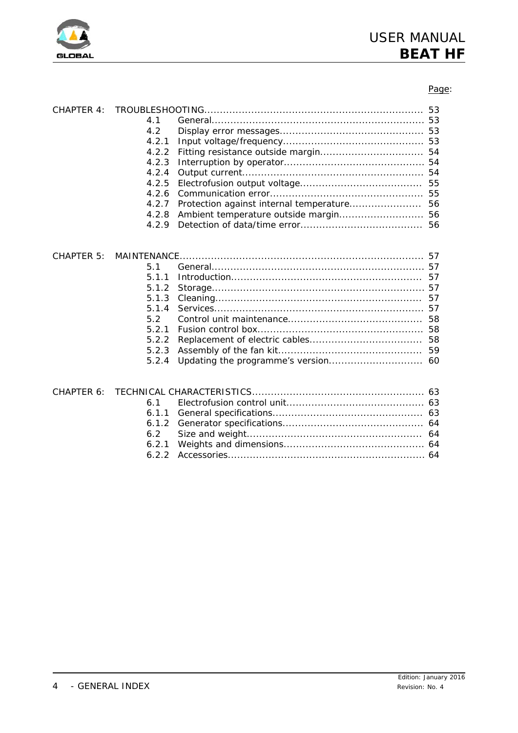Page:

| | | | |
|---|---|---|---|
| CHAPTER 4: | TROUBLESHOOTING | | 53 |
| | 4.1 | General | 53 |
| | 4.2 | Display error messages | 53 |
| | 4.2.1 | Input voltage/frequency | 53 |
| | 4.2.2 | Fitting resistance outside margin | 54 |
| | 4.2.3 | Interruption by operator | 54 |
| | 4.2.4 | Output current | 54 |
| | 4.2.5 | Electrofusion output voltage | 55 |
| | 4.2.6 | Communication error | 55 |
| | 4.2.7 | Protection against internal temperature | 56 |
| | 4.2.8 | Ambient temperature outside margin | 56 |
| | 4.2.9 | Detection of data/time error | 56 |
| CHAPTER 5: | MAINTENANCE | | 57 |
| | 5.1 | General | 57 |
| | 5.1.1 | Introduction | 57 |
| | 5.1.2 | Storage | 57 |
| | 5.1.3 | Cleaning | 57 |
| | 5.1.4 | Services | 57 |
| | 5.2 | Control unit maintenance | 58 |
| | 5.2.1 | Fusion control box | 58 |
| | 5.2.2 | Replacement of electric cables | 58 |
| | 5.2.3 | Assembly of the fan kit | 59 |
| | 5.2.4 | Updating the programme's version | 60 |
| CHAPTER 6: | TECHNICAL CHARACTERISTICS | | 63 |
| | 6.1 | Electrofusion control unit | 63 |
| | 6.1.1 | General specifications | 63 |
| | 6.1.2 | Generator specifications | 64 |
| | 6.2 | Size and weight | 64 |
| | 6.2.1 | Weights and dimensions | 64 |
| | 6.2.2 | Accessories | 64 |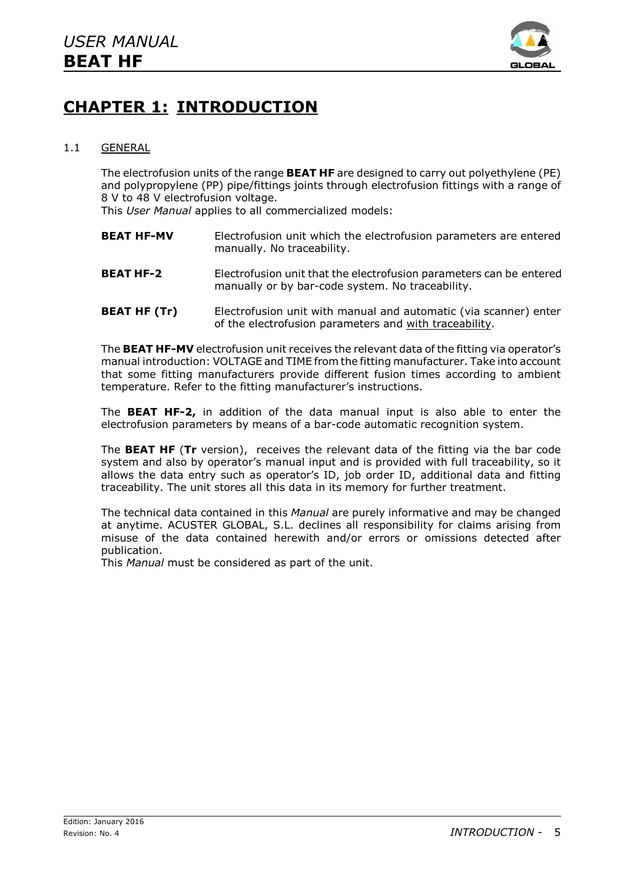# CHAPTER 1: INTRODUCTION

## 1.1 GENERAL

The electrofusion units of the range **BEAT HF** are designed to carry out polyethylene (PE) and polypropylene (PP) pipe/fittings joints through electrofusion fittings with a range of 8 V to 48 V electrofusion voltage.
This *User Manual* applies to all commercialized models:

**BEAT HF-MV** Electrofusion unit which the electrofusion parameters are entered manually. No traceability.

**BEAT HF-2** Electrofusion unit that the electrofusion parameters can be entered manually or by bar-code system. No traceability.

**BEAT HF (Tr)** Electrofusion unit with manual and automatic (via scanner) enter of the electrofusion parameters and with traceability.

The **BEAT HF-MV** electrofusion unit receives the relevant data of the fitting via operator's manual introduction: VOLTAGE and TIME from the fitting manufacturer. Take into account that some fitting manufacturers provide different fusion times according to ambient temperature. Refer to the fitting manufacturer's instructions.

The **BEAT HF-2,** in addition of the data manual input is also able to enter the electrofusion parameters by means of a bar-code automatic recognition system.

The **BEAT HF** (**Tr** version), receives the relevant data of the fitting via the bar code system and also by operator's manual input and is provided with full traceability, so it allows the data entry such as operator's ID, job order ID, additional data and fitting traceability. The unit stores all this data in its memory for further treatment.

The technical data contained in this *Manual* are purely informative and may be changed at anytime. ACUSTER GLOBAL, S.L. declines all responsibility for claims arising from misuse of the data contained herewith and/or errors or omissions detected after publication.
This *Manual* must be considered as part of the unit.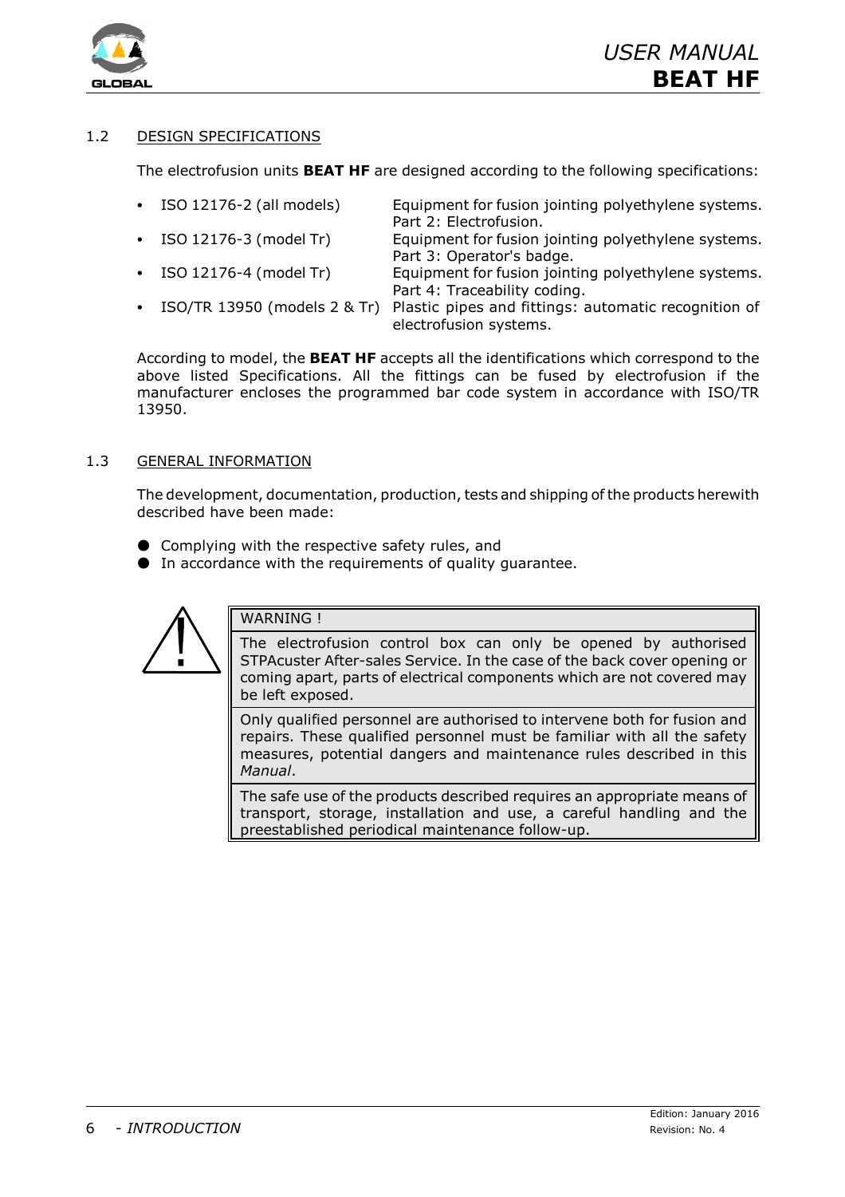## 1.2 DESIGN SPECIFICATIONS

The electrofusion units **BEAT HF** are designed according to the following specifications:

- ISO 12176-2 (all models) — Equipment for fusion jointing polyethylene systems. Part 2: Electrofusion.
- ISO 12176-3 (model Tr) — Equipment for fusion jointing polyethylene systems. Part 3: Operator's badge.
- ISO 12176-4 (model Tr) — Equipment for fusion jointing polyethylene systems. Part 4: Traceability coding.
- ISO/TR 13950 (models 2 & Tr) — Plastic pipes and fittings: automatic recognition of electrofusion systems.

According to model, the **BEAT HF** accepts all the identifications which correspond to the above listed Specifications. All the fittings can be fused by electrofusion if the manufacturer encloses the programmed bar code system in accordance with ISO/TR 13950.

## 1.3 GENERAL INFORMATION

The development, documentation, production, tests and shipping of the products herewith described have been made:

- Complying with the respective safety rules, and
- In accordance with the requirements of quality guarantee.

> **WARNING !**
>
> The electrofusion control box can only be opened by authorised STPAcuster After-sales Service. In the case of the back cover opening or coming apart, parts of electrical components which are not covered may be left exposed.
>
> Only qualified personnel are authorised to intervene both for fusion and repairs. These qualified personnel must be familiar with all the safety measures, potential dangers and maintenance rules described in this *Manual*.
>
> The safe use of the products described requires an appropriate means of transport, storage, installation and use, a careful handling and the preestablished periodical maintenance follow-up.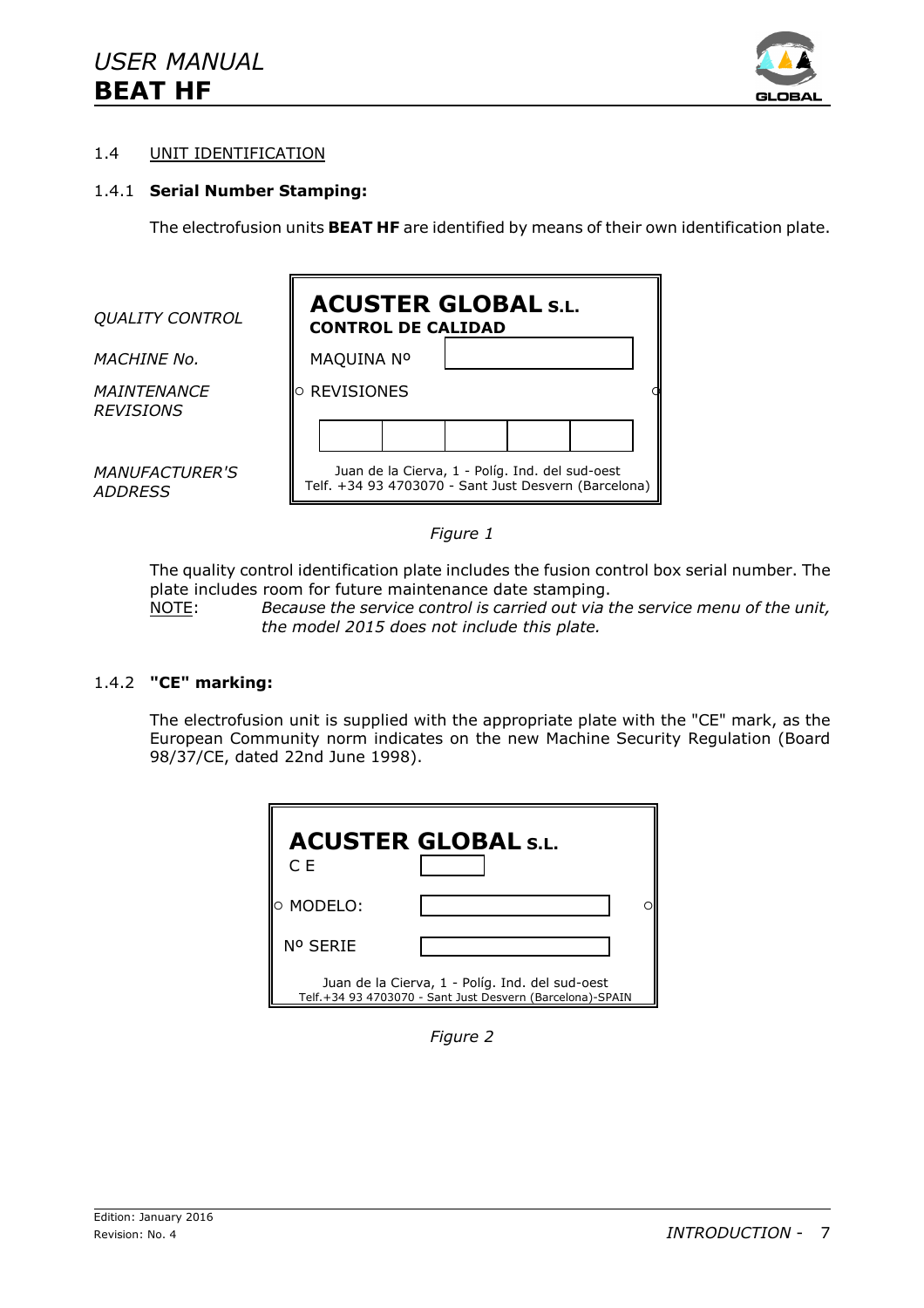### 1.4 UNIT IDENTIFICATION

#### 1.4.1 Serial Number Stamping:

The electrofusion units **BEAT HF** are identified by means of their own identification plate.

| | |
|---|---|
| *QUALITY CONTROL* | **ACUSTER GLOBAL S.L.** **CONTROL DE CALIDAD** |
| *MACHINE No.* | MAQUINA Nº |
| *MAINTENANCE REVISIONS* | REVISIONES |
| *MANUFACTURER'S ADDRESS* | Juan de la Cierva, 1 - Políg. Ind. del sud-oest Telf. +34 93 4703070 - Sant Just Desvern (Barcelona) |

*Figure 1*

The quality control identification plate includes the fusion control box serial number. The plate includes room for future maintenance date stamping.

NOTE: *Because the service control is carried out via the service menu of the unit, the model 2015 does not include this plate.*

#### 1.4.2 "CE" marking:

The electrofusion unit is supplied with the appropriate plate with the "CE" mark, as the European Community norm indicates on the new Machine Security Regulation (Board 98/37/CE, dated 22nd June 1998).

**ACUSTER GLOBAL S.L.**

C E

MODELO:

Nº SERIE

Juan de la Cierva, 1 - Políg. Ind. del sud-oest
Telf.+34 93 4703070 - Sant Just Desvern (Barcelona)-SPAIN

*Figure 2*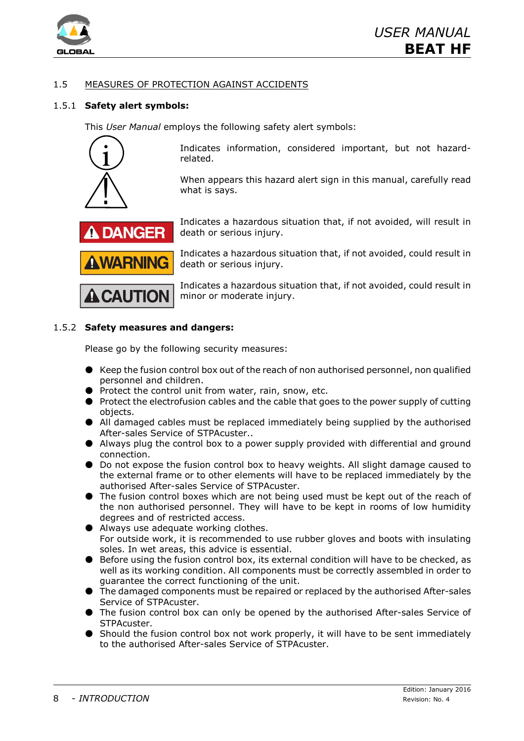## 1.5 MEASURES OF PROTECTION AGAINST ACCIDENTS

### 1.5.1 Safety alert symbols:

This *User Manual* employs the following safety alert symbols:

Indicates information, considered important, but not hazard-related.

When appears this hazard alert sign in this manual, carefully read what is says.

**DANGER** Indicates a hazardous situation that, if not avoided, will result in death or serious injury.

**WARNING** Indicates a hazardous situation that, if not avoided, could result in death or serious injury.

**CAUTION** Indicates a hazardous situation that, if not avoided, could result in minor or moderate injury.

### 1.5.2 Safety measures and dangers:

Please go by the following security measures:

- Keep the fusion control box out of the reach of non authorised personnel, non qualified personnel and children.
- Protect the control unit from water, rain, snow, etc.
- Protect the electrofusion cables and the cable that goes to the power supply of cutting objects.
- All damaged cables must be replaced immediately being supplied by the authorised After-sales Service of STPAcuster..
- Always plug the control box to a power supply provided with differential and ground connection.
- Do not expose the fusion control box to heavy weights. All slight damage caused to the external frame or to other elements will have to be replaced immediately by the authorised After-sales Service of STPAcuster.
- The fusion control boxes which are not being used must be kept out of the reach of the non authorised personnel. They will have to be kept in rooms of low humidity degrees and of restricted access.
- Always use adequate working clothes.
  For outside work, it is recommended to use rubber gloves and boots with insulating soles. In wet areas, this advice is essential.
- Before using the fusion control box, its external condition will have to be checked, as well as its working condition. All components must be correctly assembled in order to guarantee the correct functioning of the unit.
- The damaged components must be repaired or replaced by the authorised After-sales Service of STPAcuster.
- The fusion control box can only be opened by the authorised After-sales Service of STPAcuster.
- Should the fusion control box not work properly, it will have to be sent immediately to the authorised After-sales Service of STPAcuster.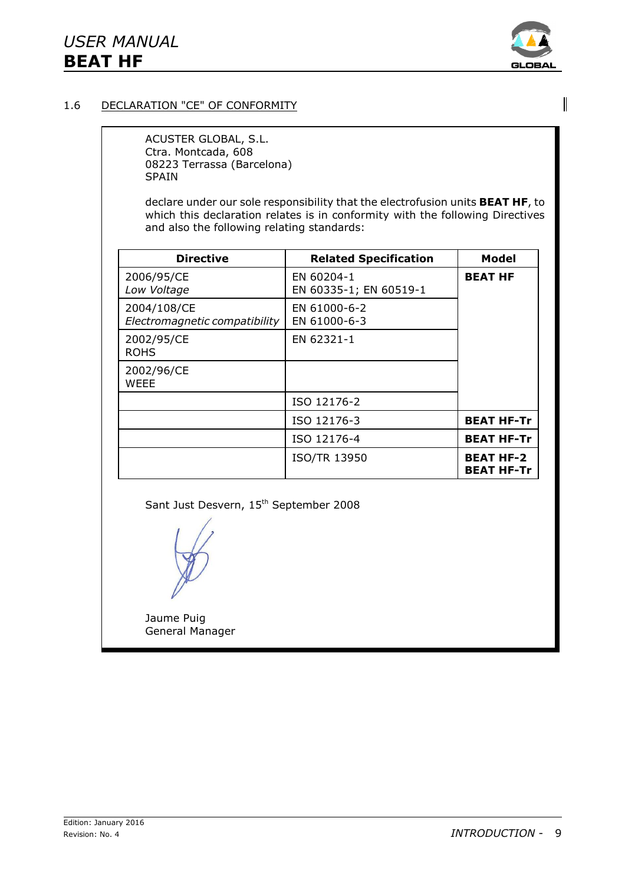## 1.6 DECLARATION "CE" OF CONFORMITY

ACUSTER GLOBAL, S.L.
Ctra. Montcada, 608
08223 Terrassa (Barcelona)
SPAIN

declare under our sole responsibility that the electrofusion units **BEAT HF**, to which this declaration relates is in conformity with the following Directives and also the following relating standards:

| Directive | Related Specification | Model |
|---|---|---|
| 2006/95/CE *Low Voltage* | EN 60204-1 EN 60335-1; EN 60519-1 | **BEAT HF** |
| 2004/108/CE *Electromagnetic compatibility* | EN 61000-6-2 EN 61000-6-3 | |
| 2002/95/CE ROHS | EN 62321-1 | |
| 2002/96/CE WEEE | | |
| | ISO 12176-2 | |
| | ISO 12176-3 | **BEAT HF-Tr** |
| | ISO 12176-4 | **BEAT HF-Tr** |
| | ISO/TR 13950 | **BEAT HF-2** **BEAT HF-Tr** |

Sant Just Desvern, 15th September 2008

Jaume Puig
General Manager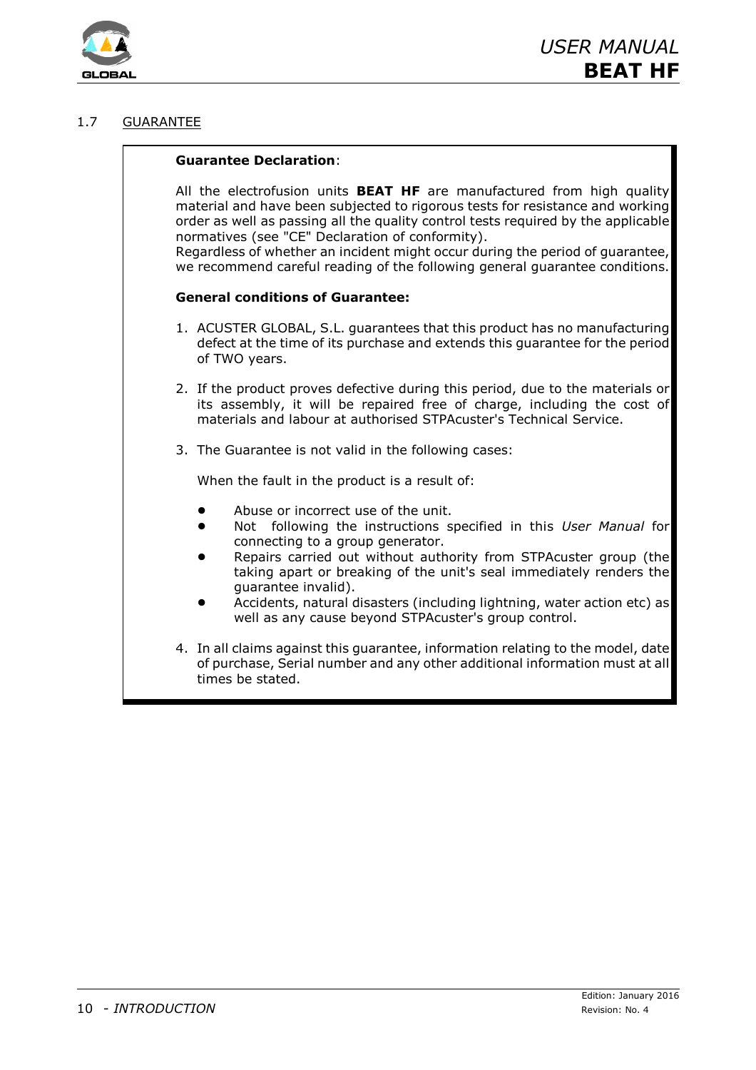## 1.7 GUARANTEE

**Guarantee Declaration**:

All the electrofusion units **BEAT HF** are manufactured from high quality material and have been subjected to rigorous tests for resistance and working order as well as passing all the quality control tests required by the applicable normatives (see "CE" Declaration of conformity).
Regardless of whether an incident might occur during the period of guarantee, we recommend careful reading of the following general guarantee conditions.

**General conditions of Guarantee:**

1. ACUSTER GLOBAL, S.L. guarantees that this product has no manufacturing defect at the time of its purchase and extends this guarantee for the period of TWO years.

2. If the product proves defective during this period, due to the materials or its assembly, it will be repaired free of charge, including the cost of materials and labour at authorised STPAcuster's Technical Service.

3. The Guarantee is not valid in the following cases:

   When the fault in the product is a result of:

   - Abuse or incorrect use of the unit.
   - Not following the instructions specified in this *User Manual* for connecting to a group generator.
   - Repairs carried out without authority from STPAcuster group (the taking apart or breaking of the unit's seal immediately renders the guarantee invalid).
   - Accidents, natural disasters (including lightning, water action etc) as well as any cause beyond STPAcuster's group control.

4. In all claims against this guarantee, information relating to the model, date of purchase, Serial number and any other additional information must at all times be stated.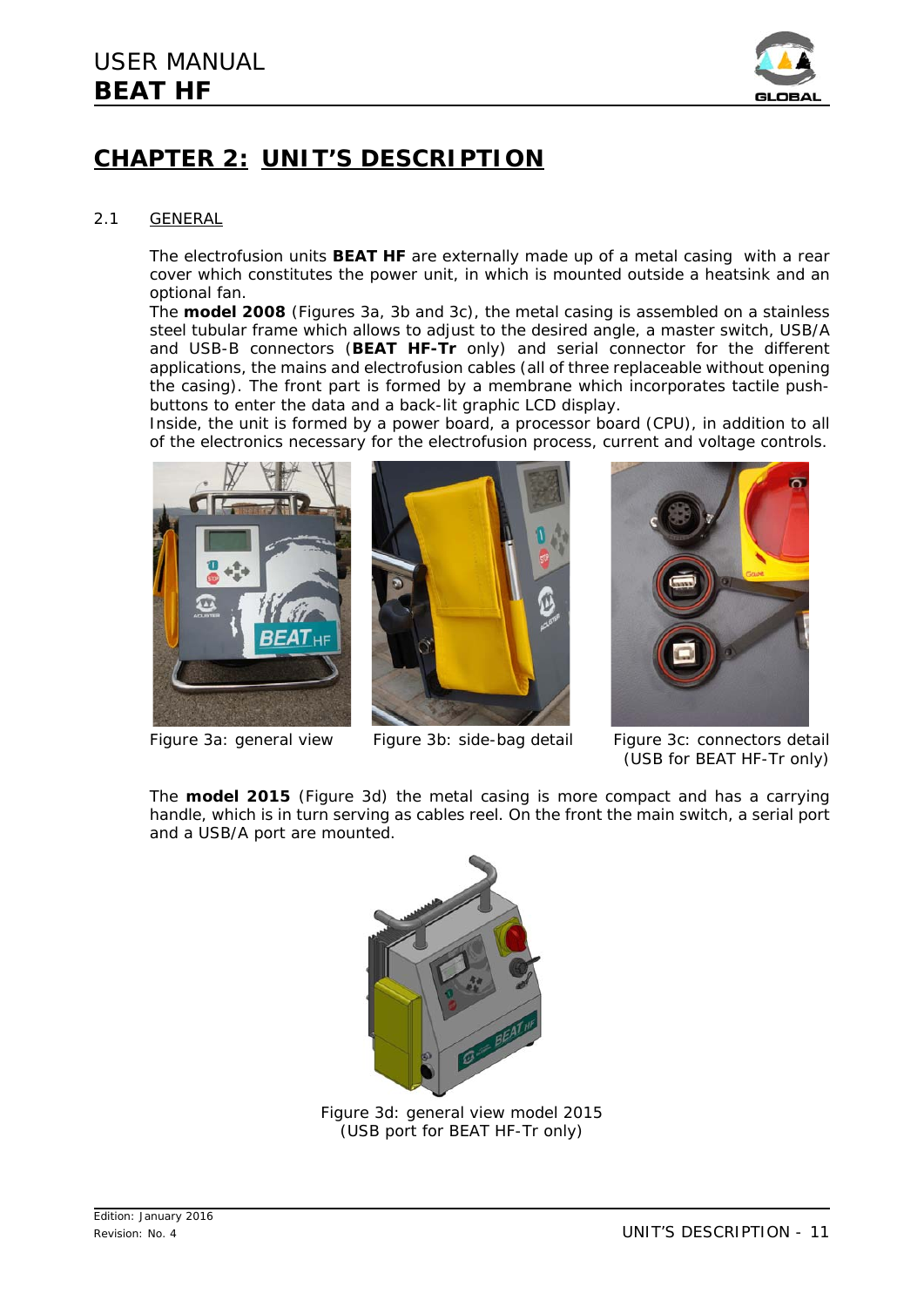# CHAPTER 2: UNIT'S DESCRIPTION

## 2.1 GENERAL

The electrofusion units **BEAT HF** are externally made up of a metal casing with a rear cover which constitutes the power unit, in which is mounted outside a heatsink and an optional fan.

The **model 2008** (Figures 3a, 3b and 3c), the metal casing is assembled on a stainless steel tubular frame which allows to adjust to the desired angle, a master switch, USB/A and USB-B connectors (**BEAT HF-Tr** only) and serial connector for the different applications, the mains and electrofusion cables (all of three replaceable without opening the casing). The front part is formed by a membrane which incorporates tactile push-buttons to enter the data and a back-lit graphic LCD display.

Inside, the unit is formed by a power board, a processor board (CPU), in addition to all of the electronics necessary for the electrofusion process, current and voltage controls.

Figure 3a: general view

Figure 3b: side-bag detail

Figure 3c: connectors detail (USB for BEAT HF-Tr only)

The **model 2015** (Figure 3d) the metal casing is more compact and has a carrying handle, which is in turn serving as cables reel. On the front the main switch, a serial port and a USB/A port are mounted.

Figure 3d: general view model 2015 (USB port for BEAT HF-Tr only)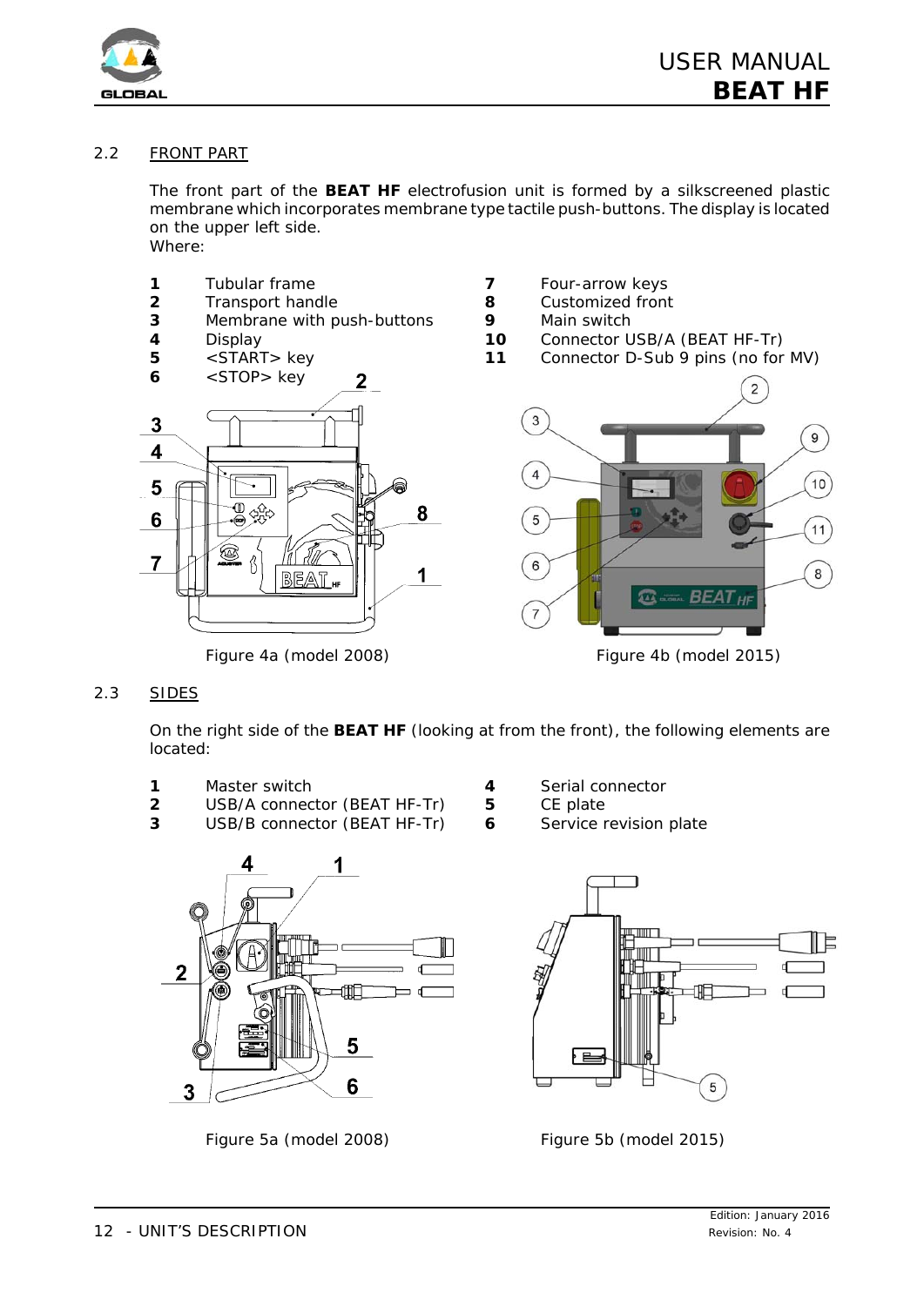## 2.2 FRONT PART

The front part of the **BEAT HF** electrofusion unit is formed by a silkscreened plastic membrane which incorporates membrane type tactile push-buttons. The display is located on the upper left side.
Where:

| | | | |
|---|---|---|---|
| **1** | Tubular frame | **7** | Four-arrow keys |
| **2** | Transport handle | **8** | Customized front |
| **3** | Membrane with push-buttons | **9** | Main switch |
| **4** | Display | **10** | Connector USB/A (BEAT HF-Tr) |
| **5** | <START> key | **11** | Connector D-Sub 9 pins (no for MV) |
| **6** | <STOP> key | | |

Figure 4a (model 2008)

Figure 4b (model 2015)

## 2.3 SIDES

On the right side of the **BEAT HF** (looking at from the front), the following elements are located:

| | | | |
|---|---|---|---|
| **1** | Master switch | **4** | Serial connector |
| **2** | USB/A connector (BEAT HF-Tr) | **5** | CE plate |
| **3** | USB/B connector (BEAT HF-Tr) | **6** | Service revision plate |

Figure 5a (model 2008)

Figure 5b (model 2015)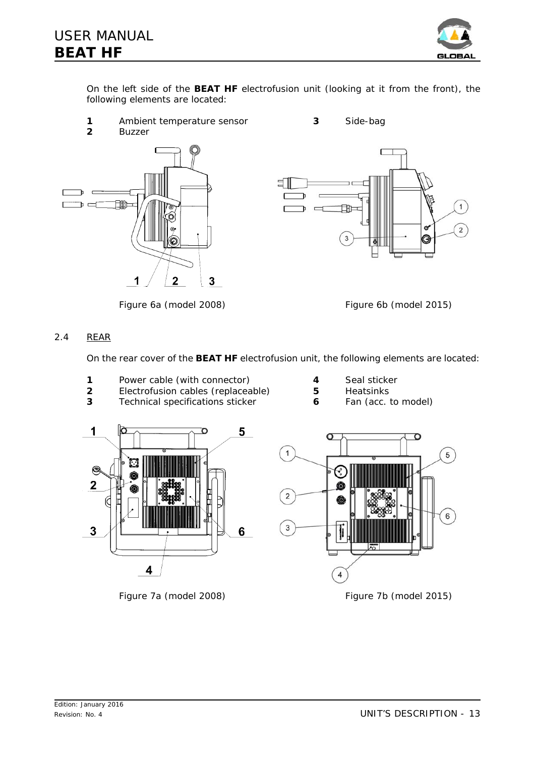On the left side of the **BEAT HF** electrofusion unit (looking at it from the front), the following elements are located:

- **1** Ambient temperature sensor
- **2** Buzzer
- **3** Side-bag

Figure 6a (model 2008)

Figure 6b (model 2015)

## 2.4 REAR

On the rear cover of the **BEAT HF** electrofusion unit, the following elements are located:

- **1** Power cable (with connector)
- **2** Electrofusion cables (replaceable)
- **3** Technical specifications sticker
- **4** Seal sticker
- **5** Heatsinks
- **6** Fan (acc. to model)

Figure 7a (model 2008)

Figure 7b (model 2015)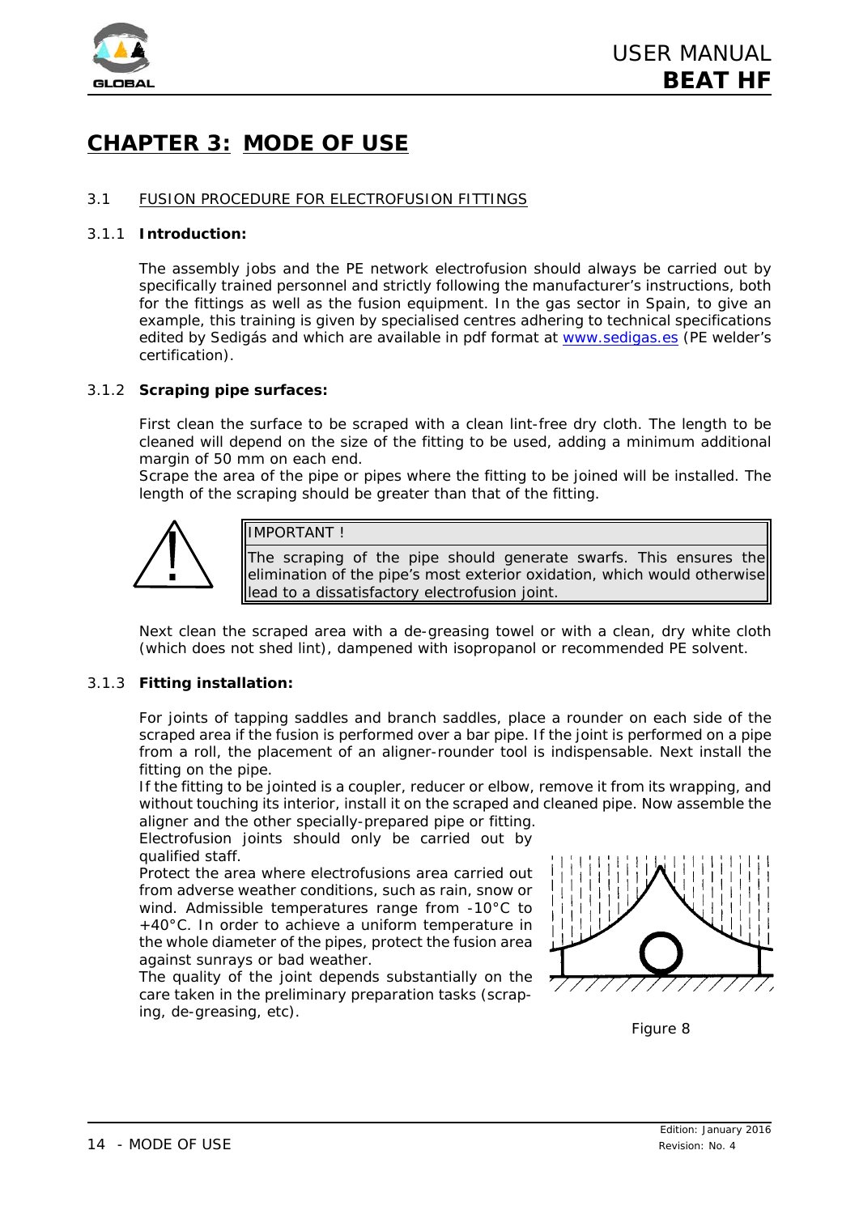# CHAPTER 3: MODE OF USE

## 3.1 FUSION PROCEDURE FOR ELECTROFUSION FITTINGS

### 3.1.1 Introduction:

The assembly jobs and the PE network electrofusion should always be carried out by specifically trained personnel and strictly following the manufacturer's instructions, both for the fittings as well as the fusion equipment. In the gas sector in Spain, to give an example, this training is given by specialised centres adhering to technical specifications edited by Sedigás and which are available in pdf format at www.sedigas.es (PE welder's certification).

### 3.1.2 Scraping pipe surfaces:

First clean the surface to be scraped with a clean lint-free dry cloth. The length to be cleaned will depend on the size of the fitting to be used, adding a minimum additional margin of 50 mm on each end.

Scrape the area of the pipe or pipes where the fitting to be joined will be installed. The length of the scraping should be greater than that of the fitting.

| IMPORTANT ! |
| --- |
| The scraping of the pipe should generate swarfs. This ensures the elimination of the pipe's most exterior oxidation, which would otherwise lead to a dissatisfactory electrofusion joint. |

Next clean the scraped area with a de-greasing towel or with a clean, dry white cloth (which does not shed lint), dampened with isopropanol or recommended PE solvent.

### 3.1.3 Fitting installation:

For joints of tapping saddles and branch saddles, place a rounder on each side of the scraped area if the fusion is performed over a bar pipe. If the joint is performed on a pipe from a roll, the placement of an aligner-rounder tool is indispensable. Next install the fitting on the pipe.

If the fitting to be jointed is a coupler, reducer or elbow, remove it from its wrapping, and without touching its interior, install it on the scraped and cleaned pipe. Now assemble the aligner and the other specially-prepared pipe or fitting.

Electrofusion joints should only be carried out by qualified staff.

Protect the area where electrofusions area carried out from adverse weather conditions, such as rain, snow or wind. Admissible temperatures range from -10°C to +40°C. In order to achieve a uniform temperature in the whole diameter of the pipes, protect the fusion area against sunrays or bad weather.

The quality of the joint depends substantially on the care taken in the preliminary preparation tasks (scraping, de-greasing, etc).

Figure 8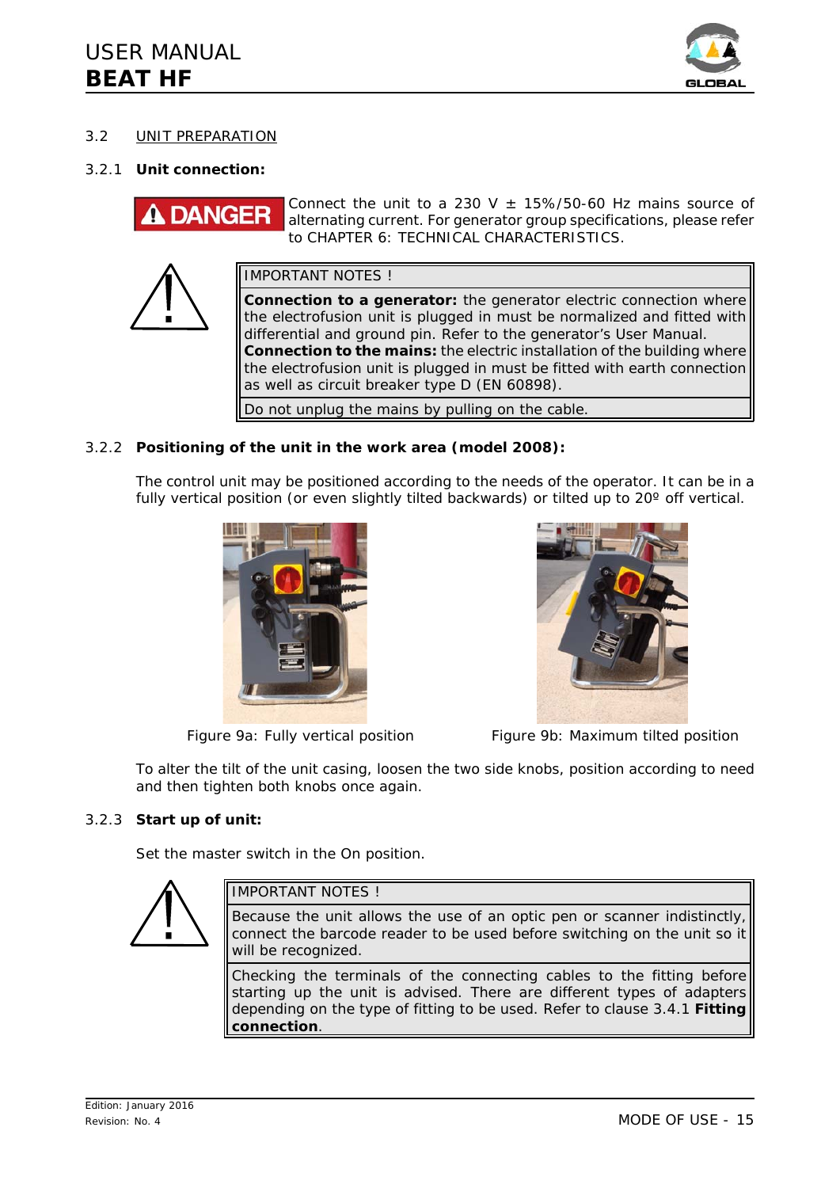## 3.2 UNIT PREPARATION

### 3.2.1 Unit connection:

**DANGER** Connect the unit to a 230 V ± 15%/50-60 Hz mains source of alternating current. For generator group specifications, please refer to CHAPTER 6: TECHNICAL CHARACTERISTICS.

| IMPORTANT NOTES ! |
| --- |
| **Connection to a generator:** the generator electric connection where the electrofusion unit is plugged in must be normalized and fitted with differential and ground pin. Refer to the generator's User Manual. **Connection to the mains:** the electric installation of the building where the electrofusion unit is plugged in must be fitted with earth connection as well as circuit breaker type D (EN 60898). |
| Do not unplug the mains by pulling on the cable. |

### 3.2.2 Positioning of the unit in the work area (model 2008):

The control unit may be positioned according to the needs of the operator. It can be in a fully vertical position (or even slightly tilted backwards) or tilted up to 20º off vertical.

Figure 9a: Fully vertical position

Figure 9b: Maximum tilted position

To alter the tilt of the unit casing, loosen the two side knobs, position according to need and then tighten both knobs once again.

### 3.2.3 Start up of unit:

Set the master switch in the On position.

| IMPORTANT NOTES ! |
| --- |
| Because the unit allows the use of an optic pen or scanner indistinctly, connect the barcode reader to be used before switching on the unit so it will be recognized. |
| Checking the terminals of the connecting cables to the fitting before starting up the unit is advised. There are different types of adapters depending on the type of fitting to be used. Refer to clause 3.4.1 **Fitting connection**. |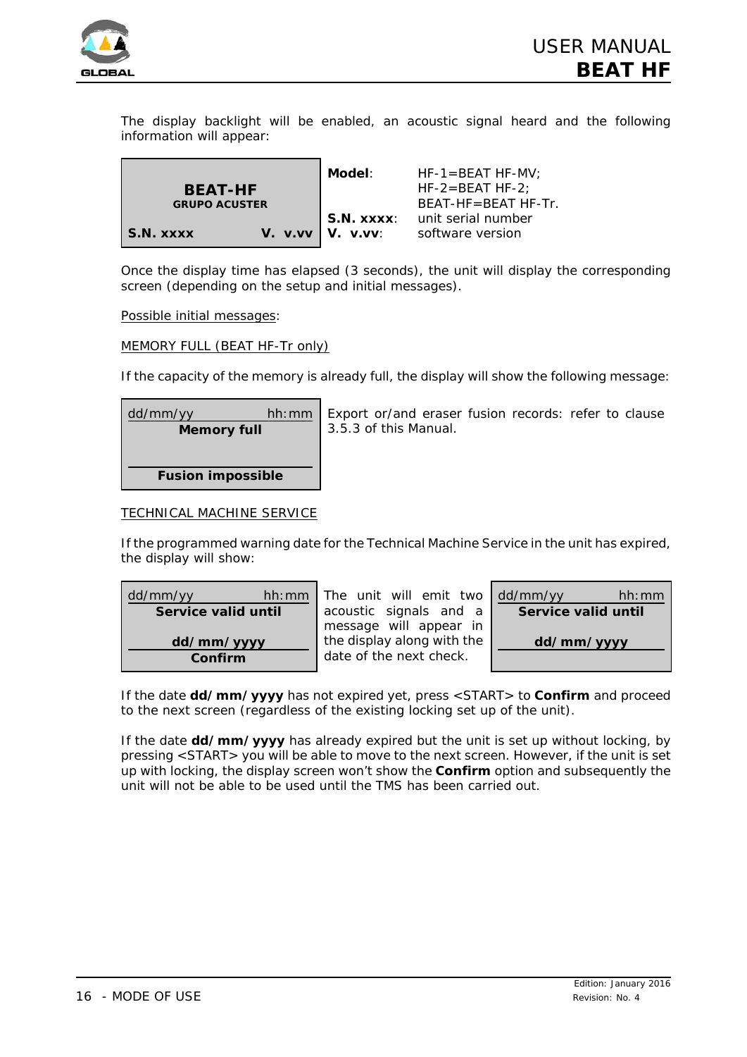The display backlight will be enabled, an acoustic signal heard and the following information will appear:

| Display | | Field | Description |
|---|---|---|---|
| **BEAT-HF** **GRUPO ACUSTER** | | **Model**: | HF-1=BEAT HF-MV; HF-2=BEAT HF-2; BEAT-HF=BEAT HF-Tr. |
| **S.N. xxxx** | **V. v.vv** | **S.N. xxxx**: | unit serial number |
| | | **V. v.vv**: | software version |

Once the display time has elapsed (3 seconds), the unit will display the corresponding screen (depending on the setup and initial messages).

Possible initial messages:

MEMORY FULL (BEAT HF-Tr only)

If the capacity of the memory is already full, the display will show the following message:

| dd/mm/yy | hh:mm |
|---|---|
| **Memory full** | |
| **Fusion impossible** | |

Export or/and eraser fusion records: refer to clause 3.5.3 of this Manual.

TECHNICAL MACHINE SERVICE

If the programmed warning date for the Technical Machine Service in the unit has expired, the display will show:

| dd/mm/yy | hh:mm |
|---|---|
| **Service valid until** | |
| **dd/mm/yyyy** | |
| **Confirm** | |

The unit will emit two acoustic signals and a message will appear in the display along with the date of the next check.

| dd/mm/yy | hh:mm |
|---|---|
| **Service valid until** | |
| **dd/mm/yyyy** | |

If the date **dd/mm/yyyy** has not expired yet, press <START> to **Confirm** and proceed to the next screen (regardless of the existing locking set up of the unit).

If the date **dd/mm/yyyy** has already expired but the unit is set up without locking, by pressing <START> you will be able to move to the next screen. However, if the unit is set up with locking, the display screen won't show the **Confirm** option and subsequently the unit will not be able to be used until the TMS has been carried out.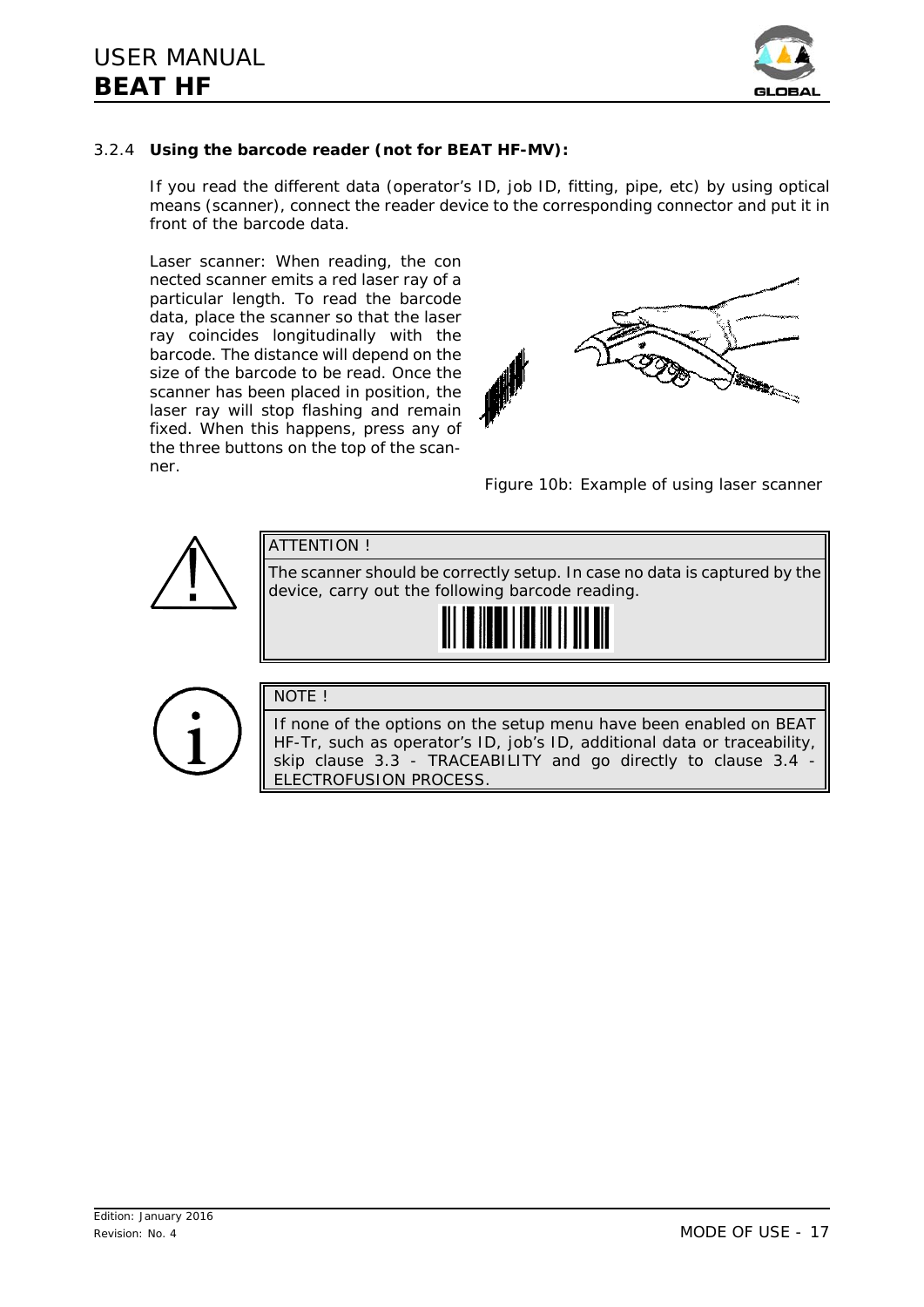### 3.2.4 **Using the barcode reader (not for BEAT HF-MV):**

If you read the different data (operator's ID, job ID, fitting, pipe, etc) by using optical means (scanner), connect the reader device to the corresponding connector and put it in front of the barcode data.

Laser scanner: When reading, the connected scanner emits a red laser ray of a particular length. To read the barcode data, place the scanner so that the laser ray coincides longitudinally with the barcode. The distance will depend on the size of the barcode to be read. Once the scanner has been placed in position, the laser ray will stop flashing and remain fixed. When this happens, press any of the three buttons on the top of the scanner.

Figure 10b: Example of using laser scanner

> ATTENTION !
>
> The scanner should be correctly setup. In case no data is captured by the device, carry out the following barcode reading.

> NOTE !
>
> If none of the options on the setup menu have been enabled on BEAT HF-Tr, such as operator's ID, job's ID, additional data or traceability, skip clause 3.3 - TRACEABILITY and go directly to clause 3.4 - ELECTROFUSION PROCESS.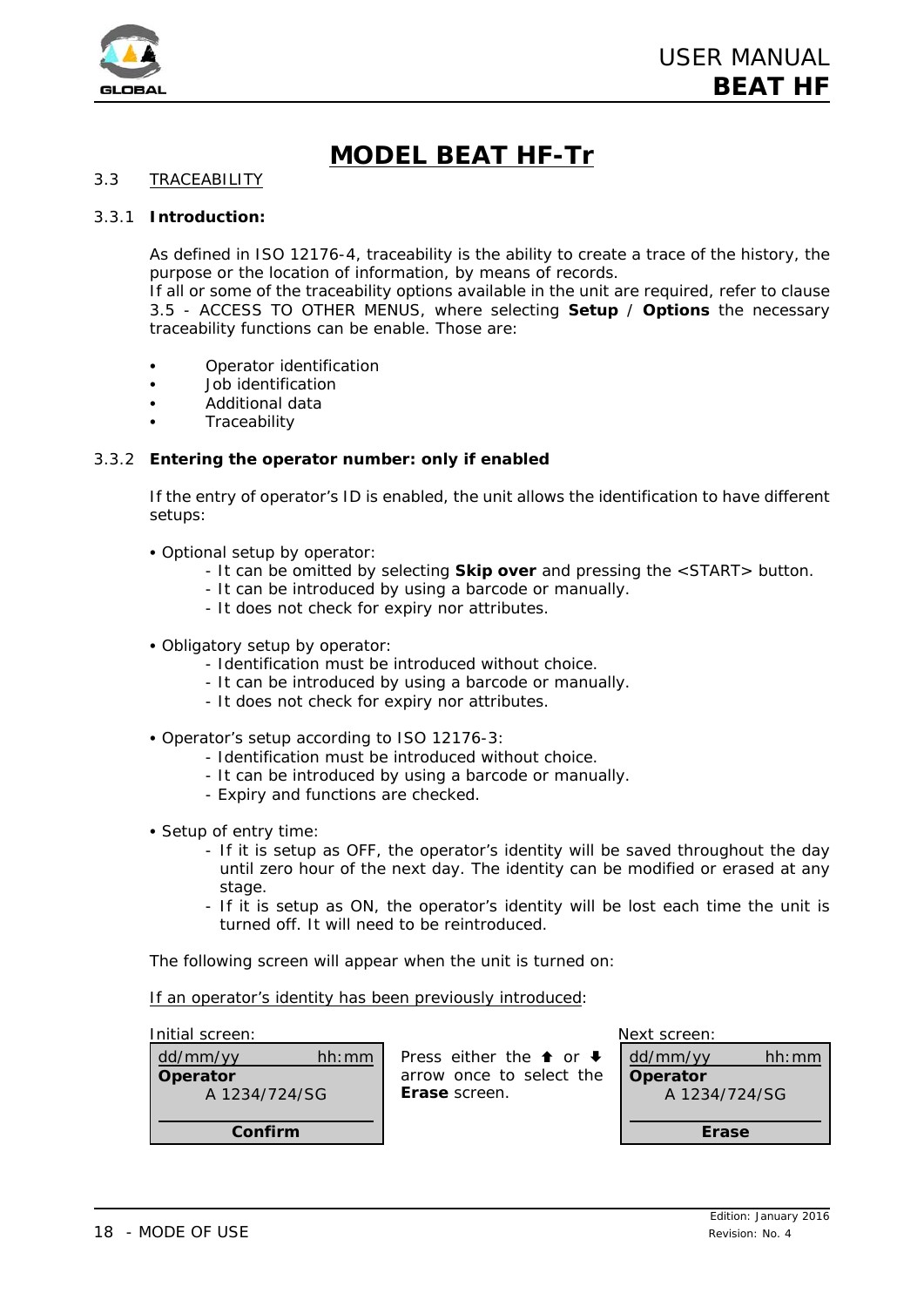# MODEL BEAT HF-Tr

## 3.3 TRACEABILITY

### 3.3.1 Introduction:

As defined in ISO 12176-4, traceability is the ability to create a trace of the history, the purpose or the location of information, by means of records.
If all or some of the traceability options available in the unit are required, refer to clause 3.5 - ACCESS TO OTHER MENUS, where selecting **Setup** / **Options** the necessary traceability functions can be enable. Those are:

- Operator identification
- Job identification
- Additional data
- Traceability

### 3.3.2 Entering the operator number: only if enabled

If the entry of operator's ID is enabled, the unit allows the identification to have different setups:

- Optional setup by operator:
  - It can be omitted by selecting **Skip over** and pressing the <START> button.
  - It can be introduced by using a barcode or manually.
  - It does not check for expiry nor attributes.

- Obligatory setup by operator:
  - Identification must be introduced without choice.
  - It can be introduced by using a barcode or manually.
  - It does not check for expiry nor attributes.

- Operator's setup according to ISO 12176-3:
  - Identification must be introduced without choice.
  - It can be introduced by using a barcode or manually.
  - Expiry and functions are checked.

- Setup of entry time:
  - If it is setup as OFF, the operator's identity will be saved throughout the day until zero hour of the next day. The identity can be modified or erased at any stage.
  - If it is setup as ON, the operator's identity will be lost each time the unit is turned off. It will need to be reintroduced.

The following screen will appear when the unit is turned on:

If an operator's identity has been previously introduced:

Initial screen:

```
dd/mm/yy         hh:mm
Operator
   A 1234/724/SG

       Confirm
```

Press either the ⬆ or ⬇ arrow once to select the **Erase** screen.

Next screen:

```
dd/mm/yy         hh:mm
Operator
   A 1234/724/SG

        Erase
```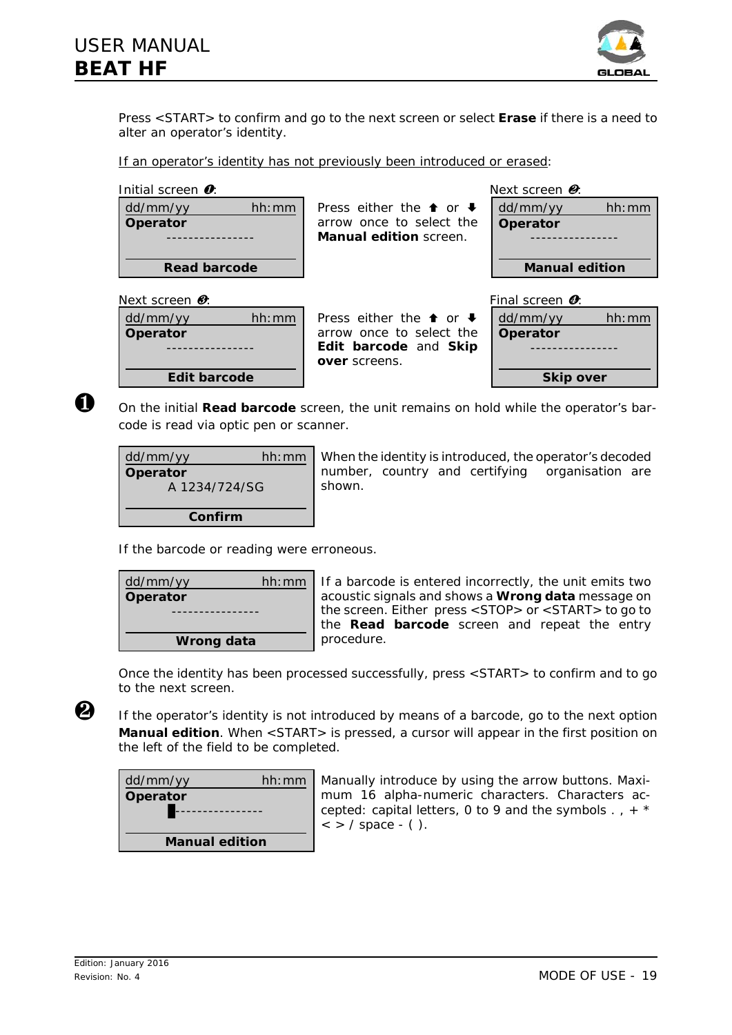Press <START> to confirm and go to the next screen or select **Erase** if there is a need to alter an operator's identity.

<u>If an operator's identity has not previously been introduced or erased</u>:

Initial screen ❶:

```
dd/mm/yy          hh:mm
Operator
      ----------------

     Read barcode
```

Press either the ⬆ or ⬇ arrow once to select the **Manual edition** screen.

Next screen ❷:

```
dd/mm/yy          hh:mm
Operator
      ----------------

     Manual edition
```

Next screen ❸:

```
dd/mm/yy          hh:mm
Operator
      ----------------

     Edit barcode
```

Press either the ⬆ or ⬇ arrow once to select the **Edit barcode** and **Skip over** screens.

Final screen ❹:

```
dd/mm/yy          hh:mm
Operator
      ----------------

     Skip over
```

❶ On the initial **Read barcode** screen, the unit remains on hold while the operator's barcode is read via optic pen or scanner.

```
dd/mm/yy          hh:mm
Operator
     A 1234/724/SG

     Confirm
```

When the identity is introduced, the operator's decoded number, country and certifying organisation are shown.

If the barcode or reading were erroneous.

```
dd/mm/yy          hh:mm
Operator
      ----------------

     Wrong data
```

If a barcode is entered incorrectly, the unit emits two acoustic signals and shows a **Wrong data** message on the screen. Either press <STOP> or <START> to go to the **Read barcode** screen and repeat the entry procedure.

Once the identity has been processed successfully, press <START> to confirm and to go to the next screen.

❷ If the operator's identity is not introduced by means of a barcode, go to the next option **Manual edition**. When <START> is pressed, a cursor will appear in the first position on the left of the field to be completed.

```
dd/mm/yy          hh:mm
Operator
      █----------------

     Manual edition
```

Manually introduce by using the arrow buttons. Maximum 16 alpha-numeric characters. Characters accepted: capital letters, 0 to 9 and the symbols . , + * < > / space - ( ).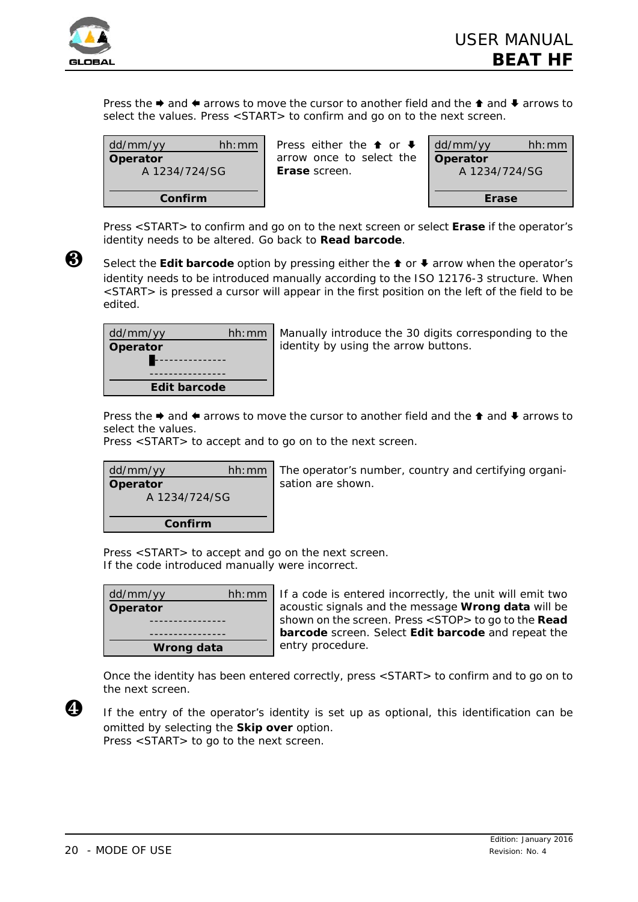Press the ➡ and ⬅ arrows to move the cursor to another field and the ⬆ and ⬇ arrows to select the values. Press <START> to confirm and go on to the next screen.

```
dd/mm/yy          hh:mm
Operator
      A 1234/724/SG

        Confirm
```

Press either the ⬆ or ⬇ arrow once to select the **Erase** screen.

```
dd/mm/yy          hh:mm
Operator
      A 1234/724/SG

         Erase
```

Press <START> to confirm and go on to the next screen or select **Erase** if the operator's identity needs to be altered. Go back to **Read barcode**.

❸ Select the **Edit barcode** option by pressing either the ⬆ or ⬇ arrow when the operator's identity needs to be introduced manually according to the ISO 12176-3 structure. When <START> is pressed a cursor will appear in the first position on the left of the field to be edited.

```
dd/mm/yy          hh:mm
Operator
     █---------------
     ----------------
      Edit barcode
```

Manually introduce the 30 digits corresponding to the identity by using the arrow buttons.

Press the ➡ and ⬅ arrows to move the cursor to another field and the ⬆ and ⬇ arrows to select the values.
Press <START> to accept and to go on to the next screen.

```
dd/mm/yy          hh:mm
Operator
      A 1234/724/SG

        Confirm
```

The operator's number, country and certifying organisation are shown.

Press <START> to accept and go on the next screen.
If the code introduced manually were incorrect.

```
dd/mm/yy          hh:mm
Operator
     ----------------
     ----------------
       Wrong data
```

If a code is entered incorrectly, the unit will emit two acoustic signals and the message **Wrong data** will be shown on the screen. Press <STOP> to go to the **Read barcode** screen. Select **Edit barcode** and repeat the entry procedure.

Once the identity has been entered correctly, press <START> to confirm and to go on to the next screen.

❹ If the entry of the operator's identity is set up as optional, this identification can be omitted by selecting the **Skip over** option.
Press <START> to go to the next screen.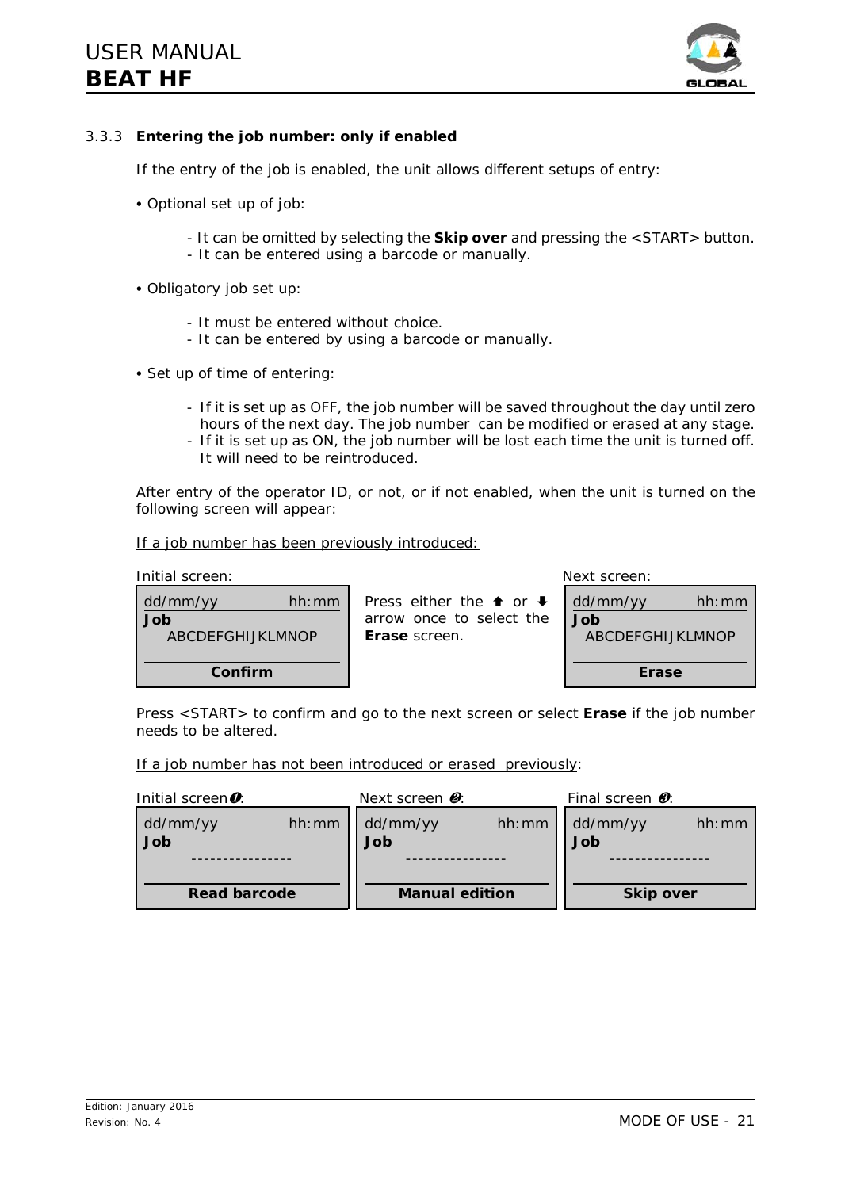### 3.3.3 **Entering the job number: only if enabled**

If the entry of the job is enabled, the unit allows different setups of entry:

- Optional set up of job:
  - It can be omitted by selecting the **Skip over** and pressing the <START> button.
  - It can be entered using a barcode or manually.
- Obligatory job set up:
  - It must be entered without choice.
  - It can be entered by using a barcode or manually.
- Set up of time of entering:
  - If it is set up as OFF, the job number will be saved throughout the day until zero hours of the next day. The job number can be modified or erased at any stage.
  - If it is set up as ON, the job number will be lost each time the unit is turned off. It will need to be reintroduced.

After entry of the operator ID, or not, or if not enabled, when the unit is turned on the following screen will appear:

<u>If a job number has been previously introduced:</u>

Initial screen:

```
dd/mm/yy          hh:mm
Job
  ABCDEFGHIJKLMNOP
-----------------------
        Confirm
```

Press either the ⬆ or ⬇ arrow once to select the **Erase** screen.

Next screen:

```
dd/mm/yy          hh:mm
Job
  ABCDEFGHIJKLMNOP
-----------------------
         Erase
```

Press <START> to confirm and go to the next screen or select **Erase** if the job number needs to be altered.

<u>If a job number has not been introduced or erased previously</u>:

Initial screen ❶:

```
dd/mm/yy          hh:mm
Job
    ----------------
-----------------------
      Read barcode
```

Next screen ❷:

```
dd/mm/yy          hh:mm
Job
    ----------------
-----------------------
    Manual edition
```

Final screen ❸:

```
dd/mm/yy          hh:mm
Job
    ----------------
-----------------------
       Skip over
```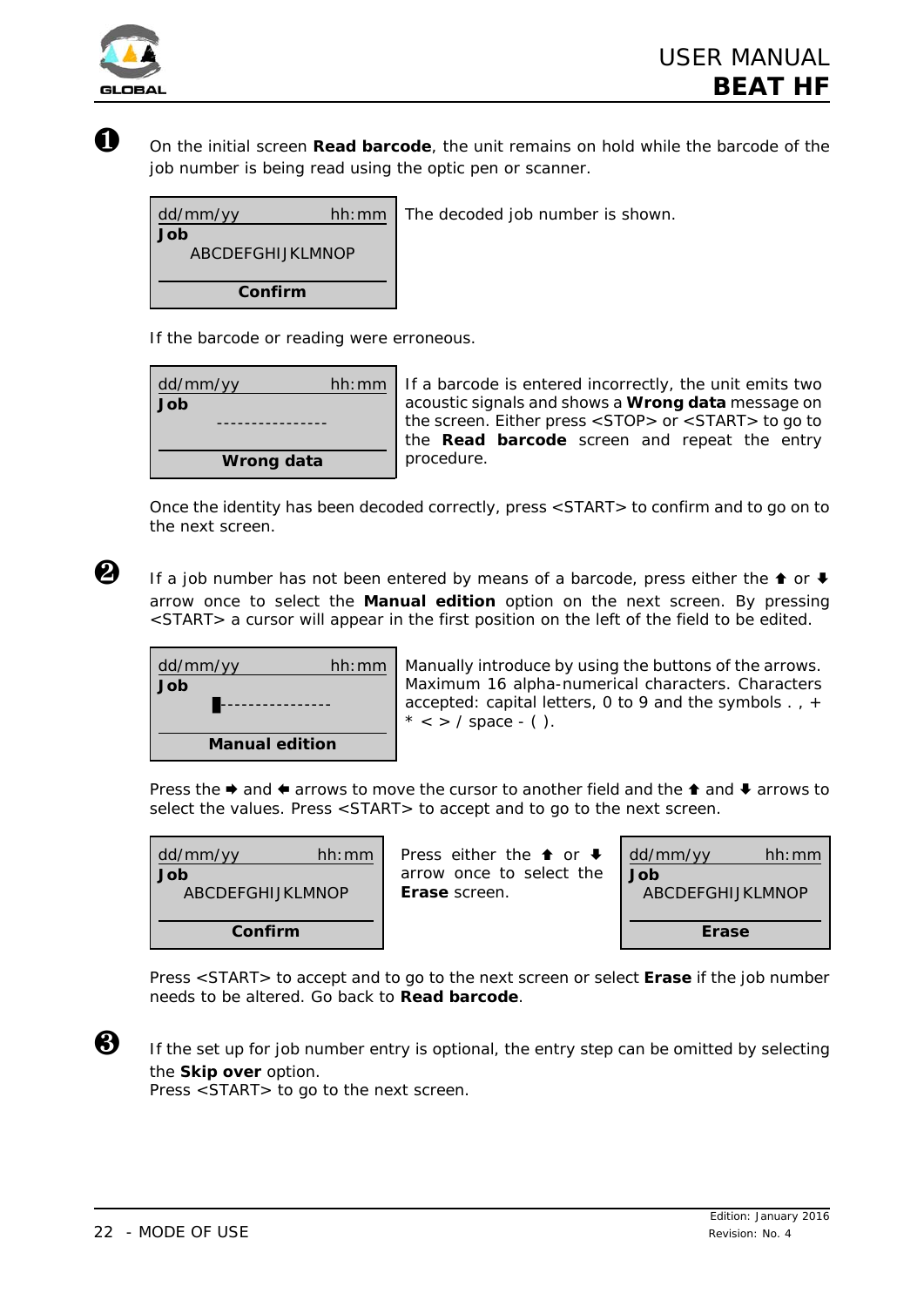❶ On the initial screen **Read barcode**, the unit remains on hold while the barcode of the job number is being read using the optic pen or scanner.

| dd/mm/yy hh:mm |
|---|
| **Job** |
| ABCDEFGHIJKLMNOP |
| **Confirm** |

The decoded job number is shown.

If the barcode or reading were erroneous.

| dd/mm/yy hh:mm |
|---|
| **Job** |
| ---------------- |
| **Wrong data** |

If a barcode is entered incorrectly, the unit emits two acoustic signals and shows a **Wrong data** message on the screen. Either press <STOP> or <START> to go to the **Read barcode** screen and repeat the entry procedure.

Once the identity has been decoded correctly, press <START> to confirm and to go on to the next screen.

❷ If a job number has not been entered by means of a barcode, press either the ⬆ or ⬇ arrow once to select the **Manual edition** option on the next screen. By pressing <START> a cursor will appear in the first position on the left of the field to be edited.

| dd/mm/yy hh:mm |
|---|
| **Job** |
| █--------------- |
| **Manual edition** |

Manually introduce by using the buttons of the arrows. Maximum 16 alpha-numerical characters. Characters accepted: capital letters, 0 to 9 and the symbols . , + * < > / space - ( ).

Press the ➡ and ⬅ arrows to move the cursor to another field and the ⬆ and ⬇ arrows to select the values. Press <START> to accept and to go to the next screen.

| dd/mm/yy hh:mm |
|---|
| **Job** |
| ABCDEFGHIJKLMNOP |
| **Confirm** |

Press either the ⬆ or ⬇ arrow once to select the **Erase** screen.

| dd/mm/yy hh:mm |
|---|
| **Job** |
| ABCDEFGHIJKLMNOP |
| **Erase** |

Press <START> to accept and to go to the next screen or select **Erase** if the job number needs to be altered. Go back to **Read barcode**.

❸ If the set up for job number entry is optional, the entry step can be omitted by selecting the **Skip over** option.
Press <START> to go to the next screen.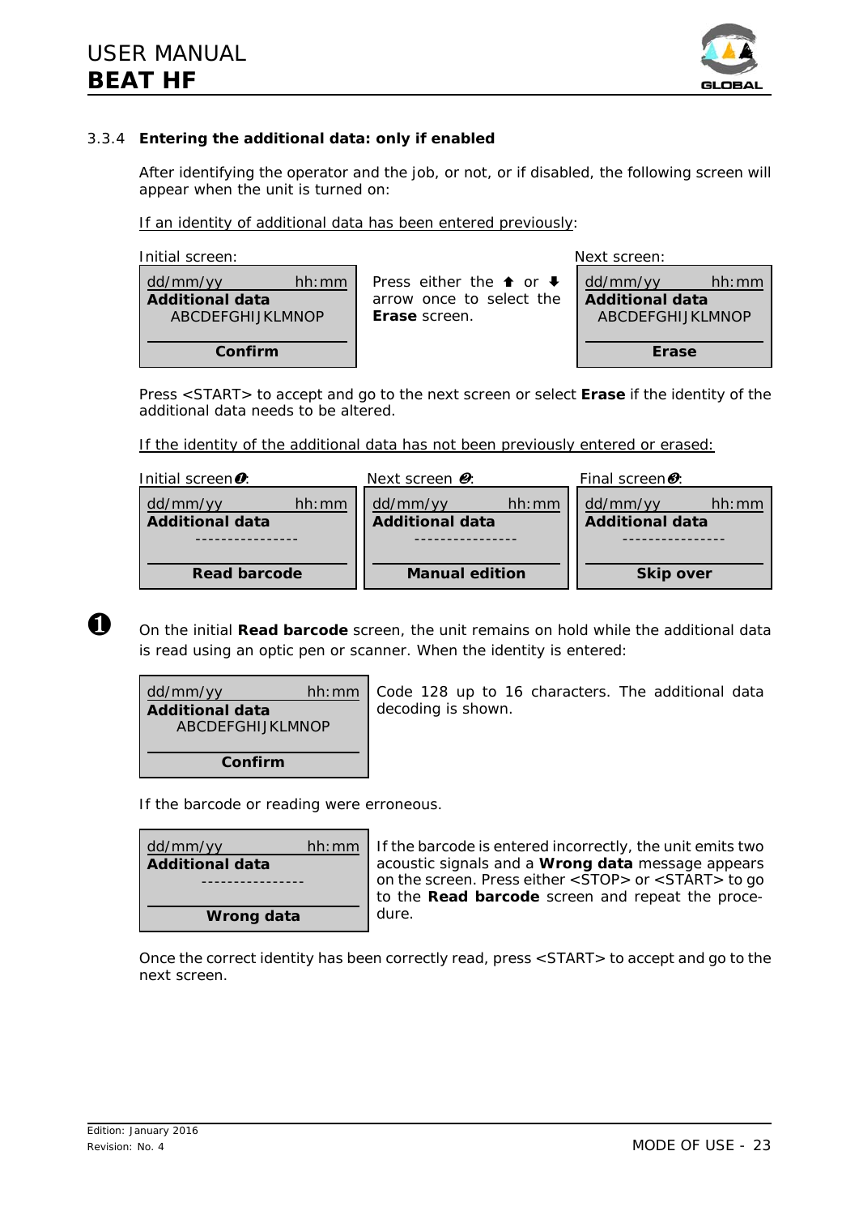### 3.3.4 Entering the additional data: only if enabled

After identifying the operator and the job, or not, or if disabled, the following screen will appear when the unit is turned on:

If an identity of additional data has been entered previously:

Initial screen:

```
dd/mm/yy          hh:mm
Additional data
   ABCDEFGHIJKLMNOP

       Confirm
```

Press either the ⬆ or ⬇ arrow once to select the **Erase** screen.

Next screen:

```
dd/mm/yy          hh:mm
Additional data
   ABCDEFGHIJKLMNOP

        Erase
```

Press <START> to accept and go to the next screen or select **Erase** if the identity of the additional data needs to be altered.

If the identity of the additional data has not been previously entered or erased:

Initial screen ❶:

```
dd/mm/yy          hh:mm
Additional data
   ----------------

     Read barcode
```

Next screen ❷:

```
dd/mm/yy          hh:mm
Additional data
   ----------------

    Manual edition
```

Final screen ❸:

```
dd/mm/yy          hh:mm
Additional data
   ----------------

      Skip over
```

❶ On the initial **Read barcode** screen, the unit remains on hold while the additional data is read using an optic pen or scanner. When the identity is entered:

```
dd/mm/yy          hh:mm
Additional data
   ABCDEFGHIJKLMNOP

       Confirm
```

Code 128 up to 16 characters. The additional data decoding is shown.

If the barcode or reading were erroneous.

```
dd/mm/yy          hh:mm
Additional data
   ----------------

      Wrong data
```

If the barcode is entered incorrectly, the unit emits two acoustic signals and a **Wrong data** message appears on the screen. Press either <STOP> or <START> to go to the **Read barcode** screen and repeat the procedure.

Once the correct identity has been correctly read, press <START> to accept and go to the next screen.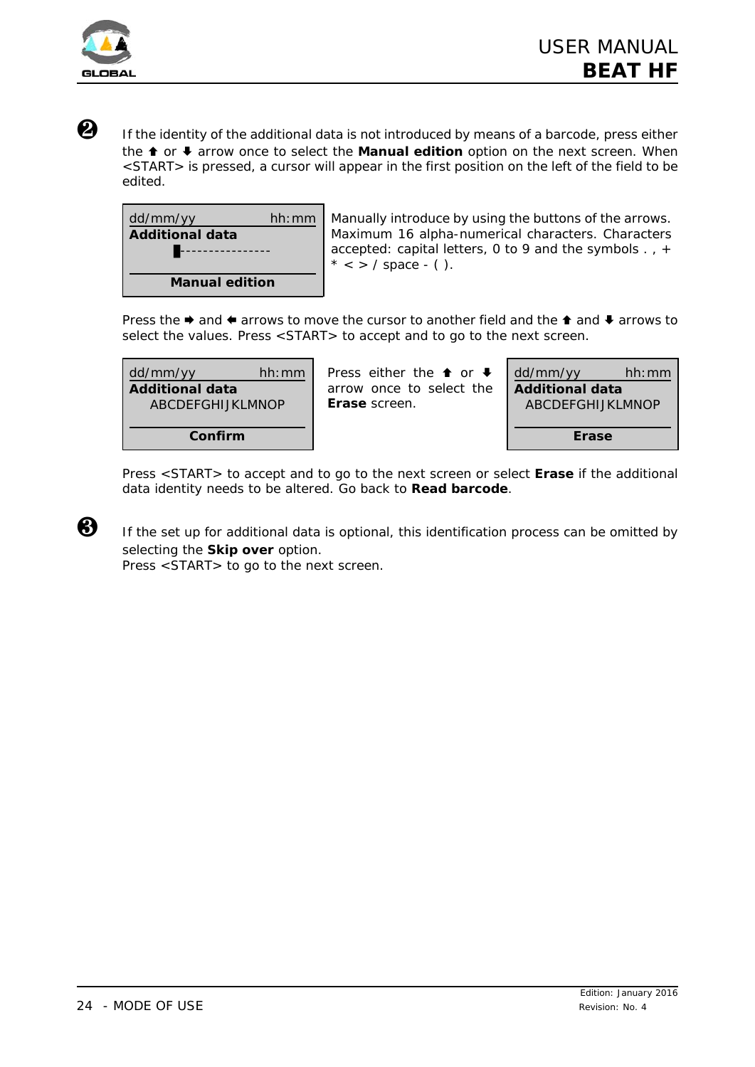❷ If the identity of the additional data is not introduced by means of a barcode, press either the ⬆ or ⬇ arrow once to select the **Manual edition** option on the next screen. When <START> is pressed, a cursor will appear in the first position on the left of the field to be edited.

| dd/mm/yy hh:mm |
|---|
| **Additional data** |
| █--------------- |
| **Manual edition** |

Manually introduce by using the buttons of the arrows. Maximum 16 alpha-numerical characters. Characters accepted: capital letters, 0 to 9 and the symbols . , + * < > / space - ( ).

Press the ➡ and ⬅ arrows to move the cursor to another field and the ⬆ and ⬇ arrows to select the values. Press <START> to accept and to go to the next screen.

| dd/mm/yy hh:mm |
|---|
| **Additional data** |
| ABCDEFGHIJKLMNOP |
| **Confirm** |

Press either the ⬆ or ⬇ arrow once to select the **Erase** screen.

| dd/mm/yy hh:mm |
|---|
| **Additional data** |
| ABCDEFGHIJKLMNOP |
| **Erase** |

Press <START> to accept and to go to the next screen or select **Erase** if the additional data identity needs to be altered. Go back to **Read barcode**.

❸ If the set up for additional data is optional, this identification process can be omitted by selecting the **Skip over** option.
Press <START> to go to the next screen.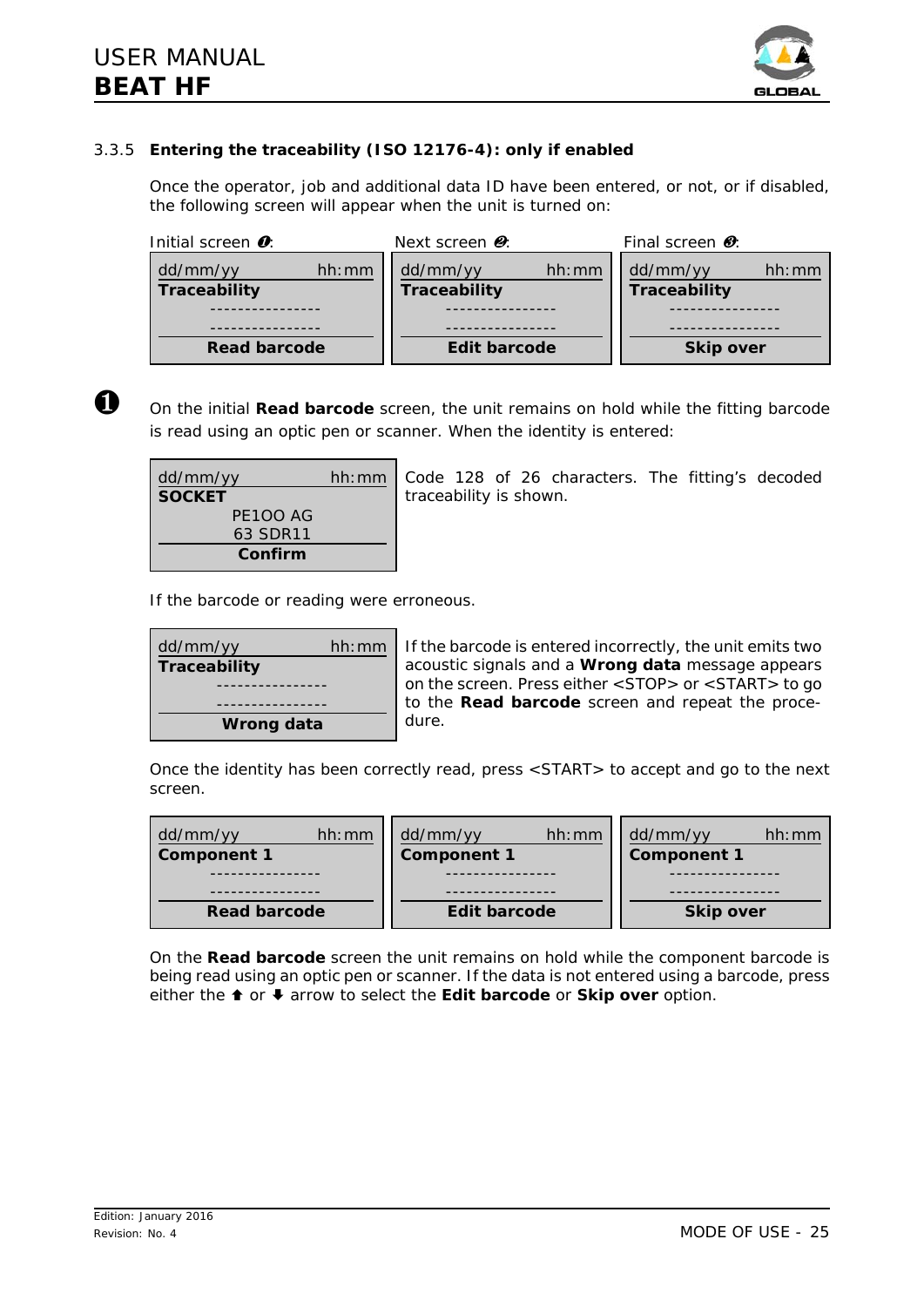### 3.3.5 **Entering the traceability (ISO 12176-4): only if enabled**

Once the operator, job and additional data ID have been entered, or not, or if disabled, the following screen will appear when the unit is turned on:

| Initial screen ❶: | Next screen ❷: | Final screen ❸: |
|---|---|---|
| dd/mm/yy hh:mm | dd/mm/yy hh:mm | dd/mm/yy hh:mm |
| **Traceability** | **Traceability** | **Traceability** |
| ---------------- | ---------------- | ---------------- |
| ---------------- | ---------------- | ---------------- |
| **Read barcode** | **Edit barcode** | **Skip over** |

❶ On the initial **Read barcode** screen, the unit remains on hold while the fitting barcode is read using an optic pen or scanner. When the identity is entered:

```
dd/mm/yy          hh:mm
SOCKET
       PE1OO AG
       63 SDR11
       Confirm
```

Code 128 of 26 characters. The fitting's decoded traceability is shown.

If the barcode or reading were erroneous.

```
dd/mm/yy          hh:mm
Traceability
    ----------------
    ----------------
      Wrong data
```

If the barcode is entered incorrectly, the unit emits two acoustic signals and a **Wrong data** message appears on the screen. Press either <STOP> or <START> to go to the **Read barcode** screen and repeat the procedure.

Once the identity has been correctly read, press <START> to accept and go to the next screen.

| dd/mm/yy hh:mm | dd/mm/yy hh:mm | dd/mm/yy hh:mm |
|---|---|---|
| **Component 1** | **Component 1** | **Component 1** |
| ---------------- | ---------------- | ---------------- |
| ---------------- | ---------------- | ---------------- |
| **Read barcode** | **Edit barcode** | **Skip over** |

On the **Read barcode** screen the unit remains on hold while the component barcode is being read using an optic pen or scanner. If the data is not entered using a barcode, press either the ⬆ or ⬇ arrow to select the **Edit barcode** or **Skip over** option.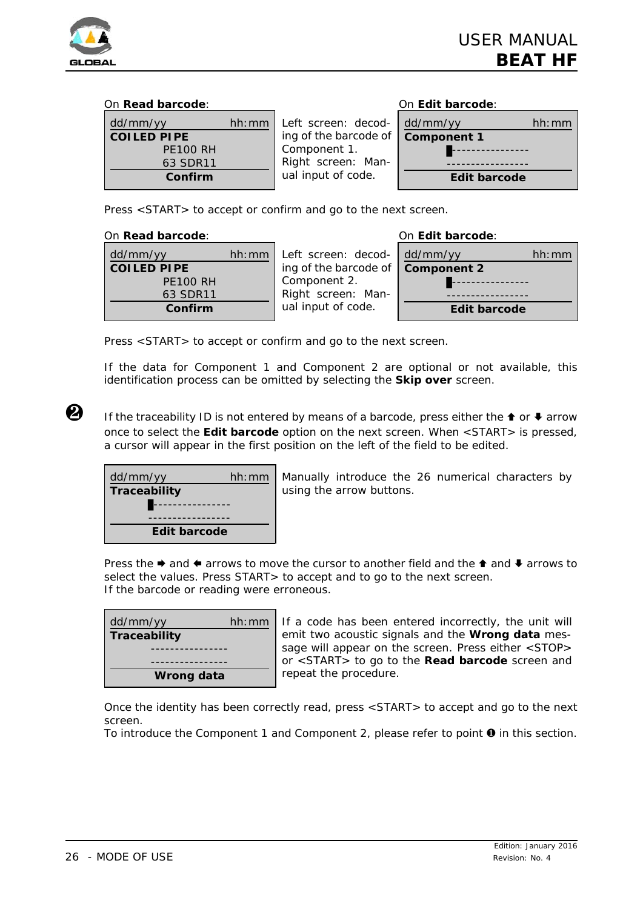On **Read barcode**:

```
dd/mm/yy          hh:mm
COILED PIPE
      PE100 RH
      63 SDR11
      Confirm
```

Left screen: decoding of the barcode of Component 1.
Right screen: Manual input of code.

On **Edit barcode**:

```
dd/mm/yy          hh:mm
Component 1
   █---------------
   ----------------
     Edit barcode
```

Press <START> to accept or confirm and go to the next screen.

On **Read barcode**:

```
dd/mm/yy          hh:mm
COILED PIPE
      PE100 RH
      63 SDR11
      Confirm
```

Left screen: decoding of the barcode of Component 2.
Right screen: Manual input of code.

On **Edit barcode**:

```
dd/mm/yy          hh:mm
Component 2
   █---------------
   ----------------
     Edit barcode
```

Press <START> to accept or confirm and go to the next screen.

If the data for Component 1 and Component 2 are optional or not available, this identification process can be omitted by selecting the **Skip over** screen.

❷ If the traceability ID is not entered by means of a barcode, press either the ⬆ or ⬇ arrow once to select the **Edit barcode** option on the next screen. When <START> is pressed, a cursor will appear in the first position on the left of the field to be edited.

```
dd/mm/yy          hh:mm
Traceability
   █---------------
   ----------------
     Edit barcode
```

Manually introduce the 26 numerical characters by using the arrow buttons.

Press the ➡ and ⬅ arrows to move the cursor to another field and the ⬆ and ⬇ arrows to select the values. Press START> to accept and to go to the next screen.
If the barcode or reading were erroneous.

```
dd/mm/yy          hh:mm
Traceability
   ----------------
   ----------------
      Wrong data
```

If a code has been entered incorrectly, the unit will emit two acoustic signals and the **Wrong data** message will appear on the screen. Press either <STOP> or <START> to go to the **Read barcode** screen and repeat the procedure.

Once the identity has been correctly read, press <START> to accept and go to the next screen.
To introduce the Component 1 and Component 2, please refer to point ❶ in this section.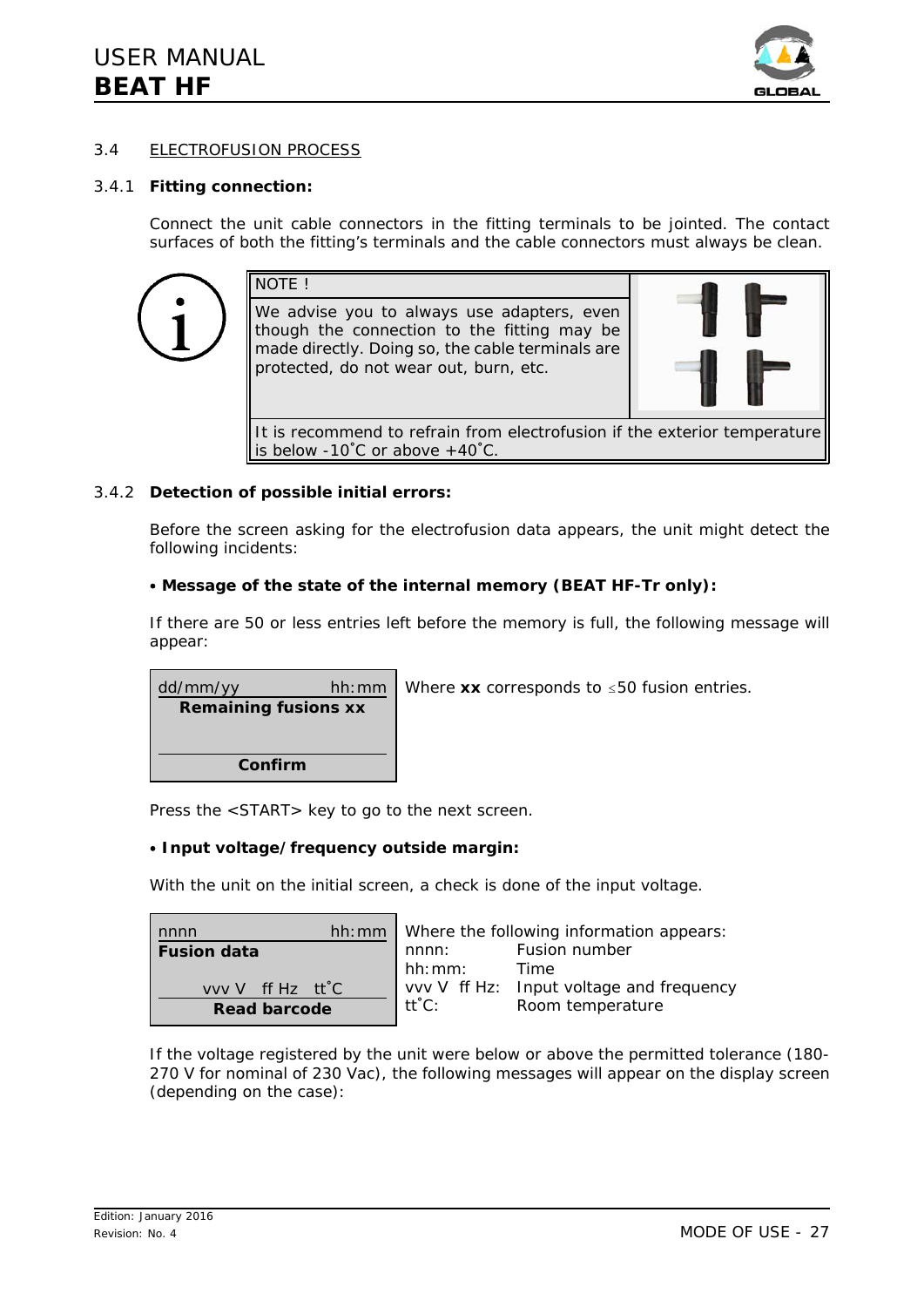## 3.4 ELECTROFUSION PROCESS

### 3.4.1 Fitting connection:

Connect the unit cable connectors in the fitting terminals to be jointed. The contact surfaces of both the fitting's terminals and the cable connectors must always be clean.

> NOTE !
>
> We advise you to always use adapters, even though the connection to the fitting may be made directly. Doing so, the cable terminals are protected, do not wear out, burn, etc.
>
> It is recommend to refrain from electrofusion if the exterior temperature is below -10˚C or above +40˚C.

### 3.4.2 Detection of possible initial errors:

Before the screen asking for the electrofusion data appears, the unit might detect the following incidents:

- **Message of the state of the internal memory (BEAT HF-Tr only):**

If there are 50 or less entries left before the memory is full, the following message will appear:

```
dd/mm/yy              hh:mm
   Remaining fusions xx


          Confirm
```

Where **xx** corresponds to ≤50 fusion entries.

Press the <START> key to go to the next screen.

- **Input voltage/frequency outside margin:**

With the unit on the initial screen, a check is done of the input voltage.

```
nnnn                  hh:mm
Fusion data

   vvv V   ff Hz   tt˚C
       Read barcode
```

Where the following information appears:

| | |
|---|---|
| nnnn: | Fusion number |
| hh:mm: | Time |
| vvv V ff Hz: | Input voltage and frequency |
| tt˚C: | Room temperature |

If the voltage registered by the unit were below or above the permitted tolerance (180-270 V for nominal of 230 Vac), the following messages will appear on the display screen (depending on the case):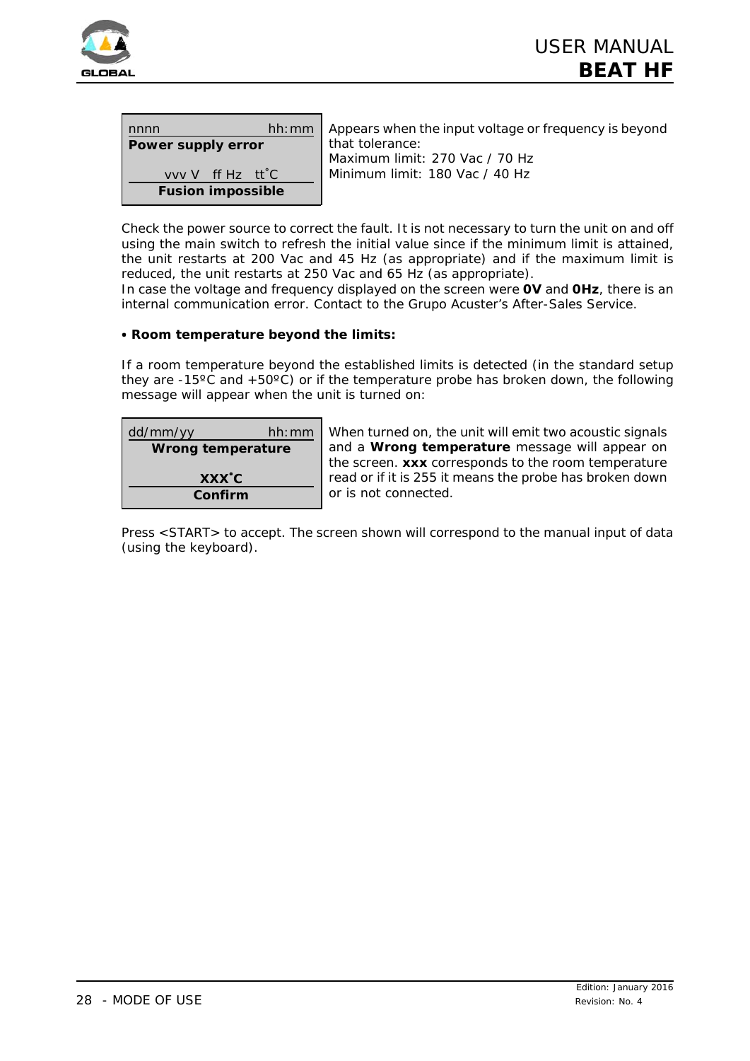| nnnn hh:mm |
| --- |
| **Power supply error** |
| vvv V ff Hz tt˚C |
| **Fusion impossible** |

Appears when the input voltage or frequency is beyond that tolerance:
Maximum limit: 270 Vac / 70 Hz
Minimum limit: 180 Vac / 40 Hz

Check the power source to correct the fault. It is not necessary to turn the unit on and off using the main switch to refresh the initial value since if the minimum limit is attained, the unit restarts at 200 Vac and 45 Hz (as appropriate) and if the maximum limit is reduced, the unit restarts at 250 Vac and 65 Hz (as appropriate).
In case the voltage and frequency displayed on the screen were **0V** and **0Hz**, there is an internal communication error. Contact to the Grupo Acuster's After-Sales Service.

**• Room temperature beyond the limits:**

If a room temperature beyond the established limits is detected (in the standard setup they are -15ºC and +50ºC) or if the temperature probe has broken down, the following message will appear when the unit is turned on:

| dd/mm/yy hh:mm |
| --- |
| **Wrong temperature** |
| **XXX˚C** |
| **Confirm** |

When turned on, the unit will emit two acoustic signals and a **Wrong temperature** message will appear on the screen. **xxx** corresponds to the room temperature read or if it is 255 it means the probe has broken down or is not connected.

Press <START> to accept. The screen shown will correspond to the manual input of data (using the keyboard).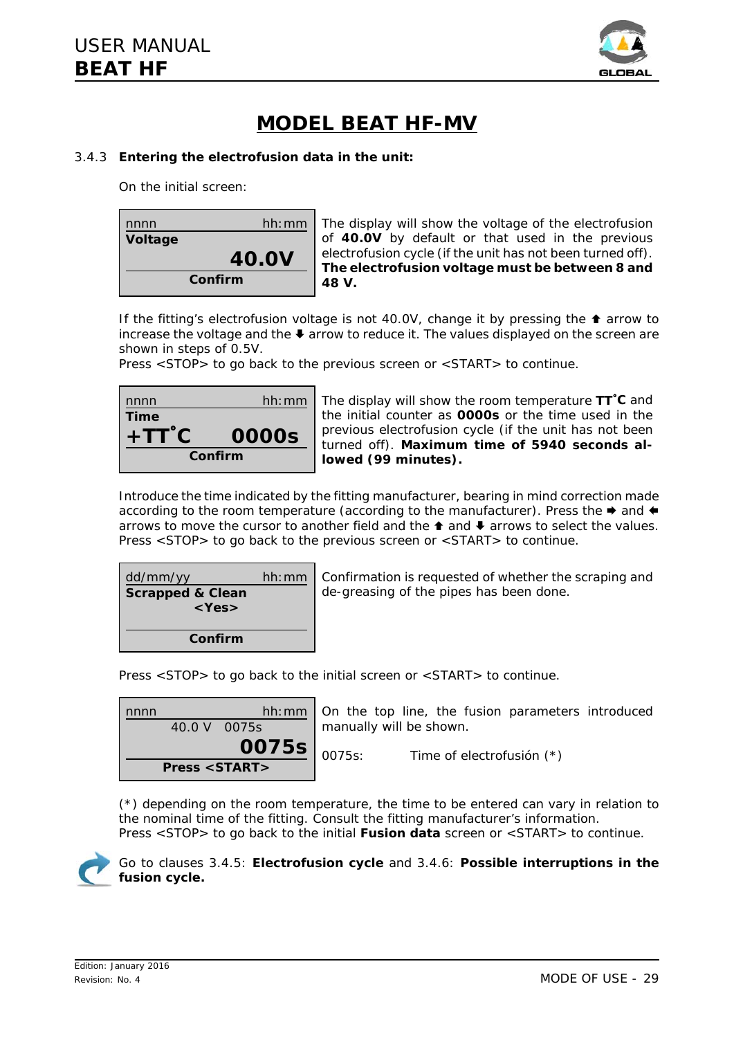## MODEL BEAT HF-MV

### 3.4.3 Entering the electrofusion data in the unit:

On the initial screen:

| nnnn hh:mm |
|---|
| **Voltage** |
| **40.0V** |
| **Confirm** |

The display will show the voltage of the electrofusion of **40.0V** by default or that used in the previous electrofusion cycle (if the unit has not been turned off). **The electrofusion voltage must be between 8 and 48 V.**

If the fitting's electrofusion voltage is not 40.0V, change it by pressing the ⬆ arrow to increase the voltage and the ⬇ arrow to reduce it. The values displayed on the screen are shown in steps of 0.5V.
Press <STOP> to go back to the previous screen or <START> to continue.

| nnnn hh:mm |
|---|
| **Time** |
| **+TT˚C 0000s** |
| **Confirm** |

The display will show the room temperature **TT˚C** and the initial counter as **0000s** or the time used in the previous electrofusion cycle (if the unit has not been turned off). **Maximum time of 5940 seconds allowed (99 minutes).**

Introduce the time indicated by the fitting manufacturer, bearing in mind correction made according to the room temperature (according to the manufacturer). Press the ➡ and ⬅ arrows to move the cursor to another field and the ⬆ and ⬇ arrows to select the values.
Press <STOP> to go back to the previous screen or <START> to continue.

| dd/mm/yy hh:mm |
|---|
| **Scrapped & Clean** |
| **<Yes>** |
| **Confirm** |

Confirmation is requested of whether the scraping and de-greasing of the pipes has been done.

Press <STOP> to go back to the initial screen or <START> to continue.

| nnnn hh:mm |
|---|
| 40.0 V 0075s |
| **0075s** |
| **Press <START>** |

On the top line, the fusion parameters introduced manually will be shown.

0075s: Time of electrofusión (*)

(*) depending on the room temperature, the time to be entered can vary in relation to the nominal time of the fitting. Consult the fitting manufacturer's information.
Press <STOP> to go back to the initial **Fusion data** screen or <START> to continue.

Go to clauses 3.4.5: **Electrofusion cycle** and 3.4.6: **Possible interruptions in the fusion cycle.**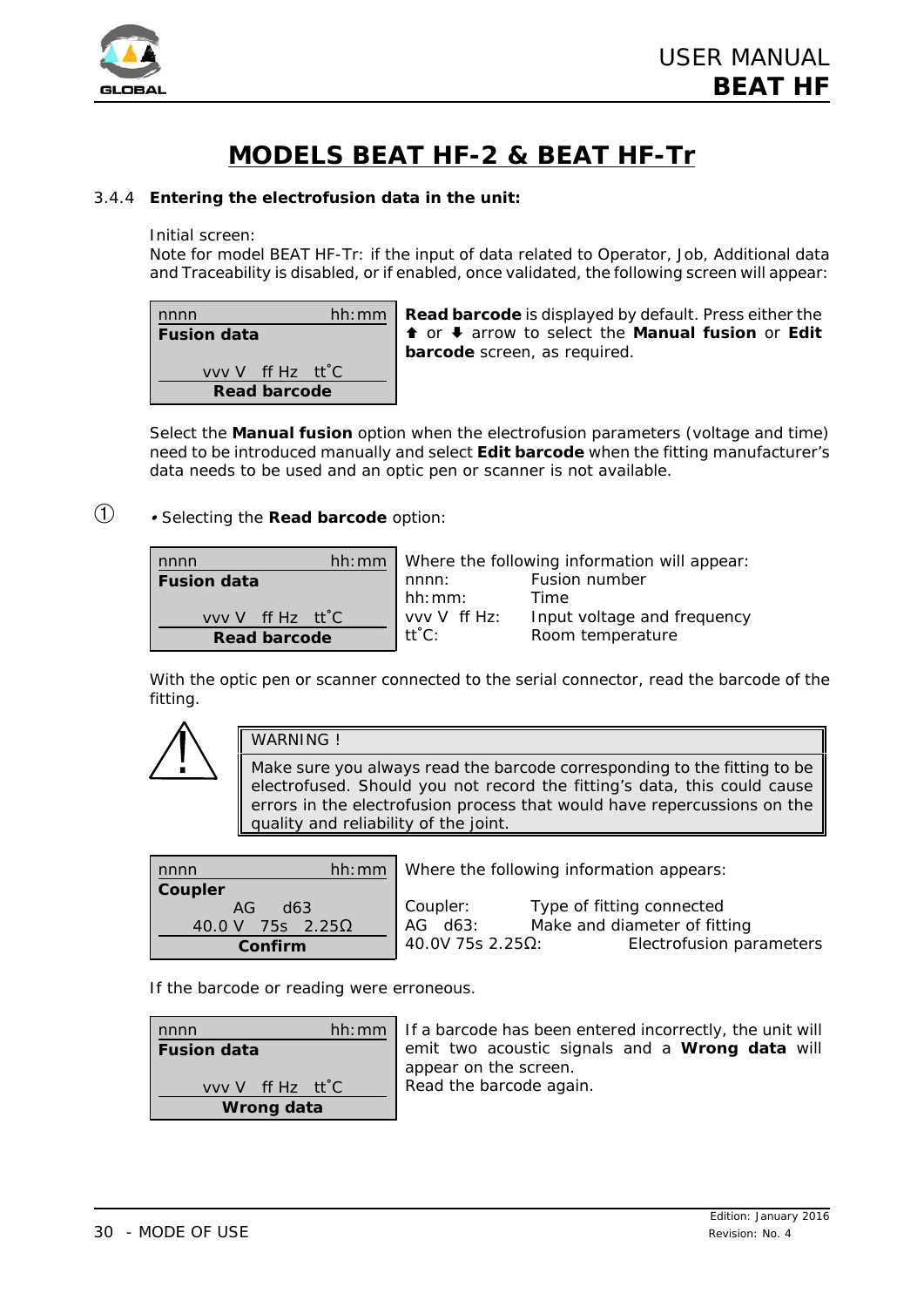# MODELS BEAT HF-2 & BEAT HF-Tr

### 3.4.4 **Entering the electrofusion data in the unit:**

Initial screen:
Note for model BEAT HF-Tr: if the input of data related to Operator, Job, Additional data and Traceability is disabled, or if enabled, once validated, the following screen will appear:

| nnnn hh:mm |
|---|
| **Fusion data** |
| vvv V ff Hz tt˚C |
| **Read barcode** |

**Read barcode** is displayed by default. Press either the ⬆ or ⬇ arrow to select the **Manual fusion** or **Edit barcode** screen, as required.

Select the **Manual fusion** option when the electrofusion parameters (voltage and time) need to be introduced manually and select **Edit barcode** when the fitting manufacturer's data needs to be used and an optic pen or scanner is not available.

① • Selecting the **Read barcode** option:

| nnnn hh:mm |
|---|
| **Fusion data** |
| vvv V ff Hz tt˚C |
| **Read barcode** |

Where the following information will appear:

| | |
|---|---|
| nnnn: | Fusion number |
| hh:mm: | Time |
| vvv V ff Hz: | Input voltage and frequency |
| tt˚C: | Room temperature |

With the optic pen or scanner connected to the serial connector, read the barcode of the fitting.

> WARNING !
>
> Make sure you always read the barcode corresponding to the fitting to be electrofused. Should you not record the fitting's data, this could cause errors in the electrofusion process that would have repercussions on the quality and reliability of the joint.

| nnnn hh:mm |
|---|
| **Coupler** |
| AG d63 |
| 40.0 V 75s 2.25Ω |
| **Confirm** |

Where the following information appears:

| | |
|---|---|
| Coupler: | Type of fitting connected |
| AG d63: | Make and diameter of fitting |
| 40.0V 75s 2.25Ω: | Electrofusion parameters |

If the barcode or reading were erroneous.

| nnnn hh:mm |
|---|
| **Fusion data** |
| vvv V ff Hz tt˚C |
| **Wrong data** |

If a barcode has been entered incorrectly, the unit will emit two acoustic signals and a **Wrong data** will appear on the screen.
Read the barcode again.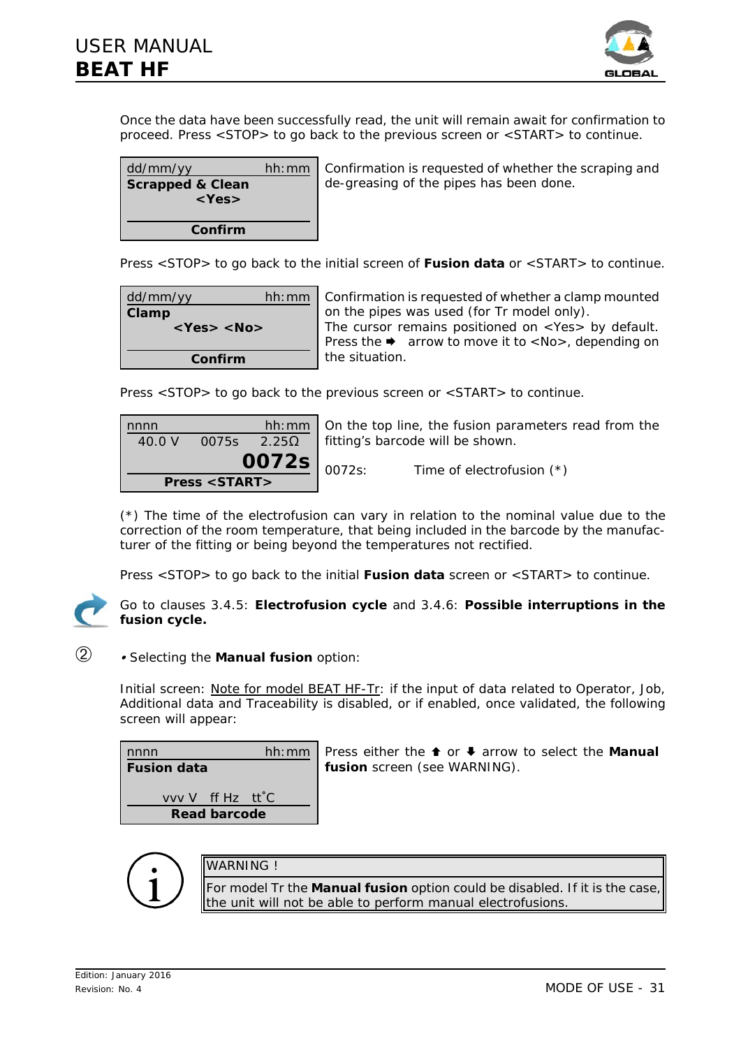Once the data have been successfully read, the unit will remain await for confirmation to proceed. Press <STOP> to go back to the previous screen or <START> to continue.

| dd/mm/yy &nbsp;&nbsp;&nbsp;&nbsp; hh:mm |
|---|
| **Scrapped & Clean** |
| **<Yes>** |
| **Confirm** |

Confirmation is requested of whether the scraping and de-greasing of the pipes has been done.

Press <STOP> to go back to the initial screen of **Fusion data** or <START> to continue.

| dd/mm/yy &nbsp;&nbsp;&nbsp;&nbsp; hh:mm |
|---|
| **Clamp** |
| **<Yes> <No>** |
| **Confirm** |

Confirmation is requested of whether a clamp mounted on the pipes was used (for Tr model only).
The cursor remains positioned on <Yes> by default. Press the ➡ arrow to move it to <No>, depending on the situation.

Press <STOP> to go back to the previous screen or <START> to continue.

| nnnn &nbsp;&nbsp;&nbsp;&nbsp; hh:mm |
|---|
| 40.0 V &nbsp; 0075s &nbsp; 2.25Ω |
| **0072s** |
| **Press <START>** |

On the top line, the fusion parameters read from the fitting's barcode will be shown.

0072s: Time of electrofusion (*)

(*) The time of the electrofusion can vary in relation to the nominal value due to the correction of the room temperature, that being included in the barcode by the manufacturer of the fitting or being beyond the temperatures not rectified.

Press <STOP> to go back to the initial **Fusion data** screen or <START> to continue.

Go to clauses 3.4.5: **Electrofusion cycle** and 3.4.6: **Possible interruptions in the fusion cycle.**

② • Selecting the **Manual fusion** option:

Initial screen: Note for model BEAT HF-Tr: if the input of data related to Operator, Job, Additional data and Traceability is disabled, or if enabled, once validated, the following screen will appear:

| nnnn &nbsp;&nbsp;&nbsp;&nbsp; hh:mm |
|---|
| **Fusion data** |
| vvv V &nbsp; ff Hz &nbsp; tt˚C |
| **Read barcode** |

Press either the ⬆ or ⬇ arrow to select the **Manual fusion** screen (see WARNING).

| WARNING ! |
|---|
| For model Tr the **Manual fusion** option could be disabled. If it is the case, the unit will not be able to perform manual electrofusions. |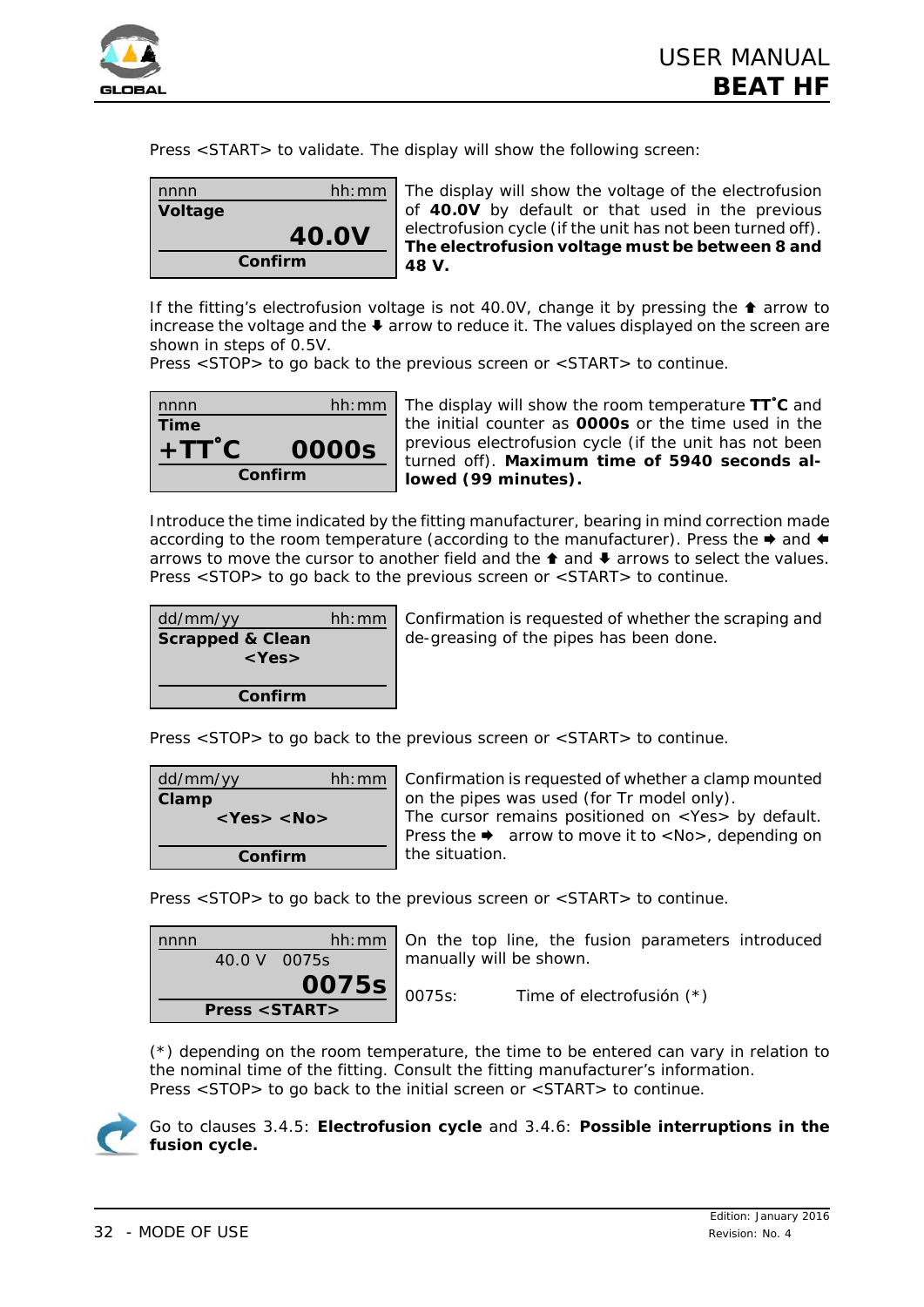Press <START> to validate. The display will show the following screen:

| nnnn hh:mm |
|---|
| **Voltage** |
| **40.0V** |
| **Confirm** |

The display will show the voltage of the electrofusion of **40.0V** by default or that used in the previous electrofusion cycle (if the unit has not been turned off). **The electrofusion voltage must be between 8 and 48 V.**

If the fitting's electrofusion voltage is not 40.0V, change it by pressing the ⬆ arrow to increase the voltage and the ⬇ arrow to reduce it. The values displayed on the screen are shown in steps of 0.5V.
Press <STOP> to go back to the previous screen or <START> to continue.

| nnnn hh:mm |
|---|
| **Time** |
| **+TT˚C 0000s** |
| **Confirm** |

The display will show the room temperature **TT˚C** and the initial counter as **0000s** or the time used in the previous electrofusion cycle (if the unit has not been turned off). **Maximum time of 5940 seconds allowed (99 minutes).**

Introduce the time indicated by the fitting manufacturer, bearing in mind correction made according to the room temperature (according to the manufacturer). Press the ➡ and ⬅ arrows to move the cursor to another field and the ⬆ and ⬇ arrows to select the values.
Press <STOP> to go back to the previous screen or <START> to continue.

| dd/mm/yy hh:mm |
|---|
| **Scrapped & Clean** |
| **<Yes>** |
| **Confirm** |

Confirmation is requested of whether the scraping and de-greasing of the pipes has been done.

Press <STOP> to go back to the previous screen or <START> to continue.

| dd/mm/yy hh:mm |
|---|
| **Clamp** |
| **<Yes> <No>** |
| **Confirm** |

Confirmation is requested of whether a clamp mounted on the pipes was used (for Tr model only).
The cursor remains positioned on <Yes> by default. Press the ➡ arrow to move it to <No>, depending on the situation.

Press <STOP> to go back to the previous screen or <START> to continue.

| nnnn hh:mm |
|---|
| 40.0 V 0075s |
| **0075s** |
| **Press <START>** |

On the top line, the fusion parameters introduced manually will be shown.

0075s: Time of electrofusión (*)

(*) depending on the room temperature, the time to be entered can vary in relation to the nominal time of the fitting. Consult the fitting manufacturer's information.
Press <STOP> to go back to the initial screen or <START> to continue.

Go to clauses 3.4.5: **Electrofusion cycle** and 3.4.6: **Possible interruptions in the fusion cycle.**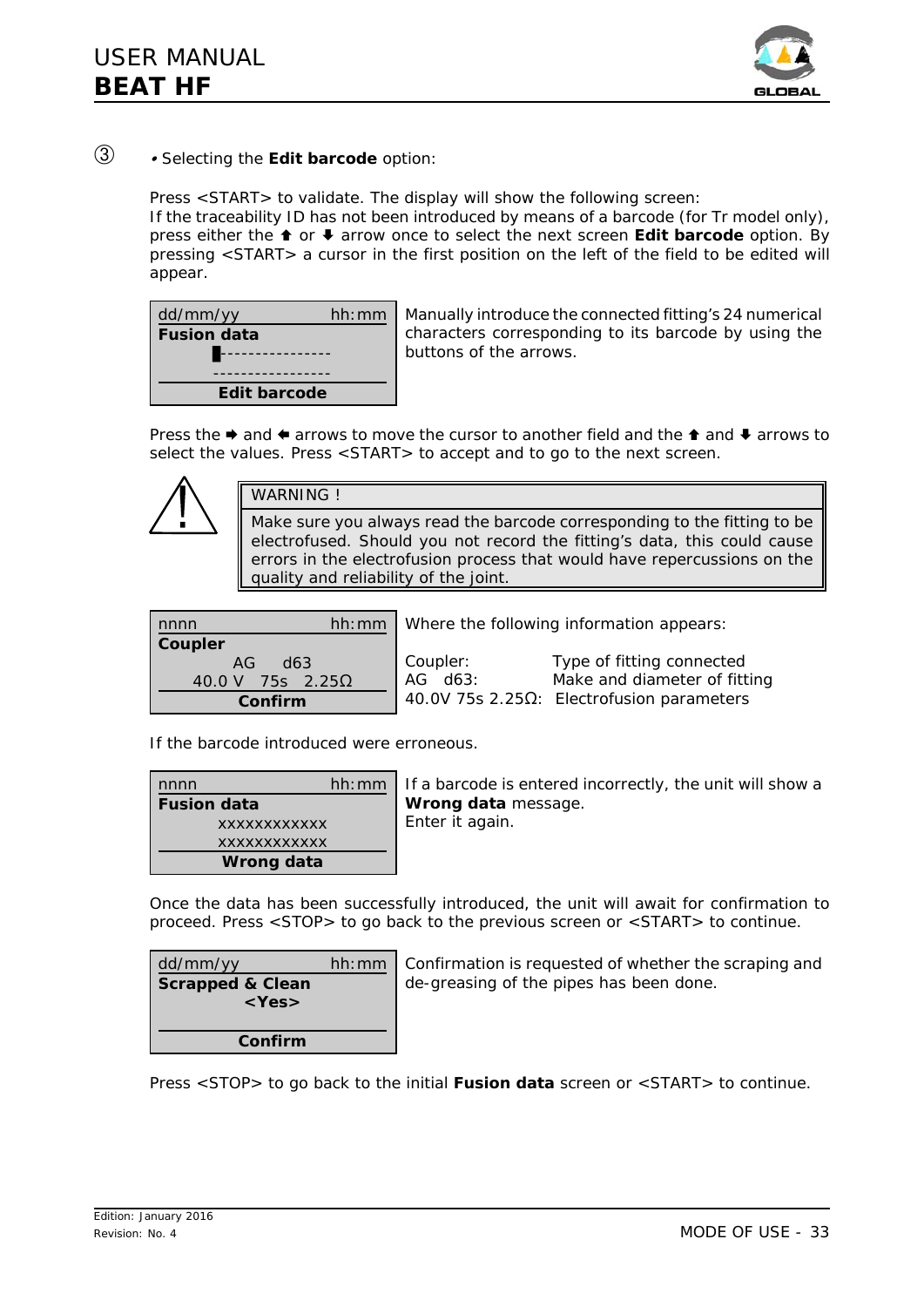③ • Selecting the **Edit barcode** option:

Press <START> to validate. The display will show the following screen:
If the traceability ID has not been introduced by means of a barcode (for Tr model only), press either the ⬆ or ⬇ arrow once to select the next screen **Edit barcode** option. By pressing <START> a cursor in the first position on the left of the field to be edited will appear.

| dd/mm/yy hh:mm |
|---|
| **Fusion data** |
| █--------------- |
| ----------------- |
| **Edit barcode** |

Manually introduce the connected fitting's 24 numerical characters corresponding to its barcode by using the buttons of the arrows.

Press the ➡ and ⬅ arrows to move the cursor to another field and the ⬆ and ⬇ arrows to select the values. Press <START> to accept and to go to the next screen.

> WARNING !
>
> Make sure you always read the barcode corresponding to the fitting to be electrofused. Should you not record the fitting's data, this could cause errors in the electrofusion process that would have repercussions on the quality and reliability of the joint.

| nnnn hh:mm |
|---|
| **Coupler** |
| AG d63 |
| 40.0 V 75s 2.25Ω |
| **Confirm** |

Where the following information appears:

| | |
|---|---|
| Coupler: | Type of fitting connected |
| AG d63: | Make and diameter of fitting |
| 40.0V 75s 2.25Ω: | Electrofusion parameters |

If the barcode introduced were erroneous.

| nnnn hh:mm |
|---|
| **Fusion data** |
| xxxxxxxxxxxx |
| xxxxxxxxxxxx |
| **Wrong data** |

If a barcode is entered incorrectly, the unit will show a **Wrong data** message.
Enter it again.

Once the data has been successfully introduced, the unit will await for confirmation to proceed. Press <STOP> to go back to the previous screen or <START> to continue.

| dd/mm/yy hh:mm |
|---|
| **Scrapped & Clean** |
| **<Yes>** |
| **Confirm** |

Confirmation is requested of whether the scraping and de-greasing of the pipes has been done.

Press <STOP> to go back to the initial **Fusion data** screen or <START> to continue.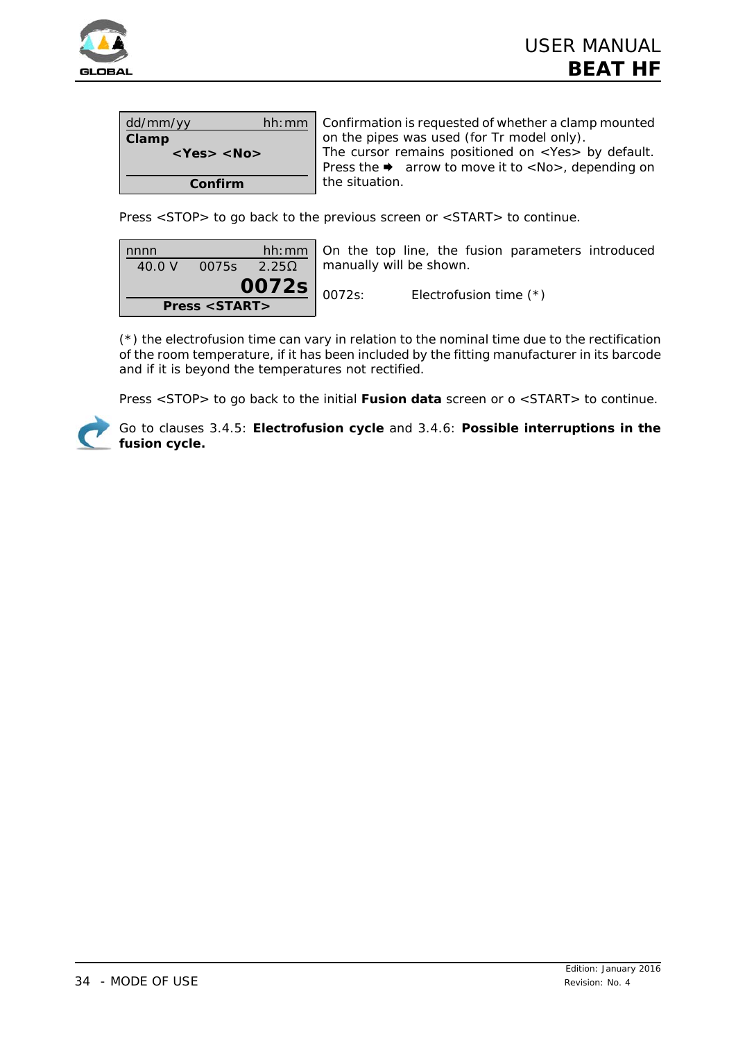| dd/mm/yy hh:mm |
|---|
| **Clamp** |
| **<Yes> <No>** |
| **Confirm** |

Confirmation is requested of whether a clamp mounted on the pipes was used (for Tr model only).
The cursor remains positioned on <Yes> by default. Press the ➡ arrow to move it to <No>, depending on the situation.

Press <STOP> to go back to the previous screen or <START> to continue.

| nnnn hh:mm |
|---|
| 40.0 V 0075s 2.25Ω |
| **0072s** |
| **Press <START>** |

On the top line, the fusion parameters introduced manually will be shown.

0072s: Electrofusion time (*)

(*) the electrofusion time can vary in relation to the nominal time due to the rectification of the room temperature, if it has been included by the fitting manufacturer in its barcode and if it is beyond the temperatures not rectified.

Press <STOP> to go back to the initial **Fusion data** screen or o <START> to continue.

Go to clauses 3.4.5: **Electrofusion cycle** and 3.4.6: **Possible interruptions in the fusion cycle.**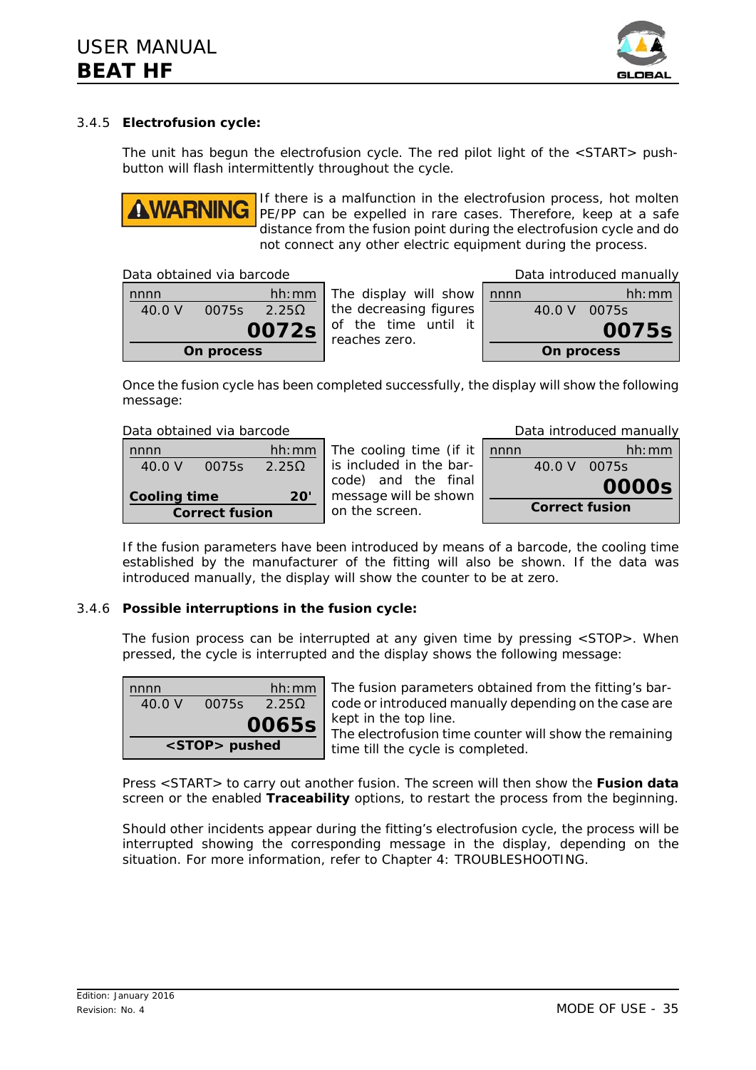### 3.4.5 **Electrofusion cycle:**

The unit has begun the electrofusion cycle. The red pilot light of the <START> push-button will flash intermittently throughout the cycle.

**⚠WARNING** If there is a malfunction in the electrofusion process, hot molten PE/PP can be expelled in rare cases. Therefore, keep at a safe distance from the fusion point during the electrofusion cycle and do not connect any other electric equipment during the process.

Data obtained via barcode

```
nnnn                  hh:mm
 40.0 V    0075s     2.25Ω
                      0072s
         On process
```

The display will show the decreasing figures of the time until it reaches zero.

Data introduced manually

```
nnnn                  hh:mm
       40.0 V   0075s
                      0075s
         On process
```

Once the fusion cycle has been completed successfully, the display will show the following message:

Data obtained via barcode

```
nnnn                  hh:mm
 40.0 V    0075s     2.25Ω

Cooling time             20'
       Correct fusion
```

The cooling time (if it is included in the bar-code) and the final message will be shown on the screen.

Data introduced manually

```
nnnn                  hh:mm
       40.0 V   0075s
                      0000s
       Correct fusion
```

If the fusion parameters have been introduced by means of a barcode, the cooling time established by the manufacturer of the fitting will also be shown. If the data was introduced manually, the display will show the counter to be at zero.

### 3.4.6 **Possible interruptions in the fusion cycle:**

The fusion process can be interrupted at any given time by pressing <STOP>. When pressed, the cycle is interrupted and the display shows the following message:

```
nnnn                  hh:mm
 40.0 V    0075s     2.25Ω
                      0065s
       <STOP> pushed
```

The fusion parameters obtained from the fitting's bar-code or introduced manually depending on the case are kept in the top line.
The electrofusion time counter will show the remaining time till the cycle is completed.

Press <START> to carry out another fusion. The screen will then show the **Fusion data** screen or the enabled **Traceability** options, to restart the process from the beginning.

Should other incidents appear during the fitting's electrofusion cycle, the process will be interrupted showing the corresponding message in the display, depending on the situation. For more information, refer to Chapter 4: TROUBLESHOOTING.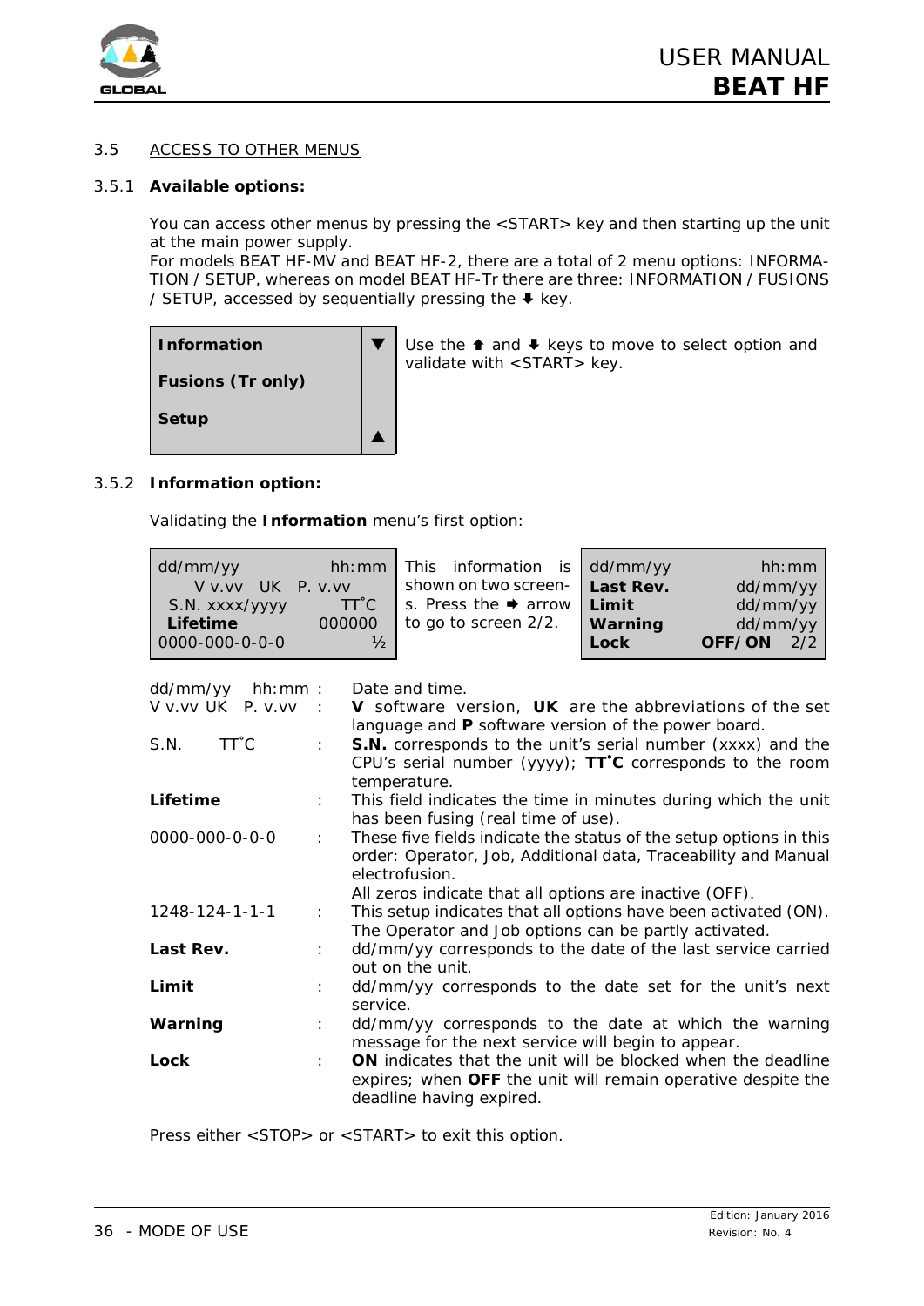## 3.5 ACCESS TO OTHER MENUS

### 3.5.1 **Available options:**

You can access other menus by pressing the <START> key and then starting up the unit at the main power supply.
For models BEAT HF-MV and BEAT HF-2, there are a total of 2 menu options: INFORMATION / SETUP, whereas on model BEAT HF-Tr there are three: INFORMATION / FUSIONS / SETUP, accessed by sequentially pressing the ⬇ key.

| | |
|---|---|
| **Information** | ▼ |
| **Fusions (Tr only)** | |
| **Setup** | ▲ |

Use the ⬆ and ⬇ keys to move to select option and validate with <START> key.

### 3.5.2 **Information option:**

Validating the **Information** menu's first option:

| | |
|---|---|
| dd/mm/yy | hh:mm |
| V v.vv UK P. v.vv | |
| S.N. xxxx/yyyy | TT˚C |
| **Lifetime** | 000000 |
| 0000-000-0-0-0 | ½ |

This information is shown on two screens. Press the ➡ arrow to go to screen 2/2.

| | |
|---|---|
| dd/mm/yy | hh:mm |
| **Last Rev.** | dd/mm/yy |
| **Limit** | dd/mm/yy |
| **Warning** | dd/mm/yy |
| **Lock** | **OFF/ON** 2/2 |

| | | |
|---|---|---|
| dd/mm/yy hh:mm | : | Date and time. |
| V v.vv UK P. v.vv | : | **V** software version, **UK** are the abbreviations of the set language and **P** software version of the power board. |
| S.N. TT˚C | : | **S.N.** corresponds to the unit's serial number (xxxx) and the CPU's serial number (yyyy); **TT˚C** corresponds to the room temperature. |
| **Lifetime** | : | This field indicates the time in minutes during which the unit has been fusing (real time of use). |
| 0000-000-0-0-0 | : | These five fields indicate the status of the setup options in this order: Operator, Job, Additional data, Traceability and Manual electrofusion.<br>All zeros indicate that all options are inactive (OFF). |
| 1248-124-1-1-1 | : | This setup indicates that all options have been activated (ON). The Operator and Job options can be partly activated. |
| **Last Rev.** | : | dd/mm/yy corresponds to the date of the last service carried out on the unit. |
| **Limit** | : | dd/mm/yy corresponds to the date set for the unit's next service. |
| **Warning** | : | dd/mm/yy corresponds to the date at which the warning message for the next service will begin to appear. |
| **Lock** | : | **ON** indicates that the unit will be blocked when the deadline expires; when **OFF** the unit will remain operative despite the deadline having expired. |

Press either <STOP> or <START> to exit this option.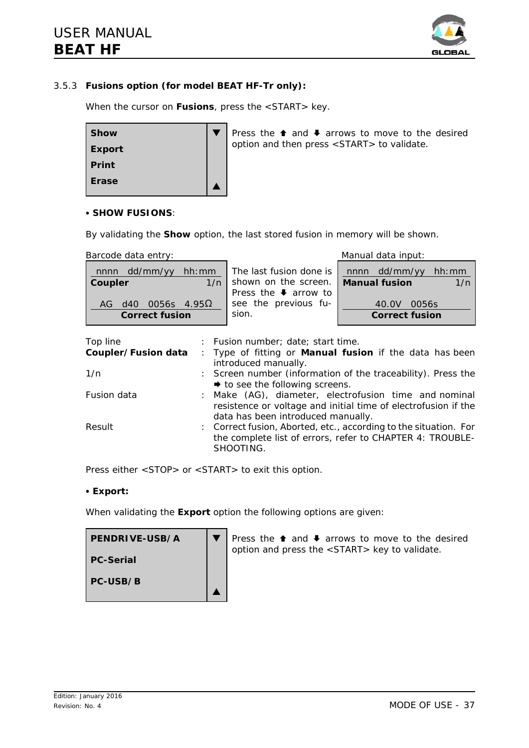### 3.5.3 Fusions option (for model BEAT HF-Tr only):

When the cursor on **Fusions**, press the <START> key.

| **Show** ▼ |
|---|
| **Export** |
| **Print** |
| **Erase** ▲ |

Press the ⬆ and ⬇ arrows to move to the desired option and then press <START> to validate.

• **SHOW FUSIONS**:

By validating the **Show** option, the last stored fusion in memory will be shown.

Barcode data entry:

| nnnn dd/mm/yy hh:mm |
|---|
| **Coupler** 1/n |
| AG d40 0056s 4.95Ω |
| **Correct fusion** |

The last fusion done is shown on the screen. Press the ⬇ arrow to see the previous fusion.

Manual data input:

| nnnn dd/mm/yy hh:mm |
|---|
| **Manual fusion** 1/n |
| 40.0V 0056s |
| **Correct fusion** |

| | | |
|---|---|---|
| Top line | : | Fusion number; date; start time. |
| **Coupler/Fusion data** | : | Type of fitting or **Manual fusion** if the data has been introduced manually. |
| 1/n | : | Screen number (information of the traceability). Press the ➡ to see the following screens. |
| Fusion data | : | Make (AG), diameter, electrofusion time and nominal resistence or voltage and initial time of electrofusion if the data has been introduced manually. |
| Result | : | Correct fusion, Aborted, etc., according to the situation. For the complete list of errors, refer to CHAPTER 4: TROUBLE-SHOOTING. |

Press either <STOP> or <START> to exit this option.

• **Export:**

When validating the **Export** option the following options are given:

| **PENDRIVE-USB/A** ▼ |
|---|
| **PC-Serial** |
| **PC-USB/B** ▲ |

Press the ⬆ and ⬇ arrows to move to the desired option and press the <START> key to validate.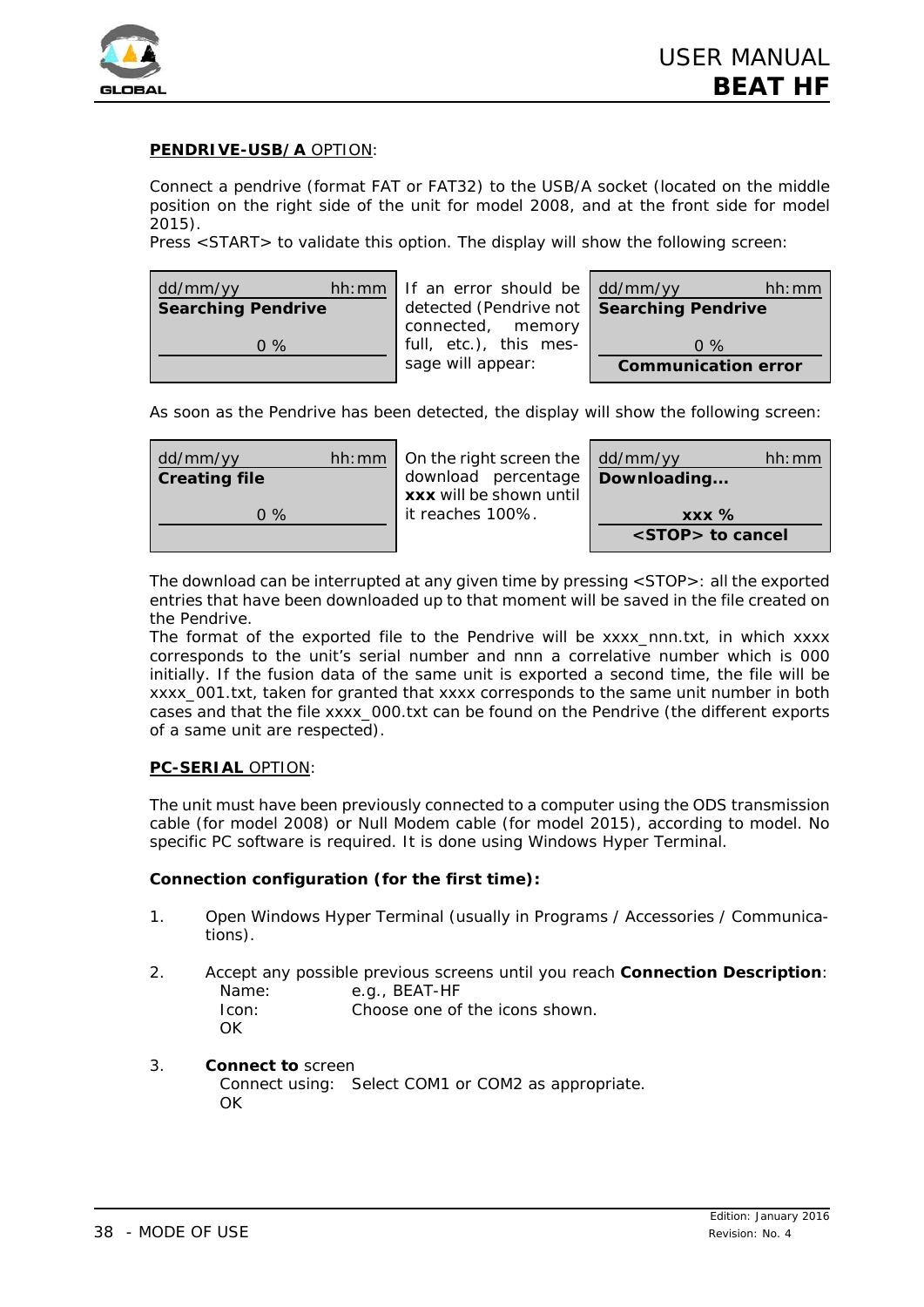**PENDRIVE-USB/A** OPTION:

Connect a pendrive (format FAT or FAT32) to the USB/A socket (located on the middle position on the right side of the unit for model 2008, and at the front side for model 2015).

Press <START> to validate this option. The display will show the following screen:

| dd/mm/yy hh:mm |
|---|
| **Searching Pendrive** |
| 0 % |
| |

If an error should be detected (Pendrive not connected, memory full, etc.), this message will appear:

| dd/mm/yy hh:mm |
|---|
| **Searching Pendrive** |
| 0 % |
| **Communication error** |

As soon as the Pendrive has been detected, the display will show the following screen:

| dd/mm/yy hh:mm |
|---|
| **Creating file** |
| 0 % |
| |

On the right screen the download percentage **xxx** will be shown until it reaches 100%.

| dd/mm/yy hh:mm |
|---|
| **Downloading...** |
| **xxx %** |
| **<STOP> to cancel** |

The download can be interrupted at any given time by pressing <STOP>: all the exported entries that have been downloaded up to that moment will be saved in the file created on the Pendrive.

The format of the exported file to the Pendrive will be xxxx_nnn.txt, in which xxxx corresponds to the unit's serial number and nnn a correlative number which is 000 initially. If the fusion data of the same unit is exported a second time, the file will be xxxx_001.txt, taken for granted that xxxx corresponds to the same unit number in both cases and that the file xxxx_000.txt can be found on the Pendrive (the different exports of a same unit are respected).

**PC-SERIAL** OPTION:

The unit must have been previously connected to a computer using the ODS transmission cable (for model 2008) or Null Modem cable (for model 2015), according to model. No specific PC software is required. It is done using Windows Hyper Terminal.

**Connection configuration (for the first time):**

1. Open Windows Hyper Terminal (usually in Programs / Accessories / Communications).

2. Accept any possible previous screens until you reach **Connection Description**:
   Name: e.g., BEAT-HF
   Icon: Choose one of the icons shown.
   OK

3. **Connect to** screen
   Connect using: Select COM1 or COM2 as appropriate.
   OK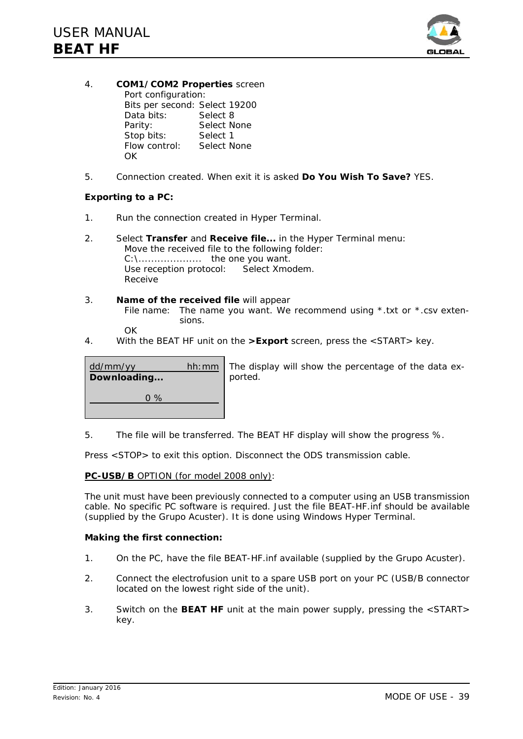4. **COM1/COM2 Properties** screen
   Port configuration:
   Bits per second: Select 19200
   Data bits: Select 8
   Parity: Select None
   Stop bits: Select 1
   Flow control: Select None
   OK

5. Connection created. When exit it is asked **Do You Wish To Save?** YES.

**Exporting to a PC:**

1. Run the connection created in Hyper Terminal.

2. Select **Transfer** and **Receive file...** in the Hyper Terminal menu:
   Move the received file to the following folder:
   C:\.................... the one you want.
   Use reception protocol: Select Xmodem.
   Receive

3. **Name of the received file** will appear
   File name: The name you want. We recommend using *.txt or *.csv extensions.
   OK

4. With the BEAT HF unit on the **>Export** screen, press the <START> key.

```
dd/mm/yy          hh:mm
Downloading...

        0 %
```

The display will show the percentage of the data exported.

5. The file will be transferred. The BEAT HF display will show the progress %.

Press <STOP> to exit this option. Disconnect the ODS transmission cable.

<u>**PC-USB/B** OPTION (for model 2008 only)</u>:

The unit must have been previously connected to a computer using an USB transmission cable. No specific PC software is required. Just the file BEAT-HF.inf should be available (supplied by the Grupo Acuster). It is done using Windows Hyper Terminal.

**Making the first connection:**

1. On the PC, have the file BEAT-HF.inf available (supplied by the Grupo Acuster).

2. Connect the electrofusion unit to a spare USB port on your PC (USB/B connector located on the lowest right side of the unit).

3. Switch on the **BEAT HF** unit at the main power supply, pressing the <START> key.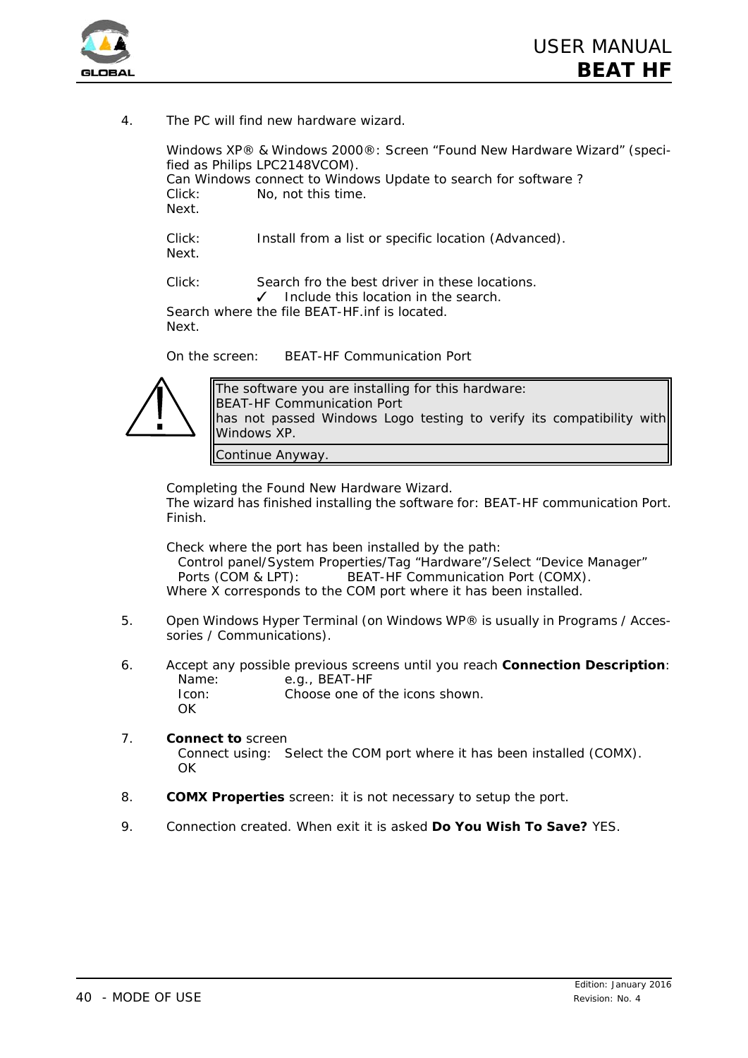4. The PC will find new hardware wizard.

   Windows XP® & Windows 2000®: Screen "Found New Hardware Wizard" (specified as Philips LPC2148VCOM).
   Can Windows connect to Windows Update to search for software ?
   Click: No, not this time.
   Next.

   Click: Install from a list or specific location (Advanced).
   Next.

   Click: Search fro the best driver in these locations.
   ✓ Include this location in the search.
   Search where the file BEAT-HF.inf is located.
   Next.

   On the screen: BEAT-HF Communication Port

   | The software you are installing for this hardware: BEAT-HF Communication Port has not passed Windows Logo testing to verify its compatibility with Windows XP. |
   |---|
   | Continue Anyway. |

   Completing the Found New Hardware Wizard.
   The wizard has finished installing the software for: BEAT-HF communication Port.
   Finish.

   Check where the port has been installed by the path:
   Control panel/System Properties/Tag "Hardware"/Select "Device Manager"
   Ports (COM & LPT): BEAT-HF Communication Port (COMX).
   Where X corresponds to the COM port where it has been installed.

5. Open Windows Hyper Terminal (on Windows WP® is usually in Programs / Accessories / Communications).

6. Accept any possible previous screens until you reach **Connection Description**:
   Name: e.g., BEAT-HF
   Icon: Choose one of the icons shown.
   OK

7. **Connect to** screen
   Connect using: Select the COM port where it has been installed (COMX).
   OK

8. **COMX Properties** screen: it is not necessary to setup the port.

9. Connection created. When exit it is asked **Do You Wish To Save?** YES.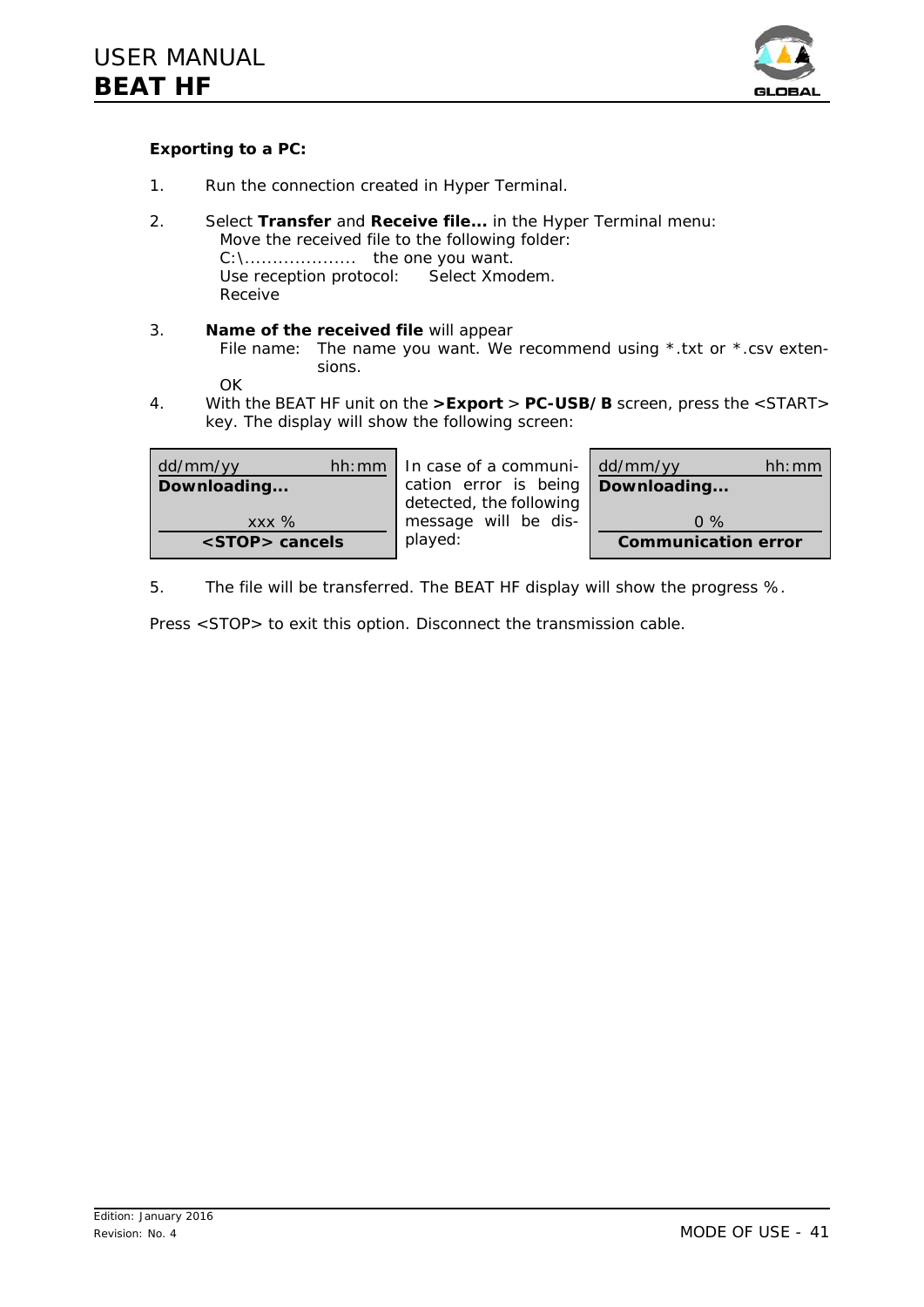**Exporting to a PC:**

1. Run the connection created in Hyper Terminal.

2. Select **Transfer** and **Receive file...** in the Hyper Terminal menu:
   Move the received file to the following folder:
   C:\.................... the one you want.
   Use reception protocol: Select Xmodem.
   Receive

3. **Name of the received file** will appear
   File name: The name you want. We recommend using *.txt or *.csv extensions.
   OK

4. With the BEAT HF unit on the **>Export** > **PC-USB/B** screen, press the <START> key. The display will show the following screen:

| dd/mm/yy | hh:mm |
|---|---|
| **Downloading...** | |
| xxx % | |
| **<STOP> cancels** | |

In case of a communication error is being detected, the following message will be displayed:

| dd/mm/yy | hh:mm |
|---|---|
| **Downloading...** | |
| 0 % | |
| **Communication error** | |

5. The file will be transferred. The BEAT HF display will show the progress %.

Press <STOP> to exit this option. Disconnect the transmission cable.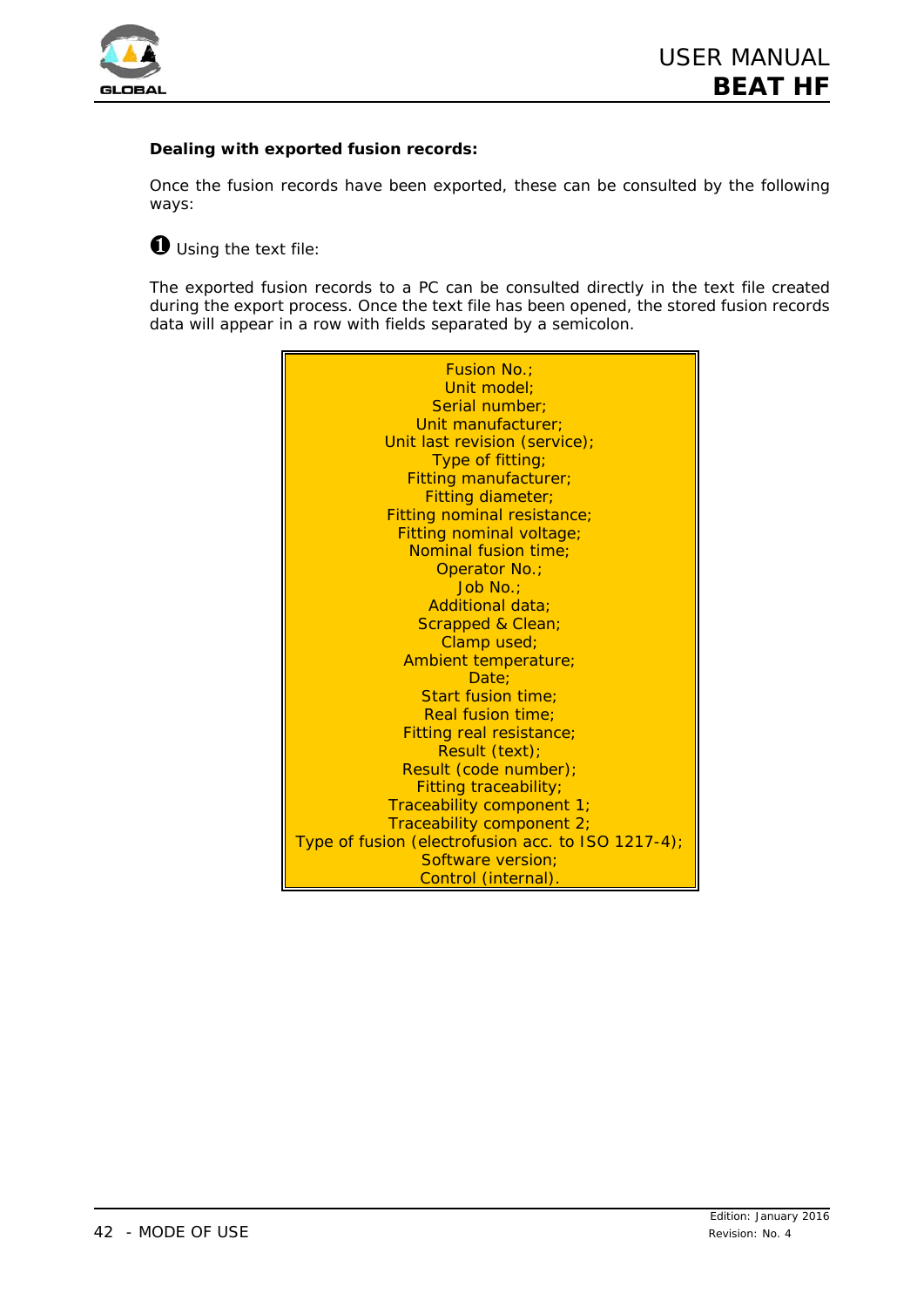**Dealing with exported fusion records:**

Once the fusion records have been exported, these can be consulted by the following ways:

❶ Using the text file:

The exported fusion records to a PC can be consulted directly in the text file created during the export process. Once the text file has been opened, the stored fusion records data will appear in a row with fields separated by a semicolon.

| Fusion No.;<br>Unit model;<br>Serial number;<br>Unit manufacturer;<br>Unit last revision (service);<br>Type of fitting;<br>Fitting manufacturer;<br>Fitting diameter;<br>Fitting nominal resistance;<br>Fitting nominal voltage;<br>Nominal fusion time;<br>Operator No.;<br>Job No.;<br>Additional data;<br>Scrapped & Clean;<br>Clamp used;<br>Ambient temperature;<br>Date;<br>Start fusion time;<br>Real fusion time;<br>Fitting real resistance;<br>Result (text);<br>Result (code number);<br>Fitting traceability;<br>Traceability component 1;<br>Traceability component 2;<br>Type of fusion (electrofusion acc. to ISO 1217-4);<br>Software version;<br>Control (internal). |
|---|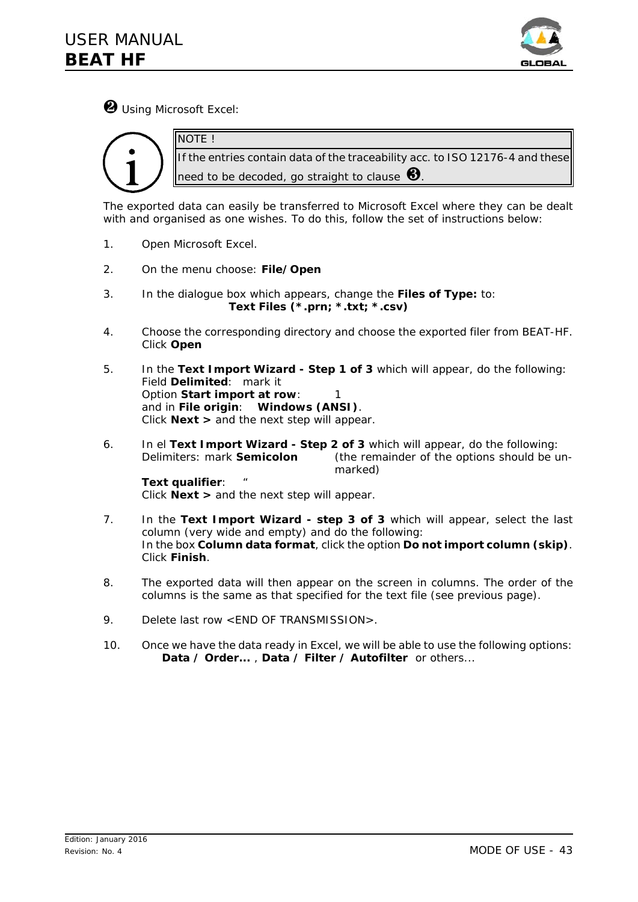❷ Using Microsoft Excel:

> NOTE !
>
> If the entries contain data of the traceability acc. to ISO 12176-4 and these need to be decoded, go straight to clause ❸.

The exported data can easily be transferred to Microsoft Excel where they can be dealt with and organised as one wishes. To do this, follow the set of instructions below:

1. Open Microsoft Excel.

2. On the menu choose: **File/Open**

3. In the dialogue box which appears, change the **Files of Type:** to:
   **Text Files (*.prn; *.txt; *.csv)**

4. Choose the corresponding directory and choose the exported filer from BEAT-HF. Click **Open**

5. In the **Text Import Wizard - Step 1 of 3** which will appear, do the following:
   Field **Delimited**: mark it
   Option **Start import at row**: 1
   and in **File origin**: **Windows (ANSI)**.
   Click **Next >** and the next step will appear.

6. In el **Text Import Wizard - Step 2 of 3** which will appear, do the following:
   Delimiters: mark **Semicolon** (the remainder of the options should be un-marked)
   **Text qualifier**: "
   Click **Next >** and the next step will appear.

7. In the **Text Import Wizard - step 3 of 3** which will appear, select the last column (very wide and empty) and do the following:
   In the box **Column data format**, click the option **Do not import column (skip)**.
   Click **Finish**.

8. The exported data will then appear on the screen in columns. The order of the columns is the same as that specified for the text file (see previous page).

9. Delete last row <END OF TRANSMISSION>.

10. Once we have the data ready in Excel, we will be able to use the following options:
    **Data / Order...** , **Data / Filter / Autofilter** or others...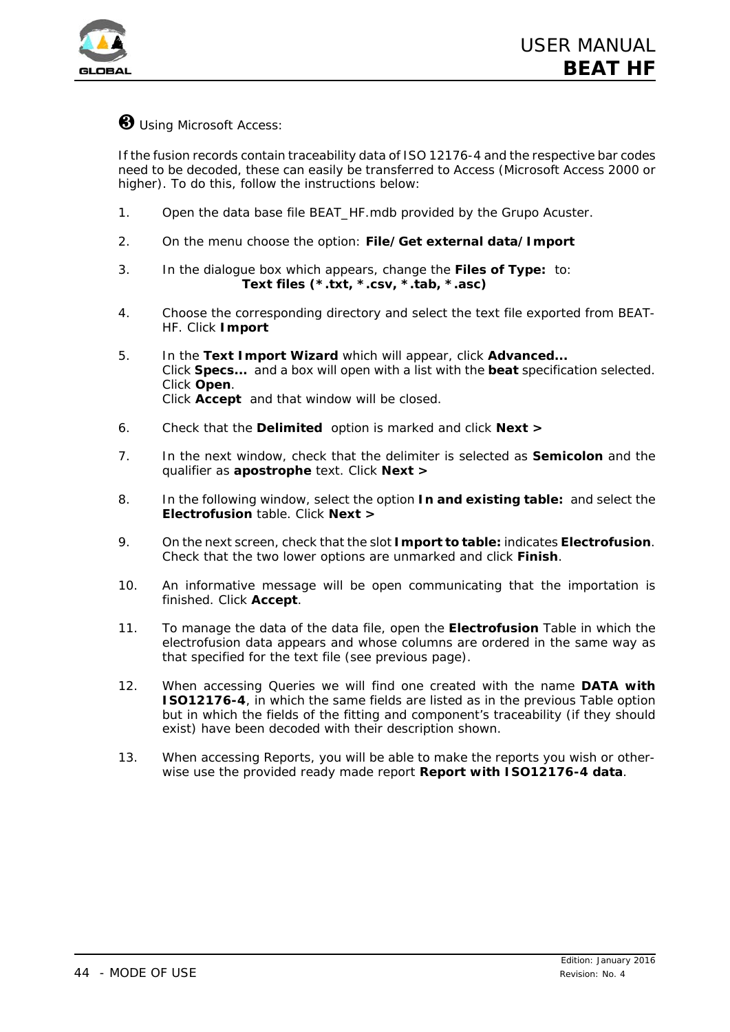❸ Using Microsoft Access:

If the fusion records contain traceability data of ISO 12176-4 and the respective bar codes need to be decoded, these can easily be transferred to Access (Microsoft Access 2000 or higher). To do this, follow the instructions below:

1. Open the data base file BEAT_HF.mdb provided by the Grupo Acuster.

2. On the menu choose the option: **File/Get external data/Import**

3. In the dialogue box which appears, change the **Files of Type:** to:
   **Text files (*.txt, *.csv, *.tab, *.asc)**

4. Choose the corresponding directory and select the text file exported from BEAT-HF. Click **Import**

5. In the **Text Import Wizard** which will appear, click **Advanced...**
   Click **Specs...** and a box will open with a list with the **beat** specification selected. Click **Open**.
   Click **Accept** and that window will be closed.

6. Check that the **Delimited** option is marked and click **Next >**

7. In the next window, check that the delimiter is selected as **Semicolon** and the qualifier as **apostrophe** text. Click **Next >**

8. In the following window, select the option **In and existing table:** and select the **Electrofusion** table. Click **Next >**

9. On the next screen, check that the slot **Import to table:** indicates **Electrofusion**. Check that the two lower options are unmarked and click **Finish**.

10. An informative message will be open communicating that the importation is finished. Click **Accept**.

11. To manage the data of the data file, open the **Electrofusion** Table in which the electrofusion data appears and whose columns are ordered in the same way as that specified for the text file (see previous page).

12. When accessing Queries we will find one created with the name **DATA with ISO12176-4**, in which the same fields are listed as in the previous Table option but in which the fields of the fitting and component's traceability (if they should exist) have been decoded with their description shown.

13. When accessing Reports, you will be able to make the reports you wish or other-wise use the provided ready made report **Report with ISO12176-4 data**.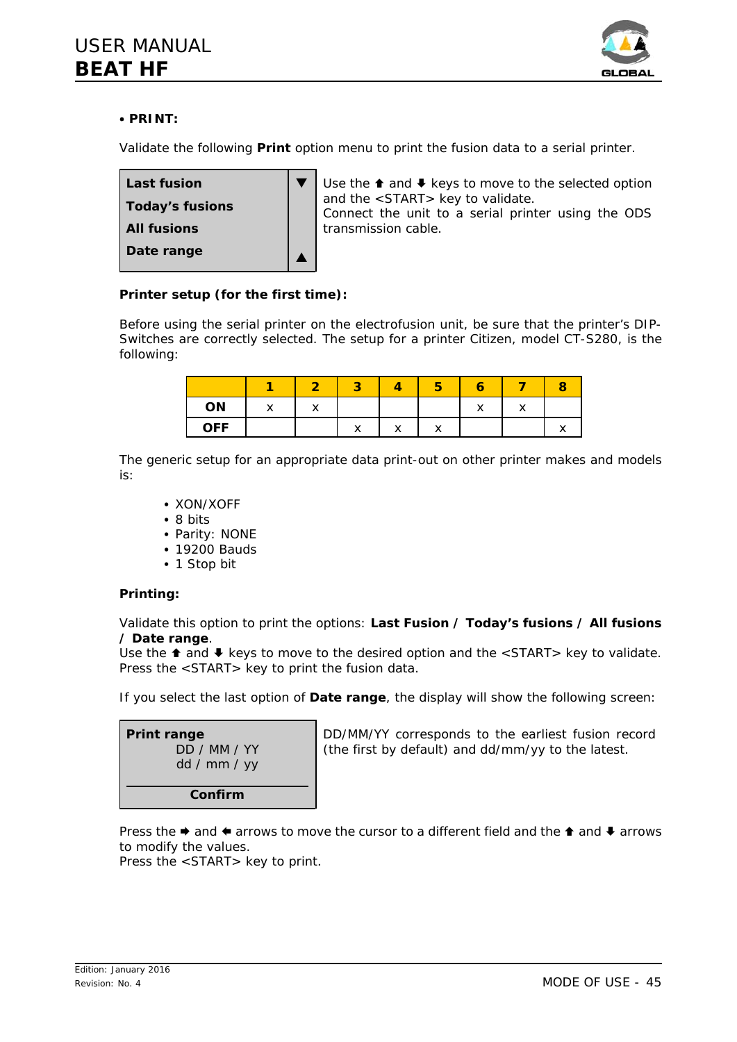- **PRINT:**

Validate the following **Print** option menu to print the fusion data to a serial printer.

| Last fusion | ▼ |
|---|---|
| Today's fusions | |
| All fusions | |
| Date range | ▲ |

Use the ⬆ and ⬇ keys to move to the selected option and the <START> key to validate.
Connect the unit to a serial printer using the ODS transmission cable.

**Printer setup (for the first time):**

Before using the serial printer on the electrofusion unit, be sure that the printer's DIP-Switches are correctly selected. The setup for a printer Citizen, model CT-S280, is the following:

| | 1 | 2 | 3 | 4 | 5 | 6 | 7 | 8 |
|---|---|---|---|---|---|---|---|---|
| **ON** | x | x | | | | x | x | |
| **OFF** | | | x | x | x | | | x |

The generic setup for an appropriate data print-out on other printer makes and models is:

- XON/XOFF
- 8 bits
- Parity: NONE
- 19200 Bauds
- 1 Stop bit

**Printing:**

Validate this option to print the options: **Last Fusion / Today's fusions / All fusions / Date range**.
Use the ⬆ and ⬇ keys to move to the desired option and the <START> key to validate.
Press the <START> key to print the fusion data.

If you select the last option of **Date range**, the display will show the following screen:

| **Print range** |
|---|
| DD / MM / YY |
| dd / mm / yy |
| **Confirm** |

DD/MM/YY corresponds to the earliest fusion record (the first by default) and dd/mm/yy to the latest.

Press the ➡ and ⬅ arrows to move the cursor to a different field and the ⬆ and ⬇ arrows to modify the values.
Press the <START> key to print.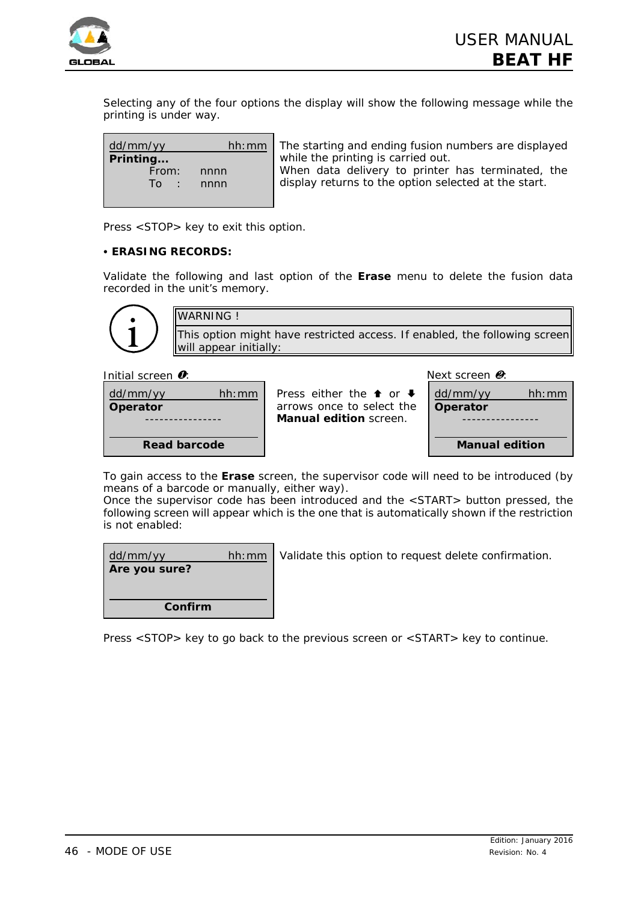Selecting any of the four options the display will show the following message while the printing is under way.

```
dd/mm/yy          hh:mm
Printing...
        From:    nnnn
        To  :    nnnn
```

The starting and ending fusion numbers are displayed while the printing is carried out.
When data delivery to printer has terminated, the display returns to the option selected at the start.

Press <STOP> key to exit this option.

• **ERASING RECORDS:**

Validate the following and last option of the **Erase** menu to delete the fusion data recorded in the unit's memory.

| WARNING ! |
| --- |
| This option might have restricted access. If enabled, the following screen will appear initially: |

Initial screen ❶:

```
dd/mm/yy          hh:mm
Operator
      ----------------

      Read barcode
```

Press either the ⬆ or ⬇ arrows once to select the **Manual edition** screen.

Next screen ❷:

```
dd/mm/yy          hh:mm
Operator
      ----------------

      Manual edition
```

To gain access to the **Erase** screen, the supervisor code will need to be introduced (by means of a barcode or manually, either way).
Once the supervisor code has been introduced and the <START> button pressed, the following screen will appear which is the one that is automatically shown if the restriction is not enabled:

```
dd/mm/yy          hh:mm
Are you sure?

         Confirm
```

Validate this option to request delete confirmation.

Press <STOP> key to go back to the previous screen or <START> key to continue.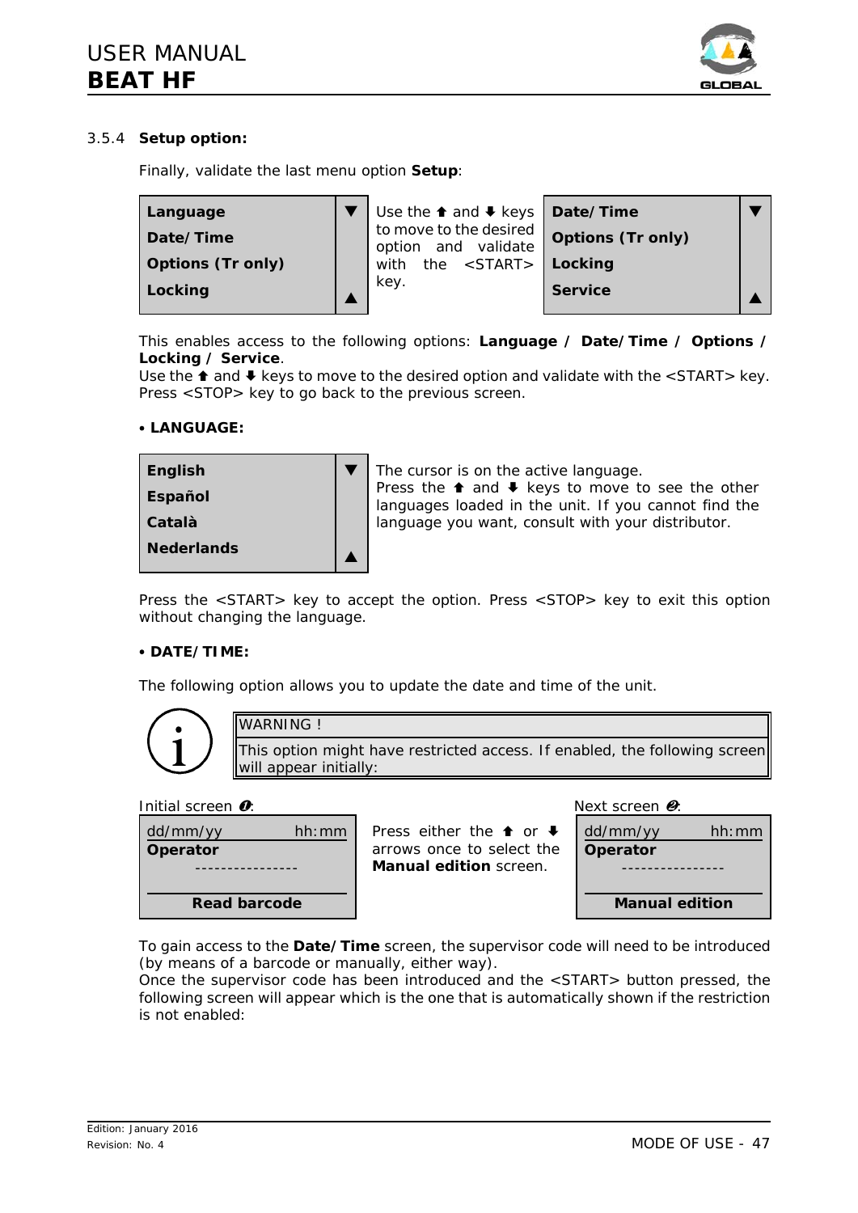### 3.5.4 Setup option:

Finally, validate the last menu option **Setup**:

| **Language** | ▼ |
|---|---|
| **Date/Time** | |
| **Options (Tr only)** | |
| **Locking** | ▲ |

Use the ⬆ and ⬇ keys to move to the desired option and validate with the <START> key.

| **Date/Time** | ▼ |
|---|---|
| **Options (Tr only)** | |
| **Locking** | |
| **Service** | ▲ |

This enables access to the following options: **Language / Date/Time / Options / Locking / Service**.
Use the ⬆ and ⬇ keys to move to the desired option and validate with the <START> key.
Press <STOP> key to go back to the previous screen.

**• LANGUAGE:**

| **English** | ▼ |
|---|---|
| **Español** | |
| **Català** | |
| **Nederlands** | ▲ |

The cursor is on the active language.
Press the ⬆ and ⬇ keys to move to see the other languages loaded in the unit. If you cannot find the language you want, consult with your distributor.

Press the <START> key to accept the option. Press <STOP> key to exit this option without changing the language.

**• DATE/TIME:**

The following option allows you to update the date and time of the unit.

> WARNING !
>
> This option might have restricted access. If enabled, the following screen will appear initially:

Initial screen ❶:

| dd/mm/yy | hh:mm |
|---|---|
| **Operator** | |
| ---------------- | |
| **Read barcode** | |

Press either the ⬆ or ⬇ arrows once to select the **Manual edition** screen.

Next screen ❷:

| dd/mm/yy | hh:mm |
|---|---|
| **Operator** | |
| ---------------- | |
| **Manual edition** | |

To gain access to the **Date/Time** screen, the supervisor code will need to be introduced (by means of a barcode or manually, either way).
Once the supervisor code has been introduced and the <START> button pressed, the following screen will appear which is the one that is automatically shown if the restriction is not enabled: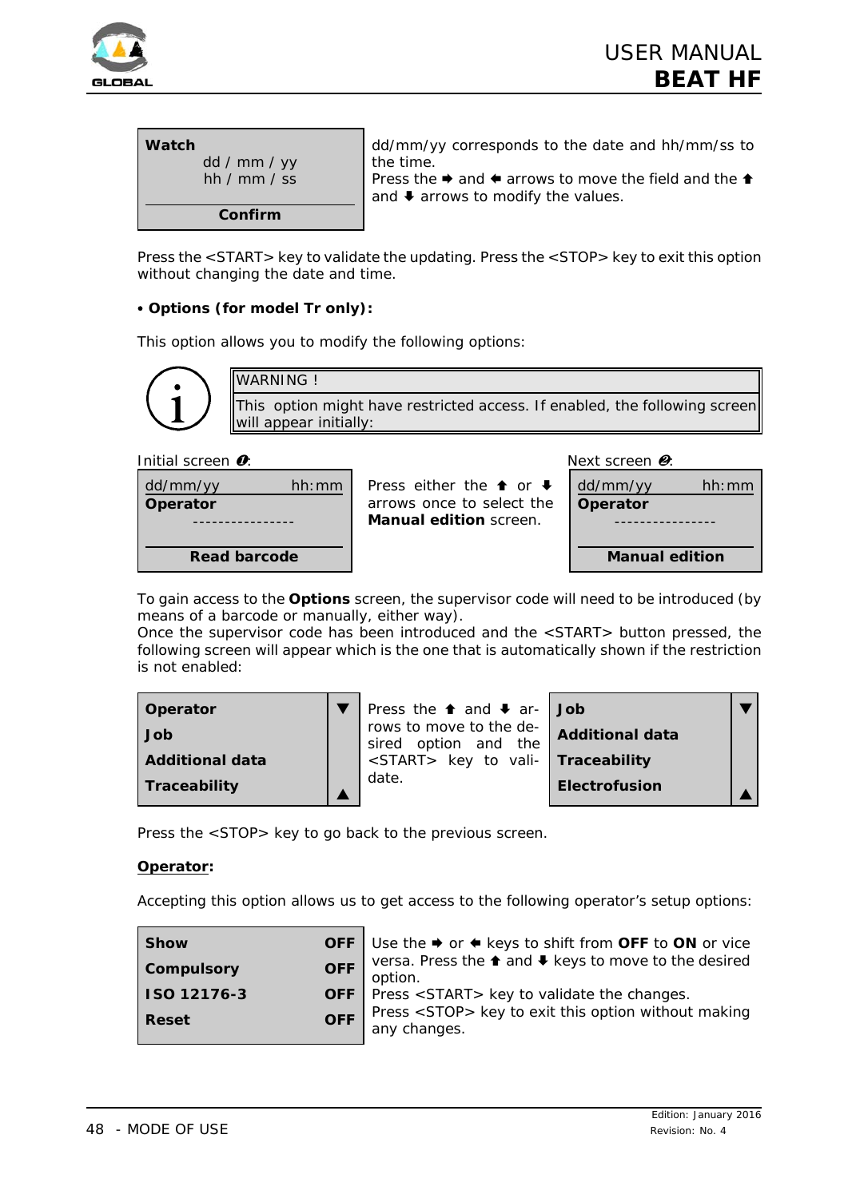| Watch |
| --- |
| dd / mm / yy |
| hh / mm / ss |
| **Confirm** |

dd/mm/yy corresponds to the date and hh/mm/ss to the time.
Press the ➡ and ⬅ arrows to move the field and the ⬆ and ⬇ arrows to modify the values.

Press the <START> key to validate the updating. Press the <STOP> key to exit this option without changing the date and time.

**• Options (for model Tr only):**

This option allows you to modify the following options:

| WARNING ! |
| --- |
| This option might have restricted access. If enabled, the following screen will appear initially: |

Initial screen ❶:

| dd/mm/yy | hh:mm |
| --- | --- |
| **Operator** | |
| ---------------- | |
| **Read barcode** | |

Press either the ⬆ or ⬇ arrows once to select the **Manual edition** screen.

Next screen ❷:

| dd/mm/yy | hh:mm |
| --- | --- |
| **Operator** | |
| ---------------- | |
| **Manual edition** | |

To gain access to the **Options** screen, the supervisor code will need to be introduced (by means of a barcode or manually, either way).
Once the supervisor code has been introduced and the <START> button pressed, the following screen will appear which is the one that is automatically shown if the restriction is not enabled:

| | |
| --- | --- |
| **Operator** | ▼ |
| **Job** | |
| **Additional data** | |
| **Traceability** | ▲ |

Press the ⬆ and ⬇ arrows to move to the desired option and the <START> key to validate.

| | |
| --- | --- |
| **Job** | ▼ |
| **Additional data** | |
| **Traceability** | |
| **Electrofusion** | ▲ |

Press the <STOP> key to go back to the previous screen.

**Operator:**

Accepting this option allows us to get access to the following operator's setup options:

| | |
| --- | --- |
| **Show** | **OFF** |
| **Compulsory** | **OFF** |
| **ISO 12176-3** | **OFF** |
| **Reset** | **OFF** |

Use the ➡ or ⬅ keys to shift from **OFF** to **ON** or vice versa. Press the ⬆ and ⬇ keys to move to the desired option.
Press <START> key to validate the changes.
Press <STOP> key to exit this option without making any changes.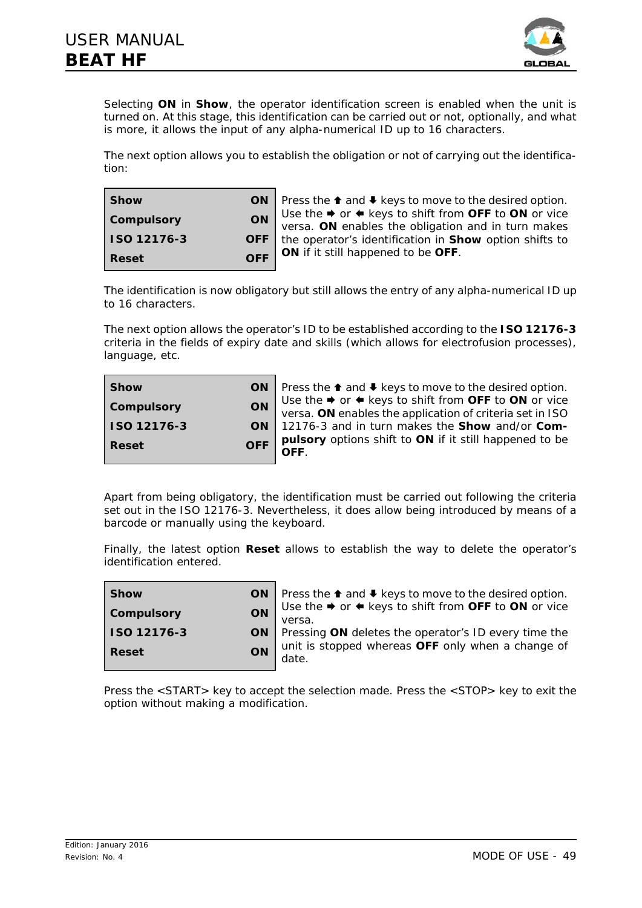Selecting **ON** in **Show**, the operator identification screen is enabled when the unit is turned on. At this stage, this identification can be carried out or not, optionally, and what is more, it allows the input of any alpha-numerical ID up to 16 characters.

The next option allows you to establish the obligation or not of carrying out the identification:

| Show | ON |
|---|---|
| Compulsory | ON |
| ISO 12176-3 | OFF |
| Reset | OFF |

Press the ⬆ and ⬇ keys to move to the desired option. Use the ➡ or ⬅ keys to shift from **OFF** to **ON** or vice versa. **ON** enables the obligation and in turn makes the operator's identification in **Show** option shifts to **ON** if it still happened to be **OFF**.

The identification is now obligatory but still allows the entry of any alpha-numerical ID up to 16 characters.

The next option allows the operator's ID to be established according to the **ISO 12176-3** criteria in the fields of expiry date and skills (which allows for electrofusion processes), language, etc.

| Show | ON |
|---|---|
| Compulsory | ON |
| ISO 12176-3 | ON |
| Reset | OFF |

Press the ⬆ and ⬇ keys to move to the desired option. Use the ➡ or ⬅ keys to shift from **OFF** to **ON** or vice versa. **ON** enables the application of criteria set in ISO 12176-3 and in turn makes the **Show** and/or **Compulsory** options shift to **ON** if it still happened to be **OFF**.

Apart from being obligatory, the identification must be carried out following the criteria set out in the ISO 12176-3. Nevertheless, it does allow being introduced by means of a barcode or manually using the keyboard.

Finally, the latest option **Reset** allows to establish the way to delete the operator's identification entered.

| Show | ON |
|---|---|
| Compulsory | ON |
| ISO 12176-3 | ON |
| Reset | ON |

Press the ⬆ and ⬇ keys to move to the desired option. Use the ➡ or ⬅ keys to shift from **OFF** to **ON** or vice versa.
Pressing **ON** deletes the operator's ID every time the unit is stopped whereas **OFF** only when a change of date.

Press the <START> key to accept the selection made. Press the <STOP> key to exit the option without making a modification.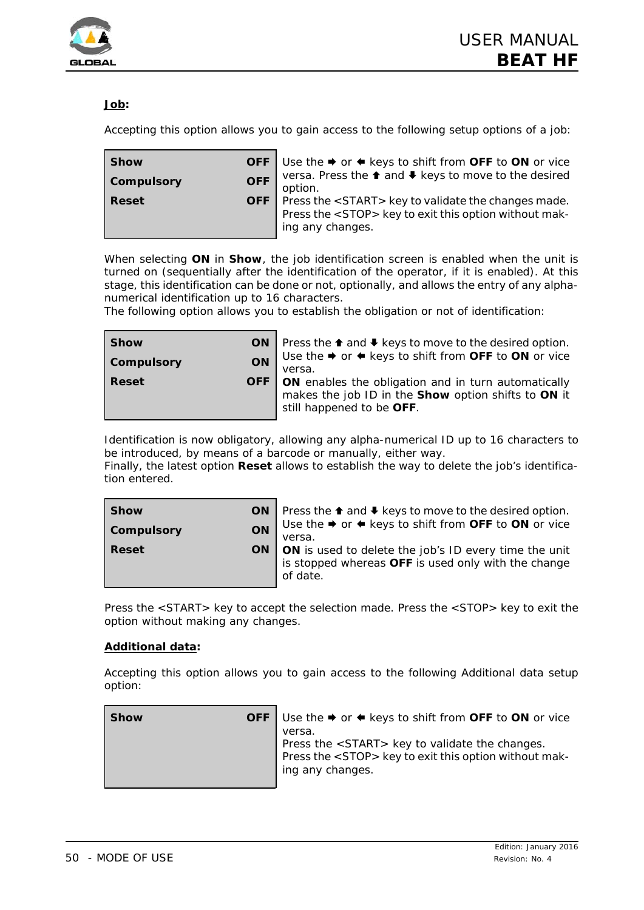**Job:**

Accepting this option allows you to gain access to the following setup options of a job:

| Setting | Value |
|---|---|
| **Show** | **OFF** |
| **Compulsory** | **OFF** |
| **Reset** | **OFF** |

Use the ➡ or ⬅ keys to shift from **OFF** to **ON** or vice versa. Press the ⬆ and ⬇ keys to move to the desired option.
Press the <START> key to validate the changes made. Press the <STOP> key to exit this option without making any changes.

When selecting **ON** in **Show**, the job identification screen is enabled when the unit is turned on (sequentially after the identification of the operator, if it is enabled). At this stage, this identification can be done or not, optionally, and allows the entry of any alpha-numerical identification up to 16 characters.
The following option allows you to establish the obligation or not of identification:

| Setting | Value |
|---|---|
| **Show** | **ON** |
| **Compulsory** | **ON** |
| **Reset** | **OFF** |

Press the ⬆ and ⬇ keys to move to the desired option. Use the ➡ or ⬅ keys to shift from **OFF** to **ON** or vice versa.
**ON** enables the obligation and in turn automatically makes the job ID in the **Show** option shifts to **ON** it still happened to be **OFF**.

Identification is now obligatory, allowing any alpha-numerical ID up to 16 characters to be introduced, by means of a barcode or manually, either way.
Finally, the latest option **Reset** allows to establish the way to delete the job's identification entered.

| Setting | Value |
|---|---|
| **Show** | **ON** |
| **Compulsory** | **ON** |
| **Reset** | **ON** |

Press the ⬆ and ⬇ keys to move to the desired option. Use the ➡ or ⬅ keys to shift from **OFF** to **ON** or vice versa.
**ON** is used to delete the job's ID every time the unit is stopped whereas **OFF** is used only with the change of date.

Press the <START> key to accept the selection made. Press the <STOP> key to exit the option without making any changes.

**Additional data:**

Accepting this option allows you to gain access to the following Additional data setup option:

| Setting | Value |
|---|---|
| **Show** | **OFF** |

Use the ➡ or ⬅ keys to shift from **OFF** to **ON** or vice versa.
Press the <START> key to validate the changes.
Press the <STOP> key to exit this option without making any changes.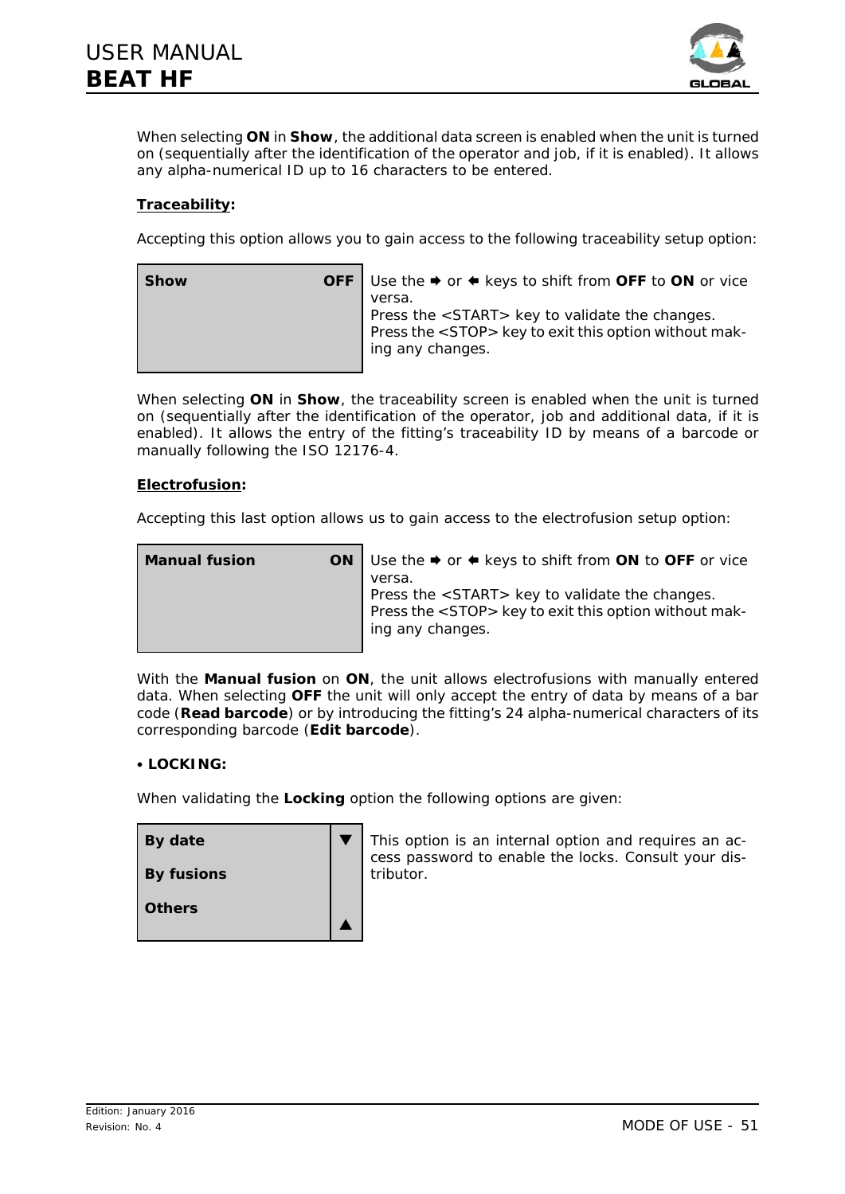When selecting **ON** in **Show**, the additional data screen is enabled when the unit is turned on (sequentially after the identification of the operator and job, if it is enabled). It allows any alpha-numerical ID up to 16 characters to be entered.

**Traceability:**

Accepting this option allows you to gain access to the following traceability setup option:

| Screen | Description |
| --- | --- |
| **Show** **OFF** | Use the ➡ or ⬅ keys to shift from **OFF** to **ON** or vice versa. Press the <START> key to validate the changes. Press the <STOP> key to exit this option without making any changes. |

When selecting **ON** in **Show**, the traceability screen is enabled when the unit is turned on (sequentially after the identification of the operator, job and additional data, if it is enabled). It allows the entry of the fitting's traceability ID by means of a barcode or manually following the ISO 12176-4.

**Electrofusion:**

Accepting this last option allows us to gain access to the electrofusion setup option:

| Screen | Description |
| --- | --- |
| **Manual fusion** **ON** | Use the ➡ or ⬅ keys to shift from **ON** to **OFF** or vice versa. Press the <START> key to validate the changes. Press the <STOP> key to exit this option without making any changes. |

With the **Manual fusion** on **ON**, the unit allows electrofusions with manually entered data. When selecting **OFF** the unit will only accept the entry of data by means of a bar code (**Read barcode**) or by introducing the fitting's 24 alpha-numerical characters of its corresponding barcode (**Edit barcode**).

**• LOCKING:**

When validating the **Locking** option the following options are given:

| Screen | Description |
| --- | --- |
| **By date** ▼<br>**By fusions**<br>**Others** ▲ | This option is an internal option and requires an access password to enable the locks. Consult your distributor. |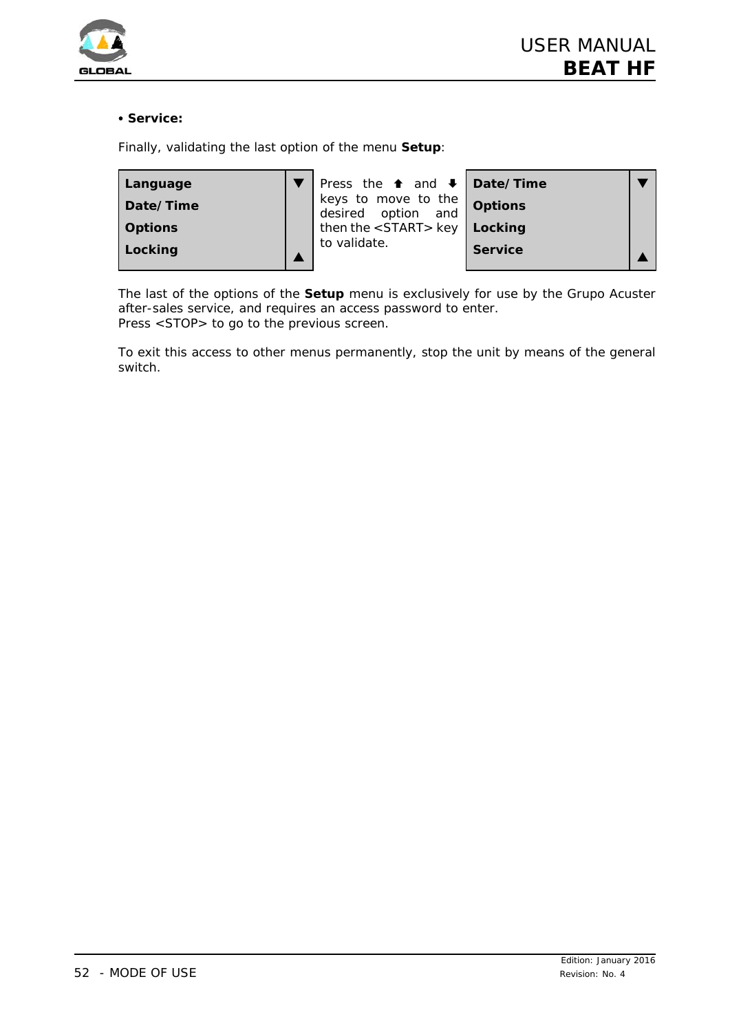• **Service:**

Finally, validating the last option of the menu **Setup**:

| Screen | | Instruction | Screen | |
|---|---|---|---|---|
| **Language** | ▼ | Press the ⬆ and ⬇ keys to move to the desired option and then the <START> key to validate. | **Date/Time** | ▼ |
| **Date/Time** | | | **Options** | |
| **Options** | | | **Locking** | |
| **Locking** | ▲ | | **Service** | ▲ |

The last of the options of the **Setup** menu is exclusively for use by the Grupo Acuster after-sales service, and requires an access password to enter.
Press <STOP> to go to the previous screen.

To exit this access to other menus permanently, stop the unit by means of the general switch.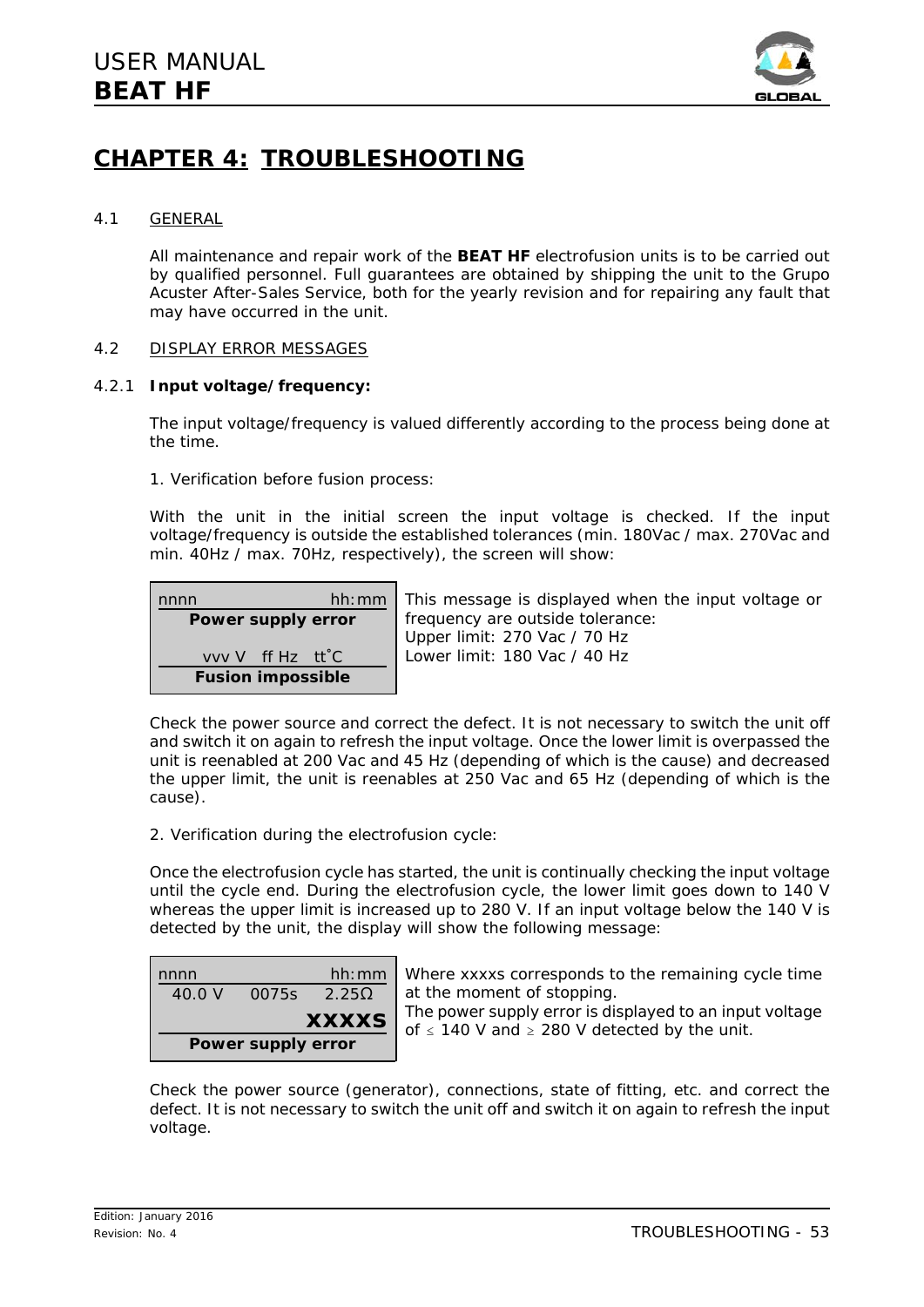# CHAPTER 4: TROUBLESHOOTING

## 4.1 GENERAL

All maintenance and repair work of the **BEAT HF** electrofusion units is to be carried out by qualified personnel. Full guarantees are obtained by shipping the unit to the Grupo Acuster After-Sales Service, both for the yearly revision and for repairing any fault that may have occurred in the unit.

## 4.2 DISPLAY ERROR MESSAGES

### 4.2.1 Input voltage/frequency:

The input voltage/frequency is valued differently according to the process being done at the time.

1. Verification before fusion process:

With the unit in the initial screen the input voltage is checked. If the input voltage/frequency is outside the established tolerances (min. 180Vac / max. 270Vac and min. 40Hz / max. 70Hz, respectively), the screen will show:

```
nnnn                hh:mm
   Power supply error

   vvv V   ff Hz   tt˚C
   Fusion impossible
```

This message is displayed when the input voltage or frequency are outside tolerance:
Upper limit: 270 Vac / 70 Hz
Lower limit: 180 Vac / 40 Hz

Check the power source and correct the defect. It is not necessary to switch the unit off and switch it on again to refresh the input voltage. Once the lower limit is overpassed the unit is reenabled at 200 Vac and 45 Hz (depending of which is the cause) and decreased the upper limit, the unit is reenables at 250 Vac and 65 Hz (depending of which is the cause).

2. Verification during the electrofusion cycle:

Once the electrofusion cycle has started, the unit is continually checking the input voltage until the cycle end. During the electrofusion cycle, the lower limit goes down to 140 V whereas the upper limit is increased up to 280 V. If an input voltage below the 140 V is detected by the unit, the display will show the following message:

```
nnnn                hh:mm
 40.0 V    0075s    2.25Ω
                    XXXXS
   Power supply error
```

Where xxxxs corresponds to the remaining cycle time at the moment of stopping.
The power supply error is displayed to an input voltage of ≤ 140 V and ≥ 280 V detected by the unit.

Check the power source (generator), connections, state of fitting, etc. and correct the defect. It is not necessary to switch the unit off and switch it on again to refresh the input voltage.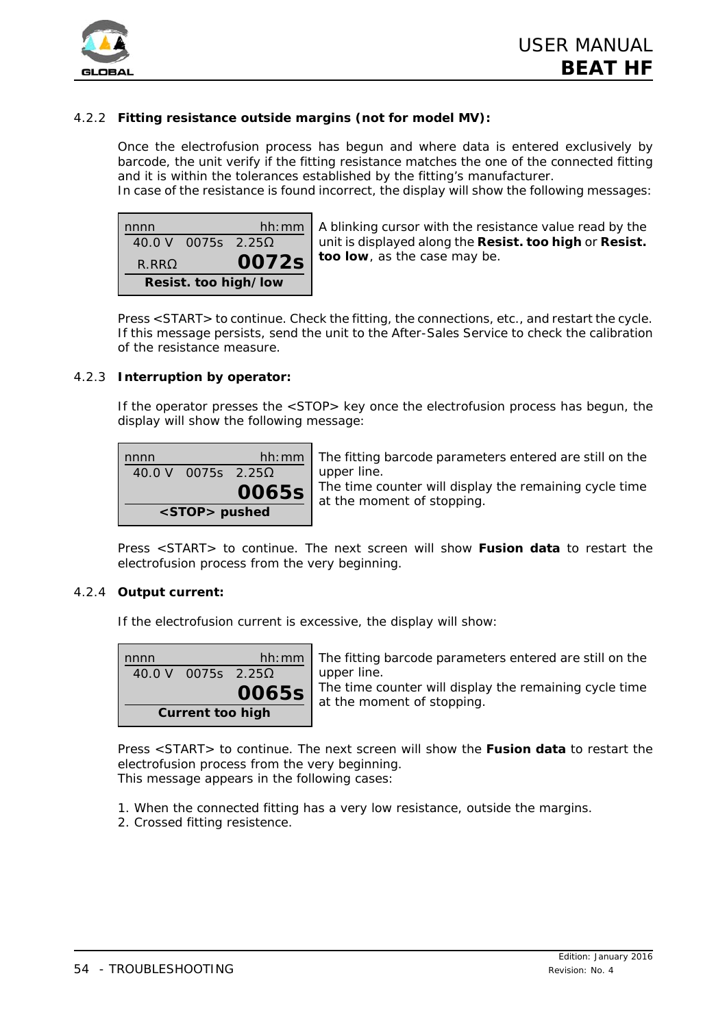### 4.2.2 **Fitting resistance outside margins (not for model MV):**

Once the electrofusion process has begun and where data is entered exclusively by barcode, the unit verify if the fitting resistance matches the one of the connected fitting and it is within the tolerances established by the fitting's manufacturer.
In case of the resistance is found incorrect, the display will show the following messages:

```
nnnn                hh:mm
 40.0 V  0075s  2.25Ω
 R.RRΩ           0072s
   Resist. too high/low
```

A blinking cursor with the resistance value read by the unit is displayed along the **Resist. too high** or **Resist. too low**, as the case may be.

Press <START> to continue. Check the fitting, the connections, etc., and restart the cycle. If this message persists, send the unit to the After-Sales Service to check the calibration of the resistance measure.

### 4.2.3 **Interruption by operator:**

If the operator presses the <STOP> key once the electrofusion process has begun, the display will show the following message:

```
nnnn                hh:mm
 40.0 V  0075s  2.25Ω
                 0065s
      <STOP> pushed
```

The fitting barcode parameters entered are still on the upper line.
The time counter will display the remaining cycle time at the moment of stopping.

Press <START> to continue. The next screen will show **Fusion data** to restart the electrofusion process from the very beginning.

### 4.2.4 **Output current:**

If the electrofusion current is excessive, the display will show:

```
nnnn                hh:mm
 40.0 V  0075s  2.25Ω
                 0065s
    Current too high
```

The fitting barcode parameters entered are still on the upper line.
The time counter will display the remaining cycle time at the moment of stopping.

Press <START> to continue. The next screen will show the **Fusion data** to restart the electrofusion process from the very beginning.
This message appears in the following cases:

1. When the connected fitting has a very low resistance, outside the margins.
2. Crossed fitting resistence.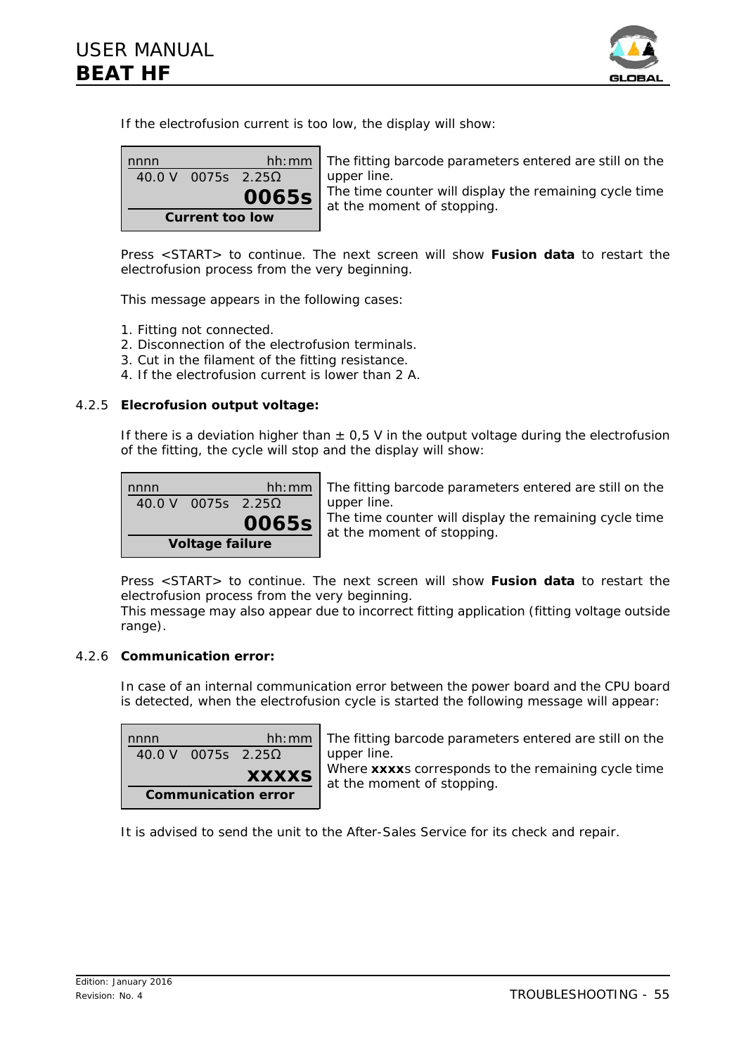If the electrofusion current is too low, the display will show:

| nnnn hh:mm<br>40.0 V 0075s 2.25Ω<br>**0065s**<br>**Current too low** | The fitting barcode parameters entered are still on the upper line.<br>The time counter will display the remaining cycle time at the moment of stopping. |
|---|---|

Press <START> to continue. The next screen will show **Fusion data** to restart the electrofusion process from the very beginning.

This message appears in the following cases:

1. Fitting not connected.
2. Disconnection of the electrofusion terminals.
3. Cut in the filament of the fitting resistance.
4. If the electrofusion current is lower than 2 A.

### 4.2.5 Elecrofusion output voltage:

If there is a deviation higher than ± 0,5 V in the output voltage during the electrofusion of the fitting, the cycle will stop and the display will show:

| nnnn hh:mm<br>40.0 V 0075s 2.25Ω<br>**0065s**<br>**Voltage failure** | The fitting barcode parameters entered are still on the upper line.<br>The time counter will display the remaining cycle time at the moment of stopping. |
|---|---|

Press <START> to continue. The next screen will show **Fusion data** to restart the electrofusion process from the very beginning.
This message may also appear due to incorrect fitting application (fitting voltage outside range).

### 4.2.6 Communication error:

In case of an internal communication error between the power board and the CPU board is detected, when the electrofusion cycle is started the following message will appear:

| nnnn hh:mm<br>40.0 V 0075s 2.25Ω<br>**XXXXS**<br>**Communication error** | The fitting barcode parameters entered are still on the upper line.<br>Where **xxxx**s corresponds to the remaining cycle time at the moment of stopping. |
|---|---|

It is advised to send the unit to the After-Sales Service for its check and repair.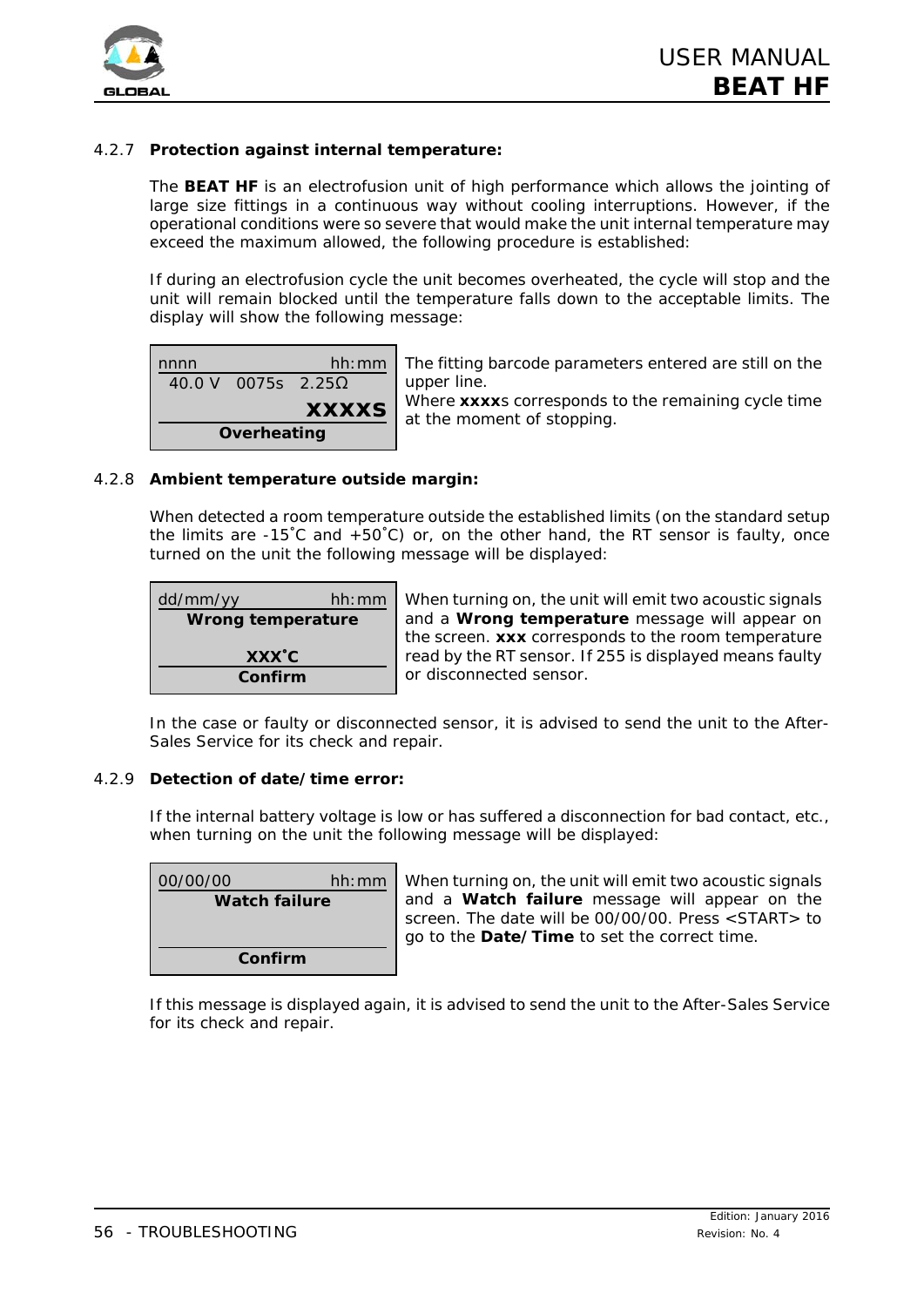### 4.2.7 **Protection against internal temperature:**

The **BEAT HF** is an electrofusion unit of high performance which allows the jointing of large size fittings in a continuous way without cooling interruptions. However, if the operational conditions were so severe that would make the unit internal temperature may exceed the maximum allowed, the following procedure is established:

If during an electrofusion cycle the unit becomes overheated, the cycle will stop and the unit will remain blocked until the temperature falls down to the acceptable limits. The display will show the following message:

```
nnnn                hh:mm
 40.0 V  0075s  2.25Ω
                    XXXXS
       Overheating
```

The fitting barcode parameters entered are still on the upper line.
Where **xxxx**s corresponds to the remaining cycle time at the moment of stopping.

### 4.2.8 **Ambient temperature outside margin:**

When detected a room temperature outside the established limits (on the standard setup the limits are -15˚C and +50˚C) or, on the other hand, the RT sensor is faulty, once turned on the unit the following message will be displayed:

```
dd/mm/yy            hh:mm
   Wrong temperature

         XXX˚C
        Confirm
```

When turning on, the unit will emit two acoustic signals and a **Wrong temperature** message will appear on the screen. **xxx** corresponds to the room temperature read by the RT sensor. If 255 is displayed means faulty or disconnected sensor.

In the case or faulty or disconnected sensor, it is advised to send the unit to the After-Sales Service for its check and repair.

### 4.2.9 **Detection of date/time error:**

If the internal battery voltage is low or has suffered a disconnection for bad contact, etc., when turning on the unit the following message will be displayed:

```
00/00/00            hh:mm
     Watch failure


        Confirm
```

When turning on, the unit will emit two acoustic signals and a **Watch failure** message will appear on the screen. The date will be 00/00/00. Press <START> to go to the **Date/Time** to set the correct time.

If this message is displayed again, it is advised to send the unit to the After-Sales Service for its check and repair.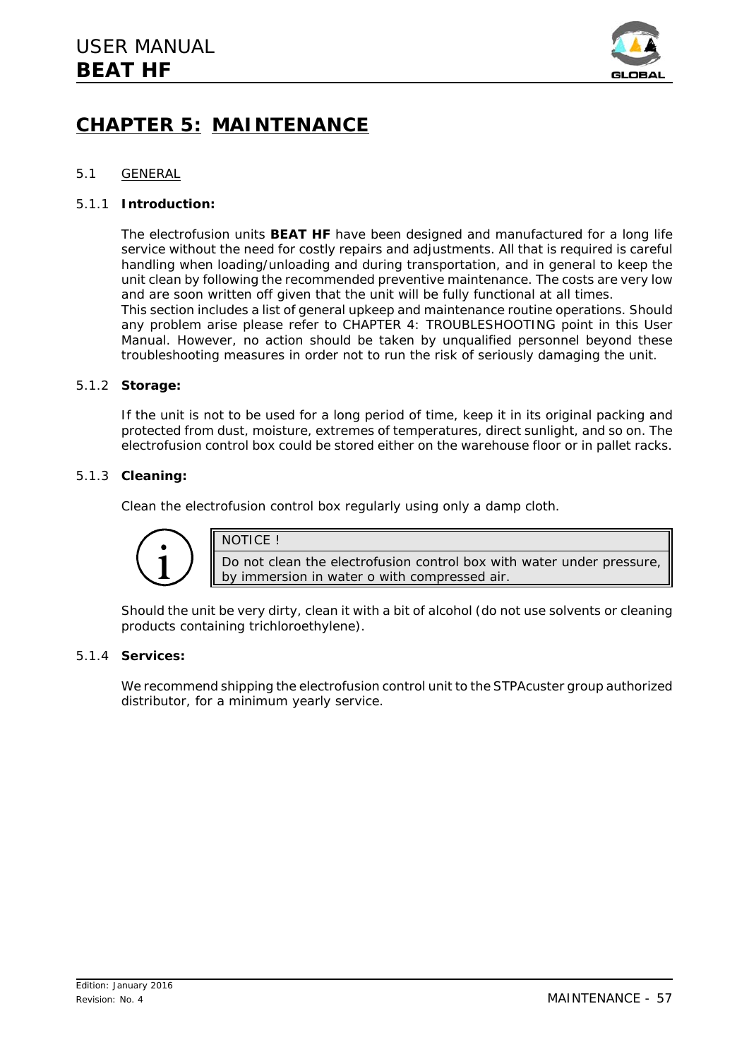# CHAPTER 5: MAINTENANCE

## 5.1 GENERAL

### 5.1.1 Introduction:

The electrofusion units **BEAT HF** have been designed and manufactured for a long life service without the need for costly repairs and adjustments. All that is required is careful handling when loading/unloading and during transportation, and in general to keep the unit clean by following the recommended preventive maintenance. The costs are very low and are soon written off given that the unit will be fully functional at all times.

This section includes a list of general upkeep and maintenance routine operations. Should any problem arise please refer to CHAPTER 4: TROUBLESHOOTING point in this User Manual. However, no action should be taken by unqualified personnel beyond these troubleshooting measures in order not to run the risk of seriously damaging the unit.

### 5.1.2 Storage:

If the unit is not to be used for a long period of time, keep it in its original packing and protected from dust, moisture, extremes of temperatures, direct sunlight, and so on. The electrofusion control box could be stored either on the warehouse floor or in pallet racks.

### 5.1.3 Cleaning:

Clean the electrofusion control box regularly using only a damp cloth.

| NOTICE ! |
|---|
| Do not clean the electrofusion control box with water under pressure, by immersion in water o with compressed air. |

Should the unit be very dirty, clean it with a bit of alcohol (do not use solvents or cleaning products containing trichloroethylene).

### 5.1.4 Services:

We recommend shipping the electrofusion control unit to the STPAcuster group authorized distributor, for a minimum yearly service.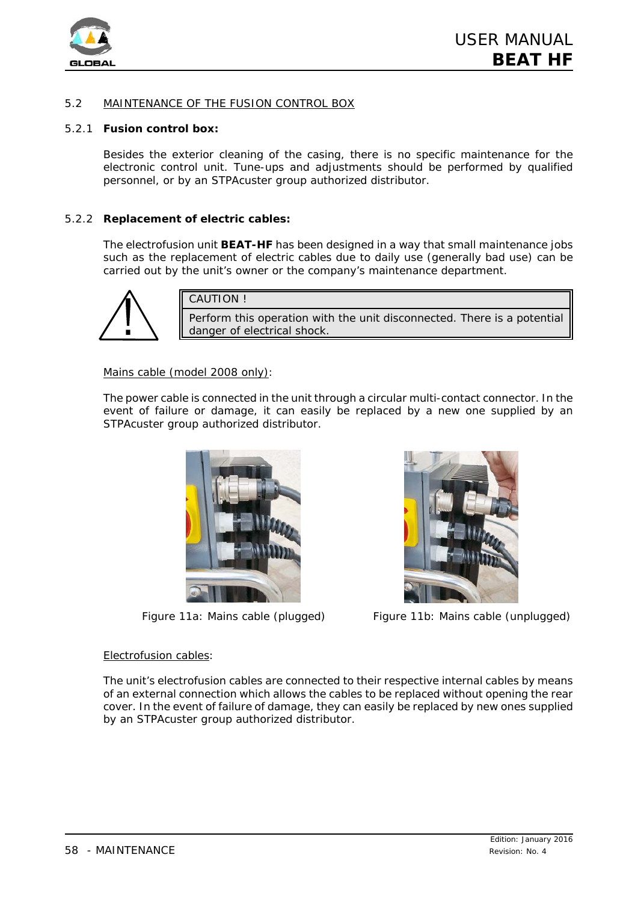## 5.2 MAINTENANCE OF THE FUSION CONTROL BOX

### 5.2.1 Fusion control box:

Besides the exterior cleaning of the casing, there is no specific maintenance for the electronic control unit. Tune-ups and adjustments should be performed by qualified personnel, or by an STPAcuster group authorized distributor.

### 5.2.2 Replacement of electric cables:

The electrofusion unit **BEAT-HF** has been designed in a way that small maintenance jobs such as the replacement of electric cables due to daily use (generally bad use) can be carried out by the unit's owner or the company's maintenance department.

| CAUTION ! |
|---|
| Perform this operation with the unit disconnected. There is a potential danger of electrical shock. |

Mains cable (model 2008 only):

The power cable is connected in the unit through a circular multi-contact connector. In the event of failure or damage, it can easily be replaced by a new one supplied by an STPAcuster group authorized distributor.

Figure 11a: Mains cable (plugged)

Figure 11b: Mains cable (unplugged)

Electrofusion cables:

The unit's electrofusion cables are connected to their respective internal cables by means of an external connection which allows the cables to be replaced without opening the rear cover. In the event of failure of damage, they can easily be replaced by new ones supplied by an STPAcuster group authorized distributor.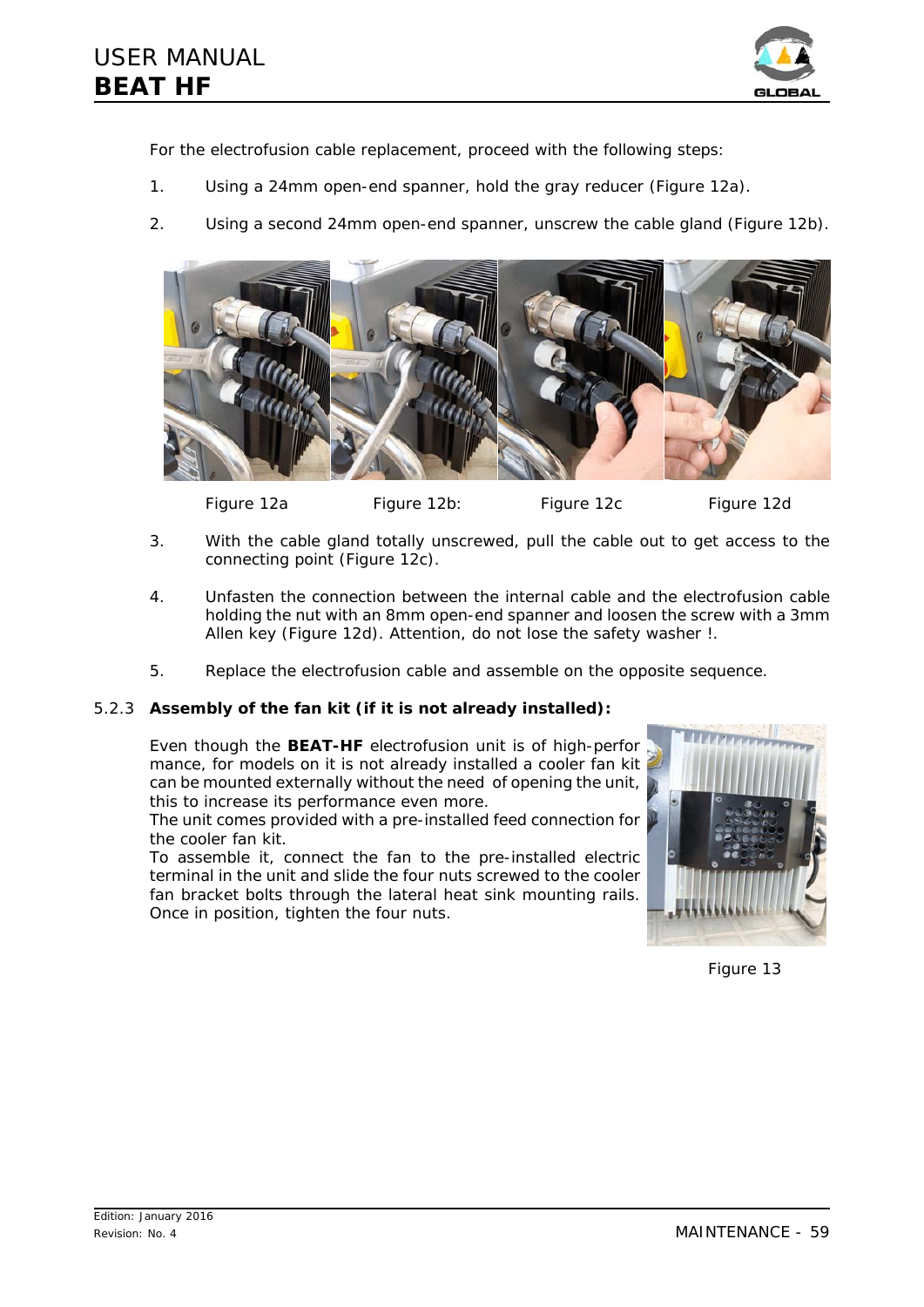For the electrofusion cable replacement, proceed with the following steps:

1. Using a 24mm open-end spanner, hold the gray reducer (Figure 12a).

2. Using a second 24mm open-end spanner, unscrew the cable gland (Figure 12b).

Figure 12a Figure 12b: Figure 12c Figure 12d

3. With the cable gland totally unscrewed, pull the cable out to get access to the connecting point (Figure 12c).

4. Unfasten the connection between the internal cable and the electrofusion cable holding the nut with an 8mm open-end spanner and loosen the screw with a 3mm Allen key (Figure 12d). Attention, do not lose the safety washer !.

5. Replace the electrofusion cable and assemble on the opposite sequence.

### 5.2.3 Assembly of the fan kit (if it is not already installed):

Even though the **BEAT-HF** electrofusion unit is of high-performance, for models on it is not already installed a cooler fan kit can be mounted externally without the need of opening the unit, this to increase its performance even more.

The unit comes provided with a pre-installed feed connection for the cooler fan kit.

To assemble it, connect the fan to the pre-installed electric terminal in the unit and slide the four nuts screwed to the cooler fan bracket bolts through the lateral heat sink mounting rails. Once in position, tighten the four nuts.

Figure 13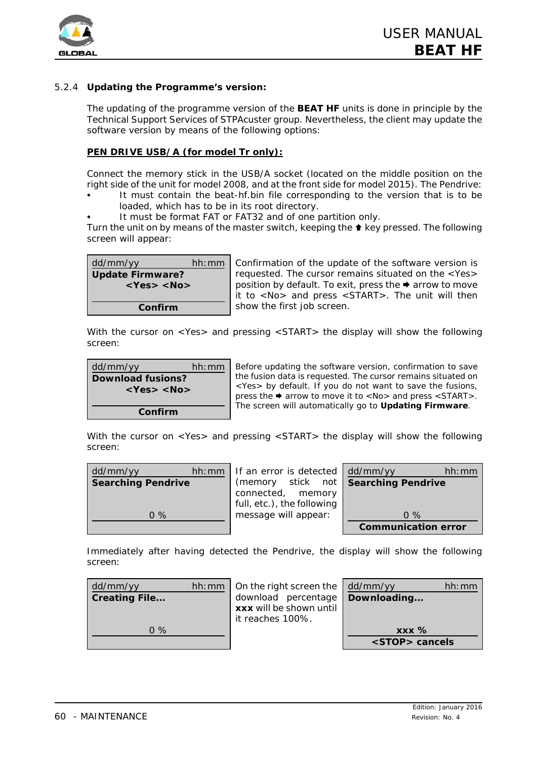### 5.2.4 **Updating the Programme's version:**

The updating of the programme version of the **BEAT HF** units is done in principle by the Technical Support Services of STPAcuster group. Nevertheless, the client may update the software version by means of the following options:

**PEN DRIVE USB/A (for model Tr only):**

Connect the memory stick in the USB/A socket (located on the middle position on the right side of the unit for model 2008, and at the front side for model 2015). The Pendrive:

- It must contain the beat-hf.bin file corresponding to the version that is to be loaded, which has to be in its root directory.
- It must be format FAT or FAT32 and of one partition only.

Turn the unit on by means of the master switch, keeping the ⬆ key pressed. The following screen will appear:

| dd/mm/yy hh:mm |
|---|
| **Update Firmware?** |
| **<Yes> <No>** |
| **Confirm** |

Confirmation of the update of the software version is requested. The cursor remains situated on the <Yes> position by default. To exit, press the ➡ arrow to move it to <No> and press <START>. The unit will then show the first job screen.

With the cursor on <Yes> and pressing <START> the display will show the following screen:

| dd/mm/yy hh:mm |
|---|
| **Download fusions?** |
| **<Yes> <No>** |
| **Confirm** |

Before updating the software version, confirmation to save the fusion data is requested. The cursor remains situated on <Yes> by default. If you do not want to save the fusions, press the ➡ arrow to move it to <No> and press <START>. The screen will automatically go to **Updating Firmware**.

With the cursor on <Yes> and pressing <START> the display will show the following screen:

| dd/mm/yy hh:mm |
|---|
| **Searching Pendrive** |
| 0 % |

If an error is detected (memory stick not connected, memory full, etc.), the following message will appear:

| dd/mm/yy hh:mm |
|---|
| **Searching Pendrive** |
| 0 % |
| **Communication error** |

Immediately after having detected the Pendrive, the display will show the following screen:

| dd/mm/yy hh:mm |
|---|
| **Creating File...** |
| 0 % |

On the right screen the download percentage **xxx** will be shown until it reaches 100%.

| dd/mm/yy hh:mm |
|---|
| **Downloading...** |
| **xxx %** |
| **<STOP> cancels** |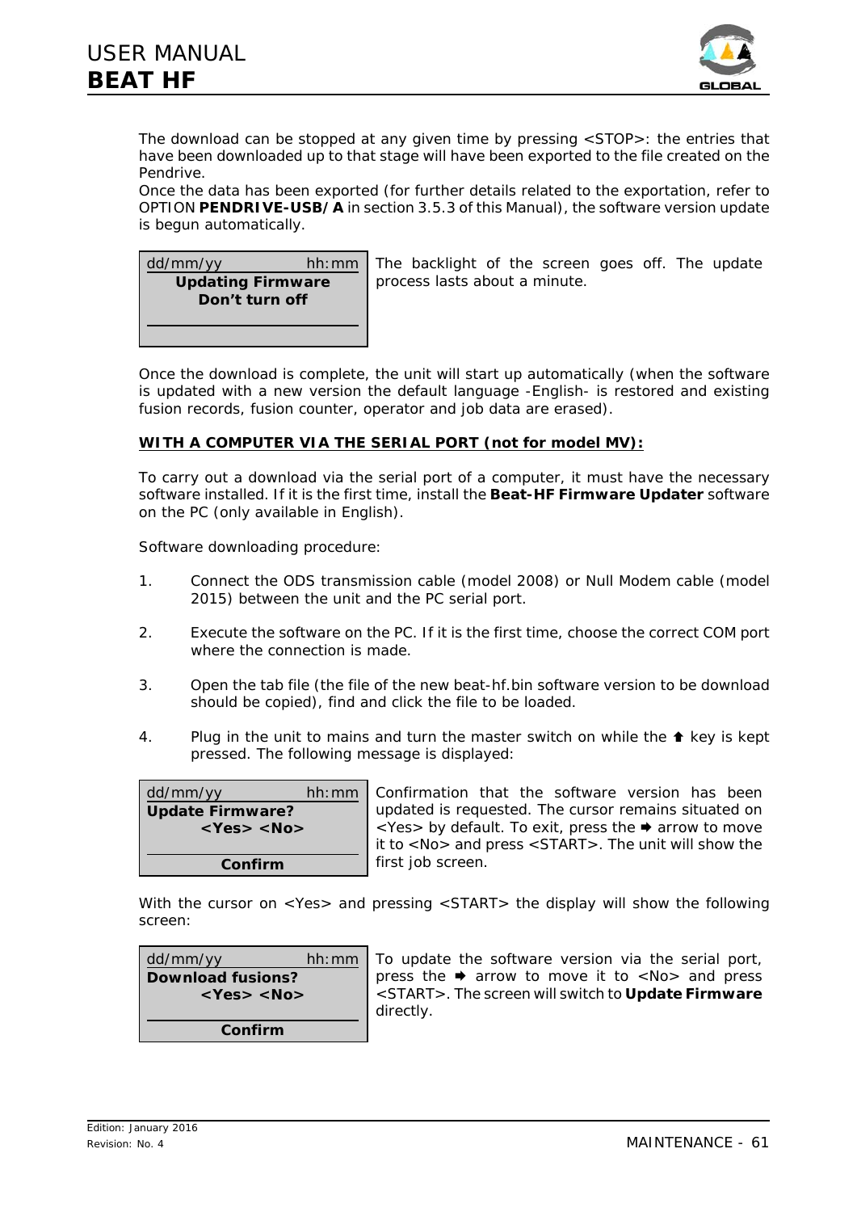The download can be stopped at any given time by pressing <STOP>: the entries that have been downloaded up to that stage will have been exported to the file created on the Pendrive.

Once the data has been exported (for further details related to the exportation, refer to OPTION **PENDRIVE-USB/A** in section 3.5.3 of this Manual), the software version update is begun automatically.

| dd/mm/yy hh:mm |
|---|
| **Updating Firmware** |
| **Don't turn off** |

The backlight of the screen goes off. The update process lasts about a minute.

Once the download is complete, the unit will start up automatically (when the software is updated with a new version the default language -English- is restored and existing fusion records, fusion counter, operator and job data are erased).

**WITH A COMPUTER VIA THE SERIAL PORT (not for model MV):**

To carry out a download via the serial port of a computer, it must have the necessary software installed. If it is the first time, install the **Beat-HF Firmware Updater** software on the PC (only available in English).

Software downloading procedure:

1. Connect the ODS transmission cable (model 2008) or Null Modem cable (model 2015) between the unit and the PC serial port.

2. Execute the software on the PC. If it is the first time, choose the correct COM port where the connection is made.

3. Open the tab file (the file of the new beat-hf.bin software version to be download should be copied), find and click the file to be loaded.

4. Plug in the unit to mains and turn the master switch on while the ⬆ key is kept pressed. The following message is displayed:

| dd/mm/yy hh:mm |
|---|
| **Update Firmware?** |
| **<Yes> <No>** |
| **Confirm** |

Confirmation that the software version has been updated is requested. The cursor remains situated on <Yes> by default. To exit, press the ➡ arrow to move it to <No> and press <START>. The unit will show the first job screen.

With the cursor on <Yes> and pressing <START> the display will show the following screen:

| dd/mm/yy hh:mm |
|---|
| **Download fusions?** |
| **<Yes> <No>** |
| **Confirm** |

To update the software version via the serial port, press the ➡ arrow to move it to <No> and press <START>. The screen will switch to **Update Firmware** directly.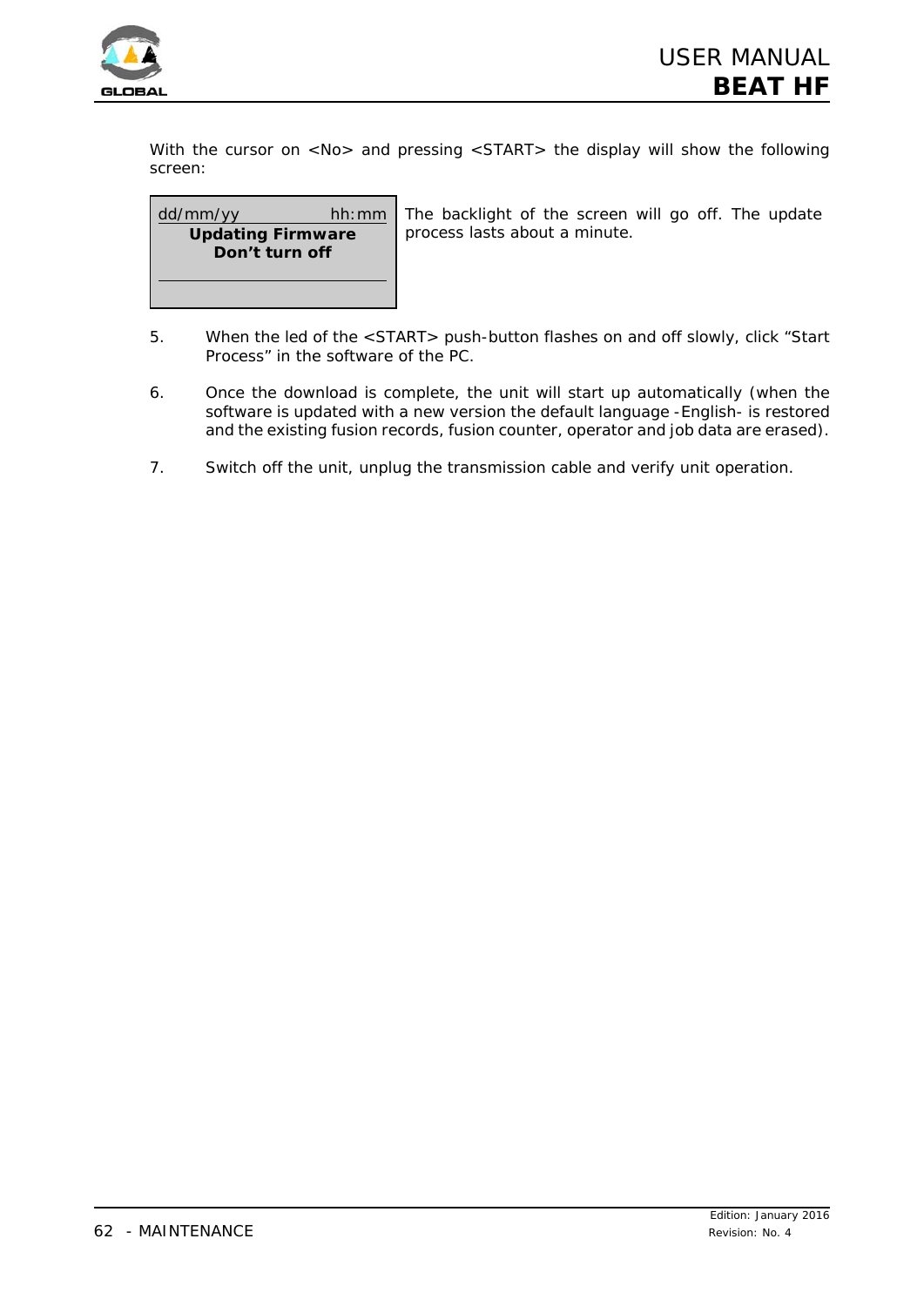With the cursor on <No> and pressing <START> the display will show the following screen:

```
dd/mm/yy            hh:mm
    Updating Firmware
      Don't turn off
```

The backlight of the screen will go off. The update process lasts about a minute.

5. When the led of the <START> push-button flashes on and off slowly, click "Start Process" in the software of the PC.

6. Once the download is complete, the unit will start up automatically (when the software is updated with a new version the default language -English- is restored and the existing fusion records, fusion counter, operator and job data are erased).

7. Switch off the unit, unplug the transmission cable and verify unit operation.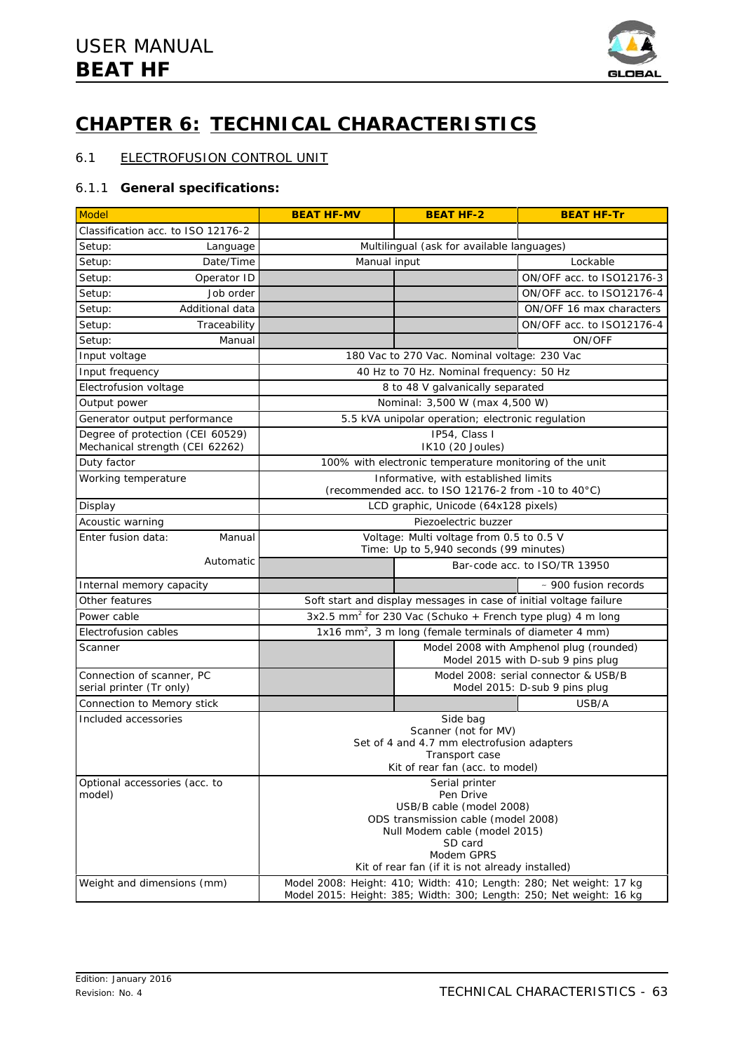# CHAPTER 6: TECHNICAL CHARACTERISTICS

## 6.1 ELECTROFUSION CONTROL UNIT

### 6.1.1 General specifications:

| Model | BEAT HF-MV | BEAT HF-2 | BEAT HF-Tr |
|---|---|---|---|
| Classification acc. to ISO 12176-2 | | | |
| Setup: Language | Multilingual (ask for available languages) | | |
| Setup: Date/Time | Manual input | | Lockable |
| Setup: Operator ID | | | ON/OFF acc. to ISO12176-3 |
| Setup: Job order | | | ON/OFF acc. to ISO12176-4 |
| Setup: Additional data | | | ON/OFF 16 max characters |
| Setup: Traceability | | | ON/OFF acc. to ISO12176-4 |
| Setup: Manual | | | ON/OFF |
| Input voltage | 180 Vac to 270 Vac. Nominal voltage: 230 Vac | | |
| Input frequency | 40 Hz to 70 Hz. Nominal frequency: 50 Hz | | |
| Electrofusion voltage | 8 to 48 V galvanically separated | | |
| Output power | Nominal: 3,500 W (max 4,500 W) | | |
| Generator output performance | 5.5 kVA unipolar operation; electronic regulation | | |
| Degree of protection (CEI 60529) Mechanical strength (CEI 62262) | IP54, Class I IK10 (20 Joules) | | |
| Duty factor | 100% with electronic temperature monitoring of the unit | | |
| Working temperature | Informative, with established limits (recommended acc. to ISO 12176-2 from -10 to 40°C) | | |
| Display | LCD graphic, Unicode (64x128 pixels) | | |
| Acoustic warning | Piezoelectric buzzer | | |
| Enter fusion data: Manual | Voltage: Multi voltage from 0.5 to 0.5 V Time: Up to 5,940 seconds (99 minutes) | | |
| Enter fusion data: Automatic | | Bar-code acc. to ISO/TR 13950 | |
| Internal memory capacity | | | ~ 900 fusion records |
| Other features | Soft start and display messages in case of initial voltage failure | | |
| Power cable | 3x2.5 mm$^2$ for 230 Vac (Schuko + French type plug) 4 m long | | |
| Electrofusion cables | 1x16 mm$^2$, 3 m long (female terminals of diameter 4 mm) | | |
| Scanner | | Model 2008 with Amphenol plug (rounded) Model 2015 with D-sub 9 pins plug | |
| Connection of scanner, PC serial printer (Tr only) | | Model 2008: serial connector & USB/B Model 2015: D-sub 9 pins plug | |
| Connection to Memory stick | | | USB/A |
| Included accessories | Side bag<br>Scanner (not for MV)<br>Set of 4 and 4.7 mm electrofusion adapters<br>Transport case<br>Kit of rear fan (acc. to model) | | |
| Optional accessories (acc. to model) | Serial printer<br>Pen Drive<br>USB/B cable (model 2008)<br>ODS transmission cable (model 2008)<br>Null Modem cable (model 2015)<br>SD card<br>Modem GPRS<br>Kit of rear fan (if it is not already installed) | | |
| Weight and dimensions (mm) | Model 2008: Height: 410; Width: 410; Length: 280; Net weight: 17 kg<br>Model 2015: Height: 385; Width: 300; Length: 250; Net weight: 16 kg | | |

Edition: January 2016
Revision: No. 4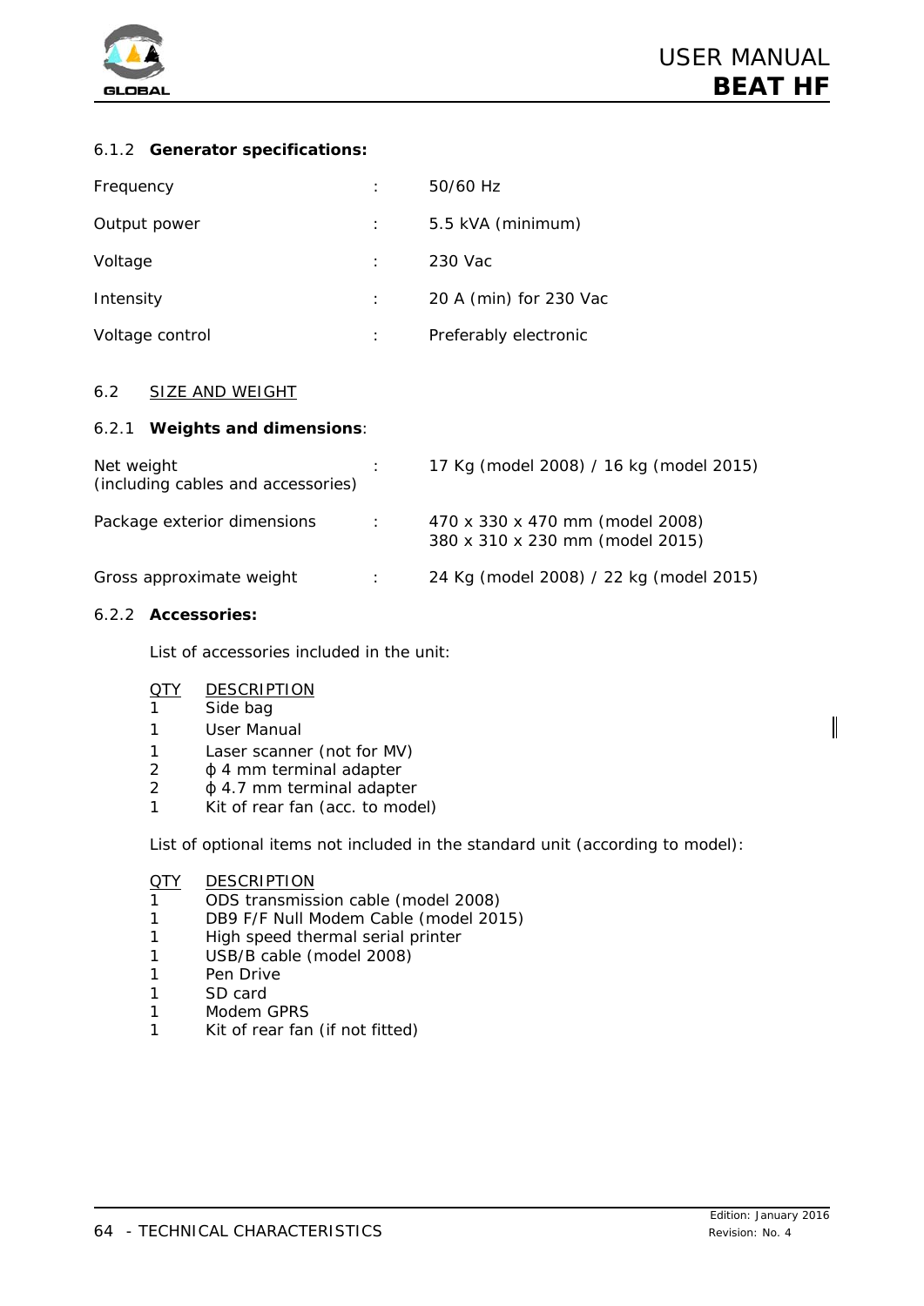#### 6.1.2 **Generator specifications:**

| | | |
|---|---|---|
| Frequency | : | 50/60 Hz |
| Output power | : | 5.5 kVA (minimum) |
| Voltage | : | 230 Vac |
| Intensity | : | 20 A (min) for 230 Vac |
| Voltage control | : | Preferably electronic |

### 6.2 SIZE AND WEIGHT

#### 6.2.1 **Weights and dimensions**:

| | | |
|---|---|---|
| Net weight (including cables and accessories) | : | 17 Kg (model 2008) / 16 kg (model 2015) |
| Package exterior dimensions | : | 470 x 330 x 470 mm (model 2008)<br>380 x 310 x 230 mm (model 2015) |
| Gross approximate weight | : | 24 Kg (model 2008) / 22 kg (model 2015) |

#### 6.2.2 **Accessories:**

List of accessories included in the unit:

| QTY | DESCRIPTION |
|---|---|
| 1 | Side bag |
| 1 | User Manual |
| 1 | Laser scanner (not for MV) |
| 2 | ϕ 4 mm terminal adapter |
| 2 | ϕ 4.7 mm terminal adapter |
| 1 | Kit of rear fan (acc. to model) |

List of optional items not included in the standard unit (according to model):

| QTY | DESCRIPTION |
|---|---|
| 1 | ODS transmission cable (model 2008) |
| 1 | DB9 F/F Null Modem Cable (model 2015) |
| 1 | High speed thermal serial printer |
| 1 | USB/B cable (model 2008) |
| 1 | Pen Drive |
| 1 | SD card |
| 1 | Modem GPRS |
| 1 | Kit of rear fan (if not fitted) |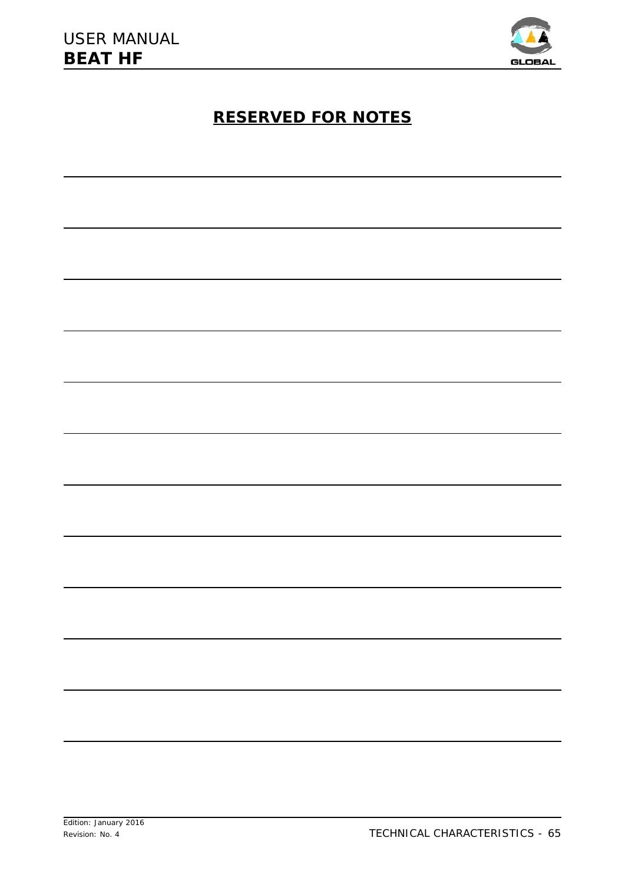## RESERVED FOR NOTES